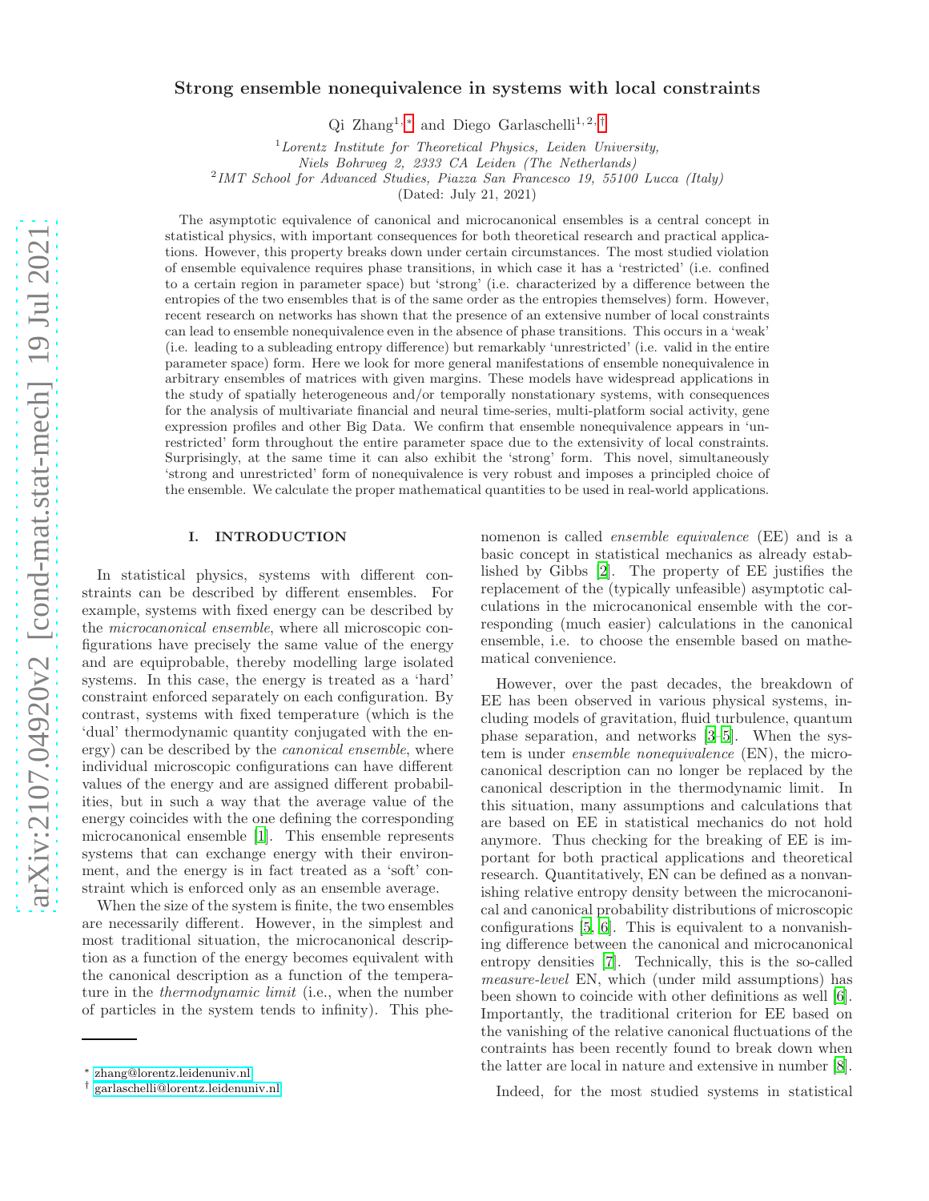# Strong ensemble nonequivalence in systems with local constraints

Qi Zhang[1,*] and Diego Garlaschelli[1,2,†]

[1] *Lorentz Institute for Theoretical Physics, Leiden University, Niels Bohrweg 2, 2333 CA Leiden (The Netherlands)*
[2] *IMT School for Advanced Studies, Piazza San Francesco 19, 55100 Lucca (Italy)*

(Dated: July 21, 2021)

The asymptotic equivalence of canonical and microcanonical ensembles is a central concept in statistical physics, with important consequences for both theoretical research and practical applications. However, this property breaks down under certain circumstances. The most studied violation of ensemble equivalence requires phase transitions, in which case it has a 'restricted' (i.e. confined to a certain region in parameter space) but 'strong' (i.e. characterized by a difference between the entropies of the two ensembles that is of the same order as the entropies themselves) form. However, recent research on networks has shown that the presence of an extensive number of local constraints can lead to ensemble nonequivalence even in the absence of phase transitions. This occurs in a 'weak' (i.e. leading to a subleading entropy difference) but remarkably 'unrestricted' (i.e. valid in the entire parameter space) form. Here we look for more general manifestations of ensemble nonequivalence in arbitrary ensembles of matrices with given margins. These models have widespread applications in the study of spatially heterogeneous and/or temporally nonstationary systems, with consequences for the analysis of multivariate financial and neural time-series, multi-platform social activity, gene expression profiles and other Big Data. We confirm that ensemble nonequivalence appears in 'unrestricted' form throughout the entire parameter space due to the extensivity of local constraints. Surprisingly, at the same time it can also exhibit the 'strong' form. This novel, simultaneously 'strong and unrestricted' form of nonequivalence is very robust and imposes a principled choice of the ensemble. We calculate the proper mathematical quantities to be used in real-world applications.

## I. INTRODUCTION

In statistical physics, systems with different constraints can be described by different ensembles. For example, systems with fixed energy can be described by the *microcanonical ensemble*, where all microscopic configurations have precisely the same value of the energy and are equiprobable, thereby modelling large isolated systems. In this case, the energy is treated as a 'hard' constraint enforced separately on each configuration. By contrast, systems with fixed temperature (which is the 'dual' thermodynamic quantity conjugated with the energy) can be described by the *canonical ensemble*, where individual microscopic configurations can have different values of the energy and are assigned different probabilities, but in such a way that the average value of the energy coincides with the one defining the corresponding microcanonical ensemble [1]. This ensemble represents systems that can exchange energy with their environment, and the energy is in fact treated as a 'soft' constraint which is enforced only as an ensemble average.

When the size of the system is finite, the two ensembles are necessarily different. However, in the simplest and most traditional situation, the microcanonical description as a function of the energy becomes equivalent with the canonical description as a function of the temperature in the *thermodynamic limit* (i.e., when the number of particles in the system tends to infinity). This phenomenon is called *ensemble equivalence* (EE) and is a basic concept in statistical mechanics as already established by Gibbs [2]. The property of EE justifies the replacement of the (typically unfeasible) asymptotic calculations in the microcanonical ensemble with the corresponding (much easier) calculations in the canonical ensemble, i.e. to choose the ensemble based on mathematical convenience.

However, over the past decades, the breakdown of EE has been observed in various physical systems, including models of gravitation, fluid turbulence, quantum phase separation, and networks [3–5]. When the system is under *ensemble nonequivalence* (EN), the microcanonical description can no longer be replaced by the canonical description in the thermodynamic limit. In this situation, many assumptions and calculations that are based on EE in statistical mechanics do not hold anymore. Thus checking for the breaking of EE is important for both practical applications and theoretical research. Quantitatively, EN can be defined as a nonvanishing relative entropy density between the microcanonical and canonical probability distributions of microscopic configurations [5, 6]. This is equivalent to a nonvanishing difference between the canonical and microcanonical entropy densities [7]. Technically, this is the so-called *measure-level* EN, which (under mild assumptions) has been shown to coincide with other definitions as well [6]. Importantly, the traditional criterion for EE based on the vanishing of the relative canonical fluctuations of the contraints has been recently found to break down when the latter are local in nature and extensive in number [8].

Indeed, for the most studied systems in statistical

---

* zhang@lorentz.leidenuniv.nl
† garlaschelli@lorentz.leidenuniv.nl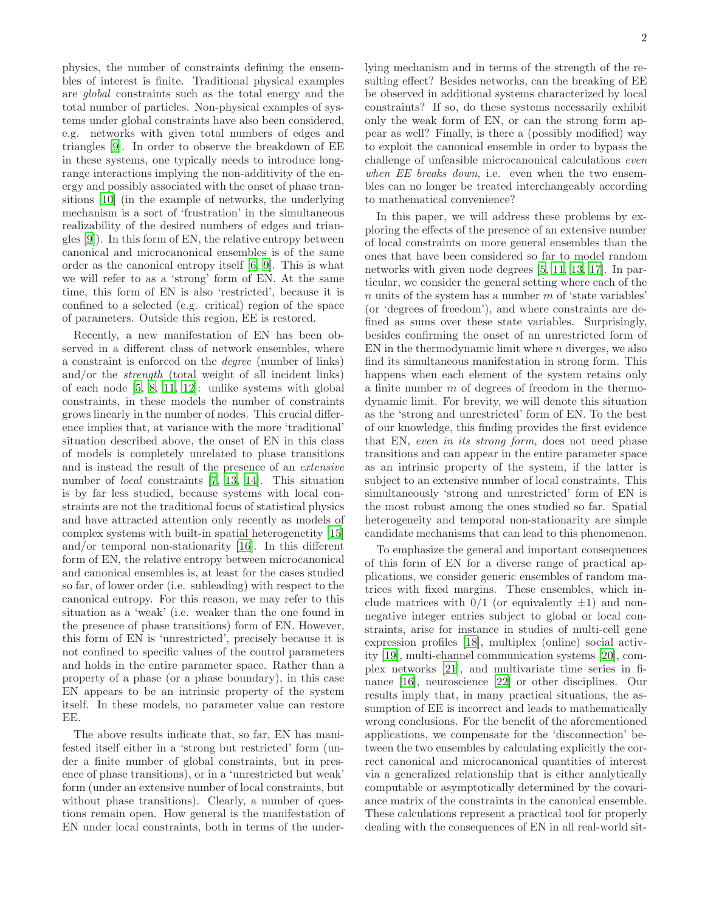physics, the number of constraints defining the ensembles of interest is finite. Traditional physical examples are *global* constraints such as the total energy and the total number of particles. Non-physical examples of systems under global constraints have also been considered, e.g. networks with given total numbers of edges and triangles [9]. In order to observe the breakdown of EE in these systems, one typically needs to introduce long-range interactions implying the non-additivity of the energy and possibly associated with the onset of phase transitions [10] (in the example of networks, the underlying mechanism is a sort of 'frustration' in the simultaneous realizability of the desired numbers of edges and triangles [9]). In this form of EN, the relative entropy between canonical and microcanonical ensembles is of the same order as the canonical entropy itself [6, 9]. This is what we will refer to as a 'strong' form of EN. At the same time, this form of EN is also 'restricted', because it is confined to a selected (e.g. critical) region of the space of parameters. Outside this region, EE is restored.

Recently, a new manifestation of EN has been observed in a different class of network ensembles, where a constraint is enforced on the *degree* (number of links) and/or the *strength* (total weight of all incident links) of each node [5, 8, 11, 12]: unlike systems with global constraints, in these models the number of constraints grows linearly in the number of nodes. This crucial difference implies that, at variance with the more 'traditional' situation described above, the onset of EN in this class of models is completely unrelated to phase transitions and is instead the result of the presence of an *extensive* number of *local* constraints [7, 13, 14]. This situation is by far less studied, because systems with local constraints are not the traditional focus of statistical physics and have attracted attention only recently as models of complex systems with built-in spatial heterogenetity [15] and/or temporal non-stationarity [16]. In this different form of EN, the relative entropy between microcanonical and canonical ensembles is, at least for the cases studied so far, of lower order (i.e. subleading) with respect to the canonical entropy. For this reason, we may refer to this situation as a 'weak' (i.e. weaker than the one found in the presence of phase transitions) form of EN. However, this form of EN is 'unrestricted', precisely because it is not confined to specific values of the control parameters and holds in the entire parameter space. Rather than a property of a phase (or a phase boundary), in this case EN appears to be an intrinsic property of the system itself. In these models, no parameter value can restore EE.

The above results indicate that, so far, EN has manifested itself either in a 'strong but restricted' form (under a finite number of global constraints, but in presence of phase transitions), or in a 'unrestricted but weak' form (under an extensive number of local constraints, but without phase transitions). Clearly, a number of questions remain open. How general is the manifestation of EN under local constraints, both in terms of the underlying mechanism and in terms of the strength of the resulting effect? Besides networks, can the breaking of EE be observed in additional systems characterized by local constraints? If so, do these systems necessarily exhibit only the weak form of EN, or can the strong form appear as well? Finally, is there a (possibly modified) way to exploit the canonical ensemble in order to bypass the challenge of unfeasible microcanonical calculations *even when EE breaks down*, i.e. even when the two ensembles can no longer be treated interchangeably according to mathematical convenience?

In this paper, we will address these problems by exploring the effects of the presence of an extensive number of local constraints on more general ensembles than the ones that have been considered so far to model random networks with given node degrees [5, 11, 13, 17]. In particular, we consider the general setting where each of the $n$ units of the system has a number $m$ of 'state variables' (or 'degrees of freedom'), and where constraints are defined as sums over these state variables. Surprisingly, besides confirming the onset of an unrestricted form of EN in the thermodynamic limit where $n$ diverges, we also find its simultaneous manifestation in strong form. This happens when each element of the system retains only a finite number $m$ of degrees of freedom in the thermodynamic limit. For brevity, we will denote this situation as the 'strong and unrestricted' form of EN. To the best of our knowledge, this finding provides the first evidence that EN, *even in its strong form*, does not need phase transitions and can appear in the entire parameter space as an intrinsic property of the system, if the latter is subject to an extensive number of local constraints. This simultaneously 'strong and unrestricted' form of EN is the most robust among the ones studied so far. Spatial heterogeneity and temporal non-stationarity are simple candidate mechanisms that can lead to this phenomenon.

To emphasize the general and important consequences of this form of EN for a diverse range of practical applications, we consider generic ensembles of random matrices with fixed margins. These ensembles, which include matrices with 0/1 (or equivalently $\pm 1$) and nonnegative integer entries subject to global or local constraints, arise for instance in studies of multi-cell gene expression profiles [18], multiplex (online) social activity [19], multi-channel communication systems [20], complex networks [21], and multivariate time series in finance [16], neuroscience [22] or other disciplines. Our results imply that, in many practical situations, the assumption of EE is incorrect and leads to mathematically wrong conclusions. For the benefit of the aforementioned applications, we compensate for the 'disconnection' between the two ensembles by calculating explicitly the correct canonical and microcanonical quantities of interest via a generalized relationship that is either analytically computable or asymptotically determined by the covariance matrix of the constraints in the canonical ensemble. These calculations represent a practical tool for properly dealing with the consequences of EN in all real-world sit-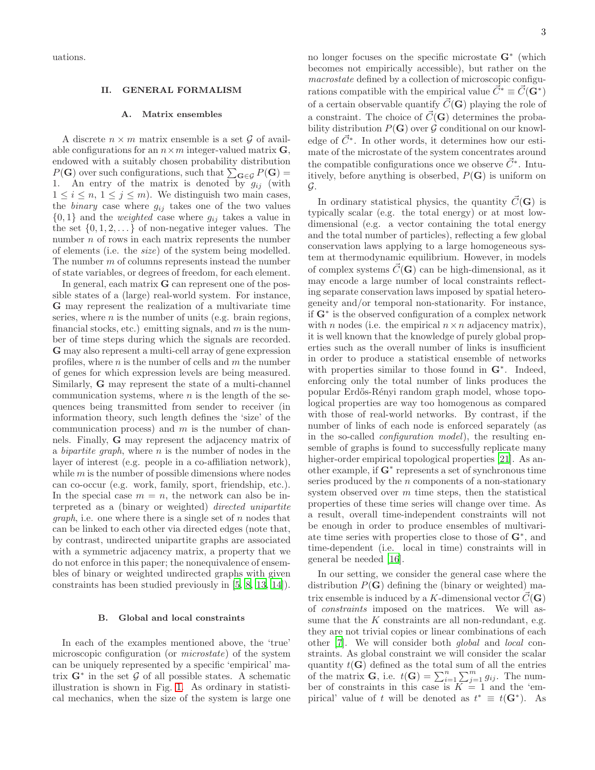uations.

## II. GENERAL FORMALISM

### A. Matrix ensembles

A discrete $n \times m$ matrix ensemble is a set $\mathcal{G}$ of available configurations for an $n \times m$ integer-valued matrix $\mathbf{G}$, endowed with a suitably chosen probability distribution $P(\mathbf{G})$ over such configurations, such that $\sum_{\mathbf{G}\in\mathcal{G}} P(\mathbf{G}) = 1$. An entry of the matrix is denoted by $g_{ij}$ (with $1 \leq i \leq n$, $1 \leq j \leq m$). We distinguish two main cases, the *binary* case where $g_{ij}$ takes one of the two values $\{0, 1\}$ and the *weighted* case where $g_{ij}$ takes a value in the set $\{0, 1, 2, \dots\}$ of non-negative integer values. The number $n$ of rows in each matrix represents the number of elements (i.e. the *size*) of the system being modelled. The number $m$ of columns represents instead the number of state variables, or degrees of freedom, for each element.

In general, each matrix $\mathbf{G}$ can represent one of the possible states of a (large) real-world system. For instance, $\mathbf{G}$ may represent the realization of a multivariate time series, where $n$ is the number of units (e.g. brain regions, financial stocks, etc.) emitting signals, and $m$ is the number of time steps during which the signals are recorded. $\mathbf{G}$ may also represent a multi-cell array of gene expression profiles, where $n$ is the number of cells and $m$ the number of genes for which expression levels are being measured. Similarly, $\mathbf{G}$ may represent the state of a multi-channel communication systems, where $n$ is the length of the sequences being transmitted from sender to receiver (in information theory, such length defines the 'size' of the communication process) and $m$ is the number of channels. Finally, $\mathbf{G}$ may represent the adjacency matrix of a *bipartite graph*, where $n$ is the number of nodes in the layer of interest (e.g. people in a co-affiliation network), while $m$ is the number of possible dimensions where nodes can co-occur (e.g. work, family, sport, friendship, etc.). In the special case $m = n$, the network can also be interpreted as a (binary or weighted) *directed unipartite graph*, i.e. one where there is a single set of $n$ nodes that can be linked to each other via directed edges (note that, by contrast, undirected unipartite graphs are associated with a symmetric adjacency matrix, a property that we do not enforce in this paper; the nonequivalence of ensembles of binary or weighted undirected graphs with given constraints has been studied previously in [5, 8, 13, 14]).

### B. Global and local constraints

In each of the examples mentioned above, the 'true' microscopic configuration (or *microstate*) of the system can be uniquely represented by a specific 'empirical' matrix $\mathbf{G}^*$ in the set $\mathcal{G}$ of all possible states. A schematic illustration is shown in Fig. 1. As ordinary in statistical mechanics, when the size of the system is large one no longer focuses on the specific microstate $\mathbf{G}^*$ (which becomes not empirically accessible), but rather on the *macrostate* defined by a collection of microscopic configurations compatible with the empirical value $\vec{C}^* \equiv \vec{C}(\mathbf{G}^*)$ of a certain observable quantify $\vec{C}(\mathbf{G})$ playing the role of a constraint. The choice of $\vec{C}(\mathbf{G})$ determines the probability distribution $P(\mathbf{G})$ over $\mathcal{G}$ conditional on our knowledge of $\vec{C}^*$. In other words, it determines how our estimate of the microstate of the system concentrates around the compatible configurations once we observe $\vec{C}^*$. Intuitively, before anything is obserbed, $P(\mathbf{G})$ is uniform on $\mathcal{G}$.

In ordinary statistical physics, the quantity $\vec{C}(\mathbf{G})$ is typically scalar (e.g. the total energy) or at most low-dimensional (e.g. a vector containing the total energy and the total number of particles), reflecting a few global conservation laws applying to a large homogeneous system at thermodynamic equilibrium. However, in models of complex systems $\vec{C}(\mathbf{G})$ can be high-dimensional, as it may encode a large number of local constraints reflecting separate conservation laws imposed by spatial heterogeneity and/or temporal non-stationarity. For instance, if $\mathbf{G}^*$ is the observed configuration of a complex network with $n$ nodes (i.e. the empirical $n \times n$ adjacency matrix), it is well known that the knowledge of purely global properties such as the overall number of links is insufficient in order to produce a statistical ensemble of networks with properties similar to those found in $\mathbf{G}^*$. Indeed, enforcing only the total number of links produces the popular Erdős-Rényi random graph model, whose topological properties are way too homogenous as compared with those of real-world networks. By contrast, if the number of links of each node is enforced separately (as in the so-called *configuration model*), the resulting ensemble of graphs is found to successfully replicate many higher-order empirical topological properties [21]. As another example, if $\mathbf{G}^*$ represents a set of synchronous time series produced by the $n$ components of a non-stationary system observed over $m$ time steps, then the statistical properties of these time series will change over time. As a result, overall time-independent constraints will not be enough in order to produce ensembles of multivariate time series with properties close to those of $\mathbf{G}^*$, and time-dependent (i.e. local in time) constraints will in general be needed [16].

In our setting, we consider the general case where the distribution $P(\mathbf{G})$ defining the (binary or weighted) matrix ensemble is induced by a $K$-dimensional vector $\vec{C}(\mathbf{G})$ of *constraints* imposed on the matrices. We will assume that the $K$ constraints are all non-redundant, e.g. they are not trivial copies or linear combinations of each other [7]. We will consider both *global* and *local* constraints. As global constraint we will consider the scalar quantity $t(\mathbf{G})$ defined as the total sum of all the entries of the matrix $\mathbf{G}$, i.e. $t(\mathbf{G}) = \sum_{i=1}^{n}\sum_{j=1}^{m} g_{ij}$. The number of constraints in this case is $K = 1$ and the 'empirical' value of $t$ will be denoted as $t^* \equiv t(\mathbf{G}^*)$. As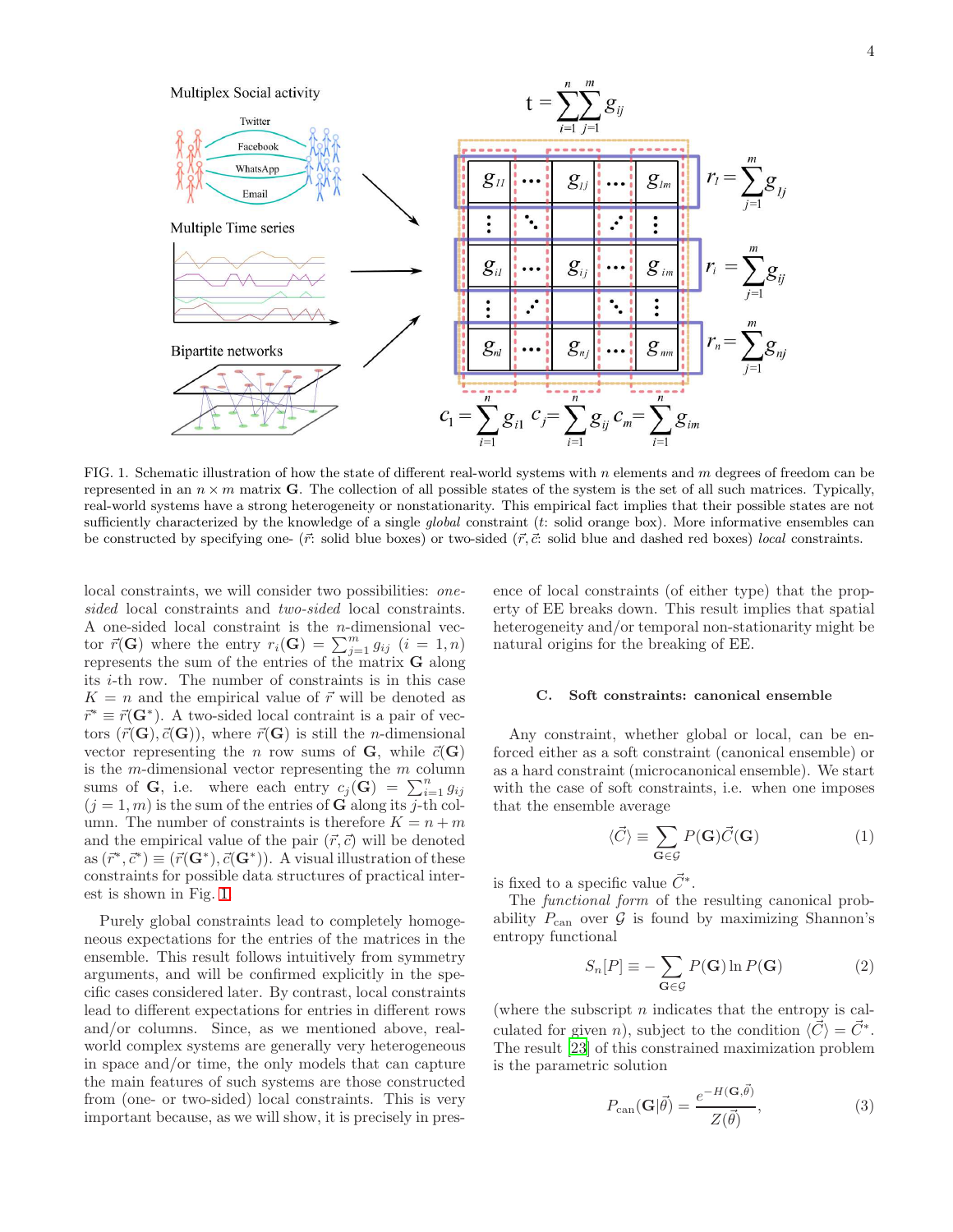FIG. 1. Schematic illustration of how the state of different real-world systems with $n$ elements and $m$ degrees of freedom can be represented in an $n \times m$ matrix $\mathbf{G}$. The collection of all possible states of the system is the set of all such matrices. Typically, real-world systems have a strong heterogeneity or nonstationarity. This empirical fact implies that their possible states are not sufficiently characterized by the knowledge of a single *global* constraint ($t$: solid orange box). More informative ensembles can be constructed by specifying one- ($\vec{r}$: solid blue boxes) or two-sided ($\vec{r}, \vec{c}$: solid blue and dashed red boxes) *local* constraints.

local constraints, we will consider two possibilities: *one-sided* local constraints and *two-sided* local constraints. A one-sided local constraint is the $n$-dimensional vector $\vec{r}(\mathbf{G})$ where the entry $r_i(\mathbf{G}) = \sum_{j=1}^{m} g_{ij}$ $(i = 1, n)$ represents the sum of the entries of the matrix $\mathbf{G}$ along its $i$-th row. The number of constraints is in this case $K = n$ and the empirical value of $\vec{r}$ will be denoted as $\vec{r}^* \equiv \vec{r}(\mathbf{G}^*)$. A two-sided local contraint is a pair of vectors $(\vec{r}(\mathbf{G}), \vec{c}(\mathbf{G}))$, where $\vec{r}(\mathbf{G})$ is still the $n$-dimensional vector representing the $n$ row sums of $\mathbf{G}$, while $\vec{c}(\mathbf{G})$ is the $m$-dimensional vector representing the $m$ column sums of $\mathbf{G}$, i.e. where each entry $c_j(\mathbf{G}) = \sum_{i=1}^{n} g_{ij}$ $(j = 1, m)$ is the sum of the entries of $\mathbf{G}$ along its $j$-th column. The number of constraints is therefore $K = n + m$ and the empirical value of the pair $(\vec{r}, \vec{c})$ will be denoted as $(\vec{r}^*, \vec{c}^*) \equiv (\vec{r}(\mathbf{G}^*), \vec{c}(\mathbf{G}^*))$. A visual illustration of these constraints for possible data structures of practical interest is shown in Fig. 1.

Purely global constraints lead to completely homogeneous expectations for the entries of the matrices in the ensemble. This result follows intuitively from symmetry arguments, and will be confirmed explicitly in the specific cases considered later. By contrast, local constraints lead to different expectations for entries in different rows and/or columns. Since, as we mentioned above, real-world complex systems are generally very heterogeneous in space and/or time, the only models that can capture the main features of such systems are those constructed from (one- or two-sided) local constraints. This is very important because, as we will show, it is precisely in presence of local constraints (of either type) that the property of EE breaks down. This result implies that spatial heterogeneity and/or temporal non-stationarity might be natural origins for the breaking of EE.

### C. Soft constraints: canonical ensemble

Any constraint, whether global or local, can be enforced either as a soft constraint (canonical ensemble) or as a hard constraint (microcanonical ensemble). We start with the case of soft constraints, i.e. when one imposes that the ensemble average

$$\langle \vec{C} \rangle \equiv \sum_{\mathbf{G} \in \mathcal{G}} P(\mathbf{G}) \vec{C}(\mathbf{G}) \tag{1}$$

is fixed to a specific value $\vec{C}^*$.

The *functional form* of the resulting canonical probability $P_{\text{can}}$ over $\mathcal{G}$ is found by maximizing Shannon's entropy functional

$$S_n[P] \equiv -\sum_{\mathbf{G} \in \mathcal{G}} P(\mathbf{G}) \ln P(\mathbf{G}) \tag{2}$$

(where the subscript $n$ indicates that the entropy is calculated for given $n$), subject to the condition $\langle \vec{C} \rangle = \vec{C}^*$. The result [23] of this constrained maximization problem is the parametric solution

$$P_{\text{can}}(\mathbf{G}|\vec{\theta}) = \frac{e^{-H(\mathbf{G}, \vec{\theta})}}{Z(\vec{\theta})}, \tag{3}$$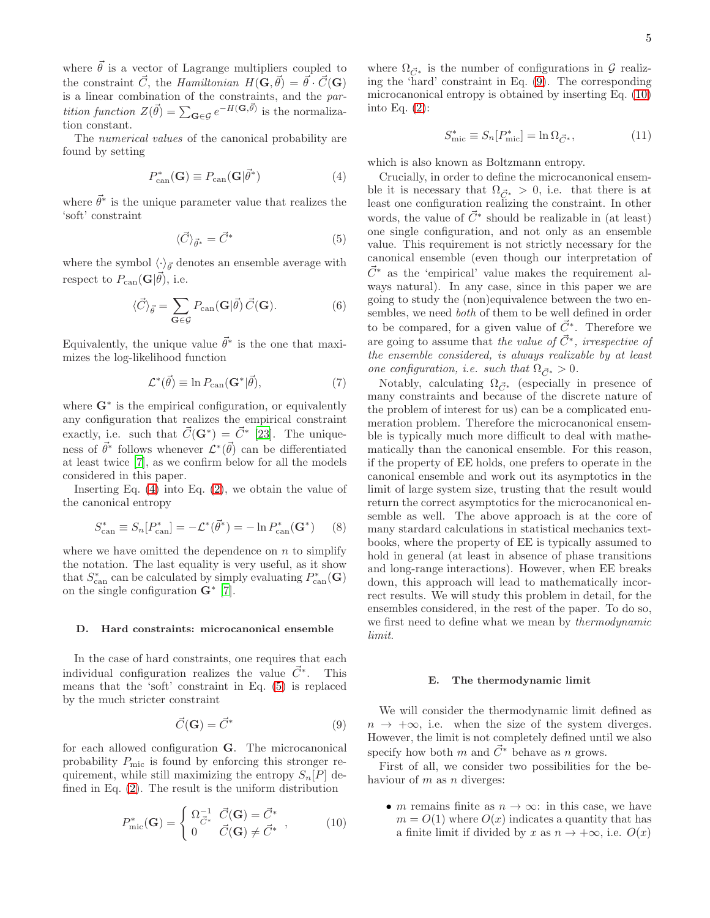where $\vec{\theta}$ is a vector of Lagrange multipliers coupled to the constraint $\vec{C}$, the *Hamiltonian* $H(\mathbf{G},\vec{\theta}) = \vec{\theta}\cdot\vec{C}(\mathbf{G})$ is a linear combination of the constraints, and the *partition function* $Z(\vec{\theta}) = \sum_{\mathbf{G}\in\mathcal{G}} e^{-H(\mathbf{G},\vec{\theta})}$ is the normalization constant.

The *numerical values* of the canonical probability are found by setting

$$P^*_{\mathrm{can}}(\mathbf{G}) \equiv P_{\mathrm{can}}(\mathbf{G}|\vec{\theta}^*) \tag{4}$$

where $\vec{\theta}^*$ is the unique parameter value that realizes the 'soft' constraint

$$\langle \vec{C} \rangle_{\vec{\theta}^*} = \vec{C}^* \tag{5}$$

where the symbol $\langle\cdot\rangle_{\vec{\theta}}$ denotes an ensemble average with respect to $P_{\mathrm{can}}(\mathbf{G}|\vec{\theta})$, i.e.

$$\langle \vec{C} \rangle_{\vec{\theta}} = \sum_{\mathbf{G}\in\mathcal{G}} P_{\mathrm{can}}(\mathbf{G}|\vec{\theta})\,\vec{C}(\mathbf{G}). \tag{6}$$

Equivalently, the unique value $\vec{\theta}^*$ is the one that maximizes the log-likelihood function

$$\mathcal{L}^*(\vec{\theta}) \equiv \ln P_{\mathrm{can}}(\mathbf{G}^*|\vec{\theta}), \tag{7}$$

where $\mathbf{G}^*$ is the empirical configuration, or equivalently any configuration that realizes the empirical constraint exactly, i.e. such that $\vec{C}(\mathbf{G}^*) = \vec{C}^*$ [23]. The uniqueness of $\vec{\theta}^*$ follows whenever $\mathcal{L}^*(\vec{\theta})$ can be differentiated at least twice [7], as we confirm below for all the models considered in this paper.

Inserting Eq. (4) into Eq. (2), we obtain the value of the canonical entropy

$$S^*_{\mathrm{can}} \equiv S_n[P^*_{\mathrm{can}}] = -\mathcal{L}^*(\vec{\theta}^*) = -\ln P^*_{\mathrm{can}}(\mathbf{G}^*) \tag{8}$$

where we have omitted the dependence on $n$ to simplify the notation. The last equality is very useful, as it show that $S^*_{\mathrm{can}}$ can be calculated by simply evaluating $P^*_{\mathrm{can}}(\mathbf{G})$ on the single configuration $\mathbf{G}^*$ [7].

### D. Hard constraints: microcanonical ensemble

In the case of hard constraints, one requires that each individual configuration realizes the value $\vec{C}^*$. This means that the 'soft' constraint in Eq. (5) is replaced by the much stricter constraint

$$\vec{C}(\mathbf{G}) = \vec{C}^* \tag{9}$$

for each allowed configuration $\mathbf{G}$. The microcanonical probability $P_{\mathrm{mic}}$ is found by enforcing this stronger requirement, while still maximizing the entropy $S_n[P]$ defined in Eq. (2). The result is the uniform distribution

$$P^*_{\mathrm{mic}}(\mathbf{G}) = \begin{cases} \Omega^{-1}_{\vec{C}^*} & \vec{C}(\mathbf{G}) = \vec{C}^* \\ 0 & \vec{C}(\mathbf{G}) \neq \vec{C}^* \end{cases}, \tag{10}$$

where $\Omega_{\vec{C}^*}$ is the number of configurations in $\mathcal{G}$ realizing the 'hard' constraint in Eq. (9). The corresponding microcanonical entropy is obtained by inserting Eq. (10) into Eq. (2):

$$S^*_{\mathrm{mic}} \equiv S_n[P^*_{\mathrm{mic}}] = \ln \Omega_{\vec{C}^*}, \tag{11}$$

which is also known as Boltzmann entropy.

Crucially, in order to define the microcanonical ensemble it is necessary that $\Omega_{\vec{C}^*} > 0$, i.e. that there is at least one configuration realizing the constraint. In other words, the value of $\vec{C}^*$ should be realizable in (at least) one single configuration, and not only as an ensemble value. This requirement is not strictly necessary for the canonical ensemble (even though our interpretation of $\vec{C}^*$ as the 'empirical' value makes the requirement always natural). In any case, since in this paper we are going to study the (non)equivalence between the two ensembles, we need *both* of them to be well defined in order to be compared, for a given value of $\vec{C}^*$. Therefore we are going to assume that *the value of $\vec{C}^*$, irrespective of the ensemble considered, is always realizable by at least one configuration, i.e. such that $\Omega_{\vec{C}^*} > 0$.*

Notably, calculating $\Omega_{\vec{C}^*}$ (especially in presence of many constraints and because of the discrete nature of the problem of interest for us) can be a complicated enumeration problem. Therefore the microcanonical ensemble is typically much more difficult to deal with mathematically than the canonical ensemble. For this reason, if the property of EE holds, one prefers to operate in the canonical ensemble and work out its asymptotics in the limit of large system size, trusting that the result would return the correct asymptotics for the microcanonical ensemble as well. The above approach is at the core of many standard calculations in statistical mechanics textbooks, where the property of EE is typically assumed to hold in general (at least in absence of phase transitions and long-range interactions). However, when EE breaks down, this approach will lead to mathematically incorrect results. We will study this problem in detail, for the ensembles considered, in the rest of the paper. To do so, we first need to define what we mean by *thermodynamic limit*.

### E. The thermodynamic limit

We will consider the thermodynamic limit defined as $n \to +\infty$, i.e. when the size of the system diverges. However, the limit is not completely defined until we also specify how both $m$ and $\vec{C}^*$ behave as $n$ grows.

First of all, we consider two possibilities for the behaviour of $m$ as $n$ diverges:

- $m$ remains finite as $n \to \infty$: in this case, we have $m = O(1)$ where $O(x)$ indicates a quantity that has a finite limit if divided by $x$ as $n \to +\infty$, i.e. $O(x)$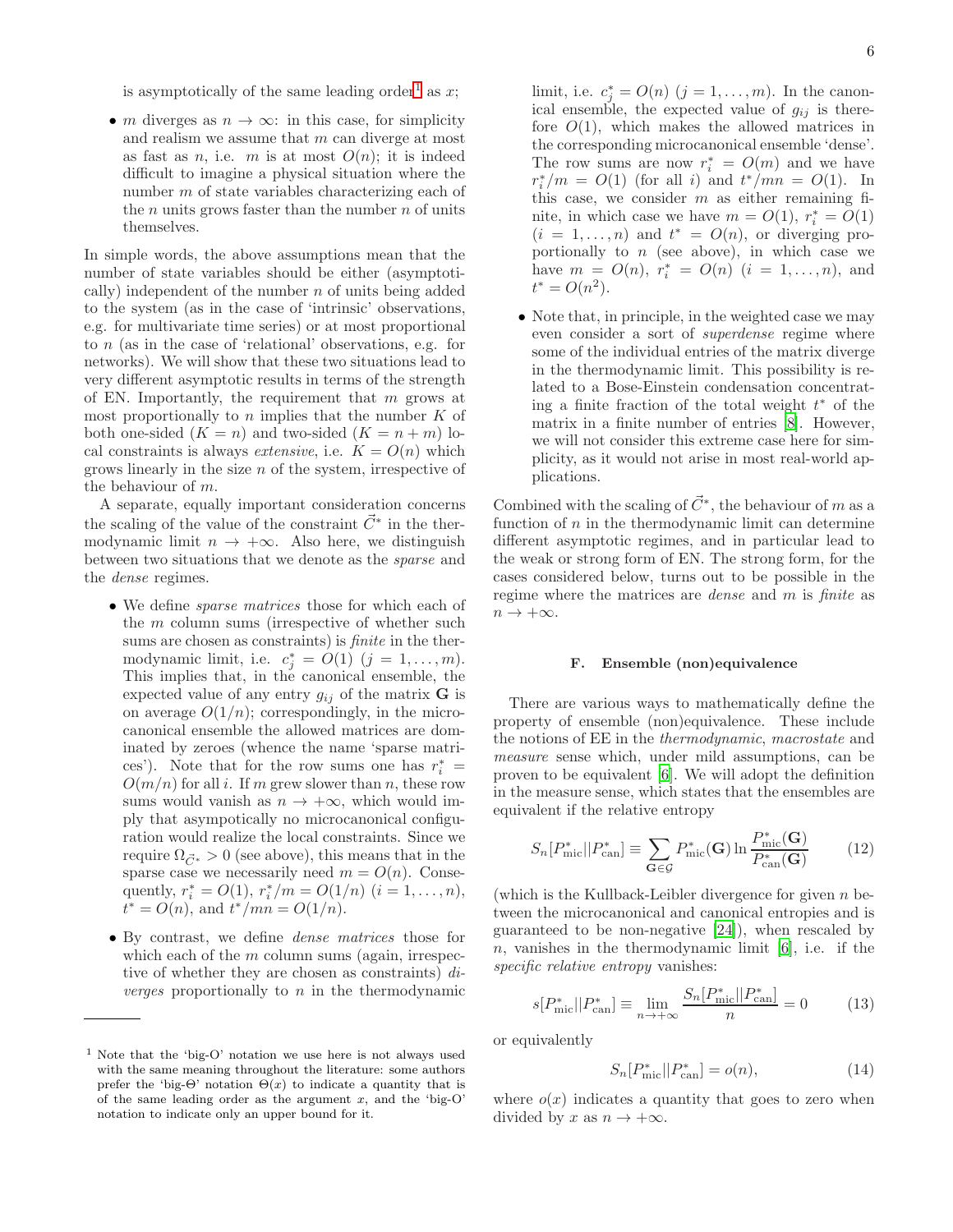is asymptotically of the same leading order[1] as $x$;

- $m$ diverges as $n \to \infty$: in this case, for simplicity and realism we assume that $m$ can diverge at most as fast as $n$, i.e. $m$ is at most $O(n)$; it is indeed difficult to imagine a physical situation where the number $m$ of state variables characterizing each of the $n$ units grows faster than the number $n$ of units themselves.

In simple words, the above assumptions mean that the number of state variables should be either (asymptotically) independent of the number $n$ of units being added to the system (as in the case of 'intrinsic' observations, e.g. for multivariate time series) or at most proportional to $n$ (as in the case of 'relational' observations, e.g. for networks). We will show that these two situations lead to very different asymptotic results in terms of the strength of EN. Importantly, the requirement that $m$ grows at most proportionally to $n$ implies that the number $K$ of both one-sided ($K = n$) and two-sided ($K = n + m$) local constraints is always *extensive*, i.e. $K = O(n)$ which grows linearly in the size $n$ of the system, irrespective of the behaviour of $m$.

A separate, equally important consideration concerns the scaling of the value of the constraint $\vec{C}^*$ in the thermodynamic limit $n \to +\infty$. Also here, we distinguish between two situations that we denote as the *sparse* and the *dense* regimes.

- We define *sparse matrices* those for which each of the $m$ column sums (irrespective of whether such sums are chosen as constraints) is *finite* in the thermodynamic limit, i.e. $c_j^* = O(1)$ $(j = 1, \ldots, m)$. This implies that, in the canonical ensemble, the expected value of any entry $g_{ij}$ of the matrix $\mathbf{G}$ is on average $O(1/n)$; correspondingly, in the microcanonical ensemble the allowed matrices are dominated by zeroes (whence the name 'sparse matrices'). Note that for the row sums one has $r_i^* = O(m/n)$ for all $i$. If $m$ grew slower than $n$, these row sums would vanish as $n \to +\infty$, which would imply that asympotically no microcanonical configuration would realize the local constraints. Since we require $\Omega_{\vec{C}^*} > 0$ (see above), this means that in the sparse case we necessarily need $m = O(n)$. Consequently, $r_i^* = O(1)$, $r_i^*/m = O(1/n)$ $(i = 1, \ldots, n)$, $t^* = O(n)$, and $t^*/mn = O(1/n)$.

- By contrast, we define *dense matrices* those for which each of the $m$ column sums (again, irrespective of whether they are chosen as constraints) *diverges* proportionally to $n$ in the thermodynamic limit, i.e. $c_j^* = O(n)$ $(j = 1, \ldots, m)$. In the canonical ensemble, the expected value of $g_{ij}$ is therefore $O(1)$, which makes the allowed matrices in the corresponding microcanonical ensemble 'dense'. The row sums are now $r_i^* = O(m)$ and we have $r_i^*/m = O(1)$ (for all $i$) and $t^*/mn = O(1)$. In this case, we consider $m$ as either remaining finite, in which case we have $m = O(1)$, $r_i^* = O(1)$ $(i = 1, \ldots, n)$ and $t^* = O(n)$, or diverging proportionally to $n$ (see above), in which case we have $m = O(n)$, $r_i^* = O(n)$ $(i = 1, \ldots, n)$, and $t^* = O(n^2)$.

- Note that, in principle, in the weighted case we may even consider a sort of *superdense* regime where some of the individual entries of the matrix diverge in the thermodynamic limit. This possibility is related to a Bose-Einstein condensation concentrating a finite fraction of the total weight $t^*$ of the matrix in a finite number of entries [8]. However, we will not consider this extreme case here for simplicity, as it would not arise in most real-world applications.

Combined with the scaling of $\vec{C}^*$, the behaviour of $m$ as a function of $n$ in the thermodynamic limit can determine different asymptotic regimes, and in particular lead to the weak or strong form of EN. The strong form, for the cases considered below, turns out to be possible in the regime where the matrices are *dense* and $m$ is *finite* as $n \to +\infty$.

### F. Ensemble (non)equivalence

There are various ways to mathematically define the property of ensemble (non)equivalence. These include the notions of EE in the *thermodynamic*, *macrostate* and *measure* sense which, under mild assumptions, can be proven to be equivalent [6]. We will adopt the definition in the measure sense, which states that the ensembles are equivalent if the relative entropy

$$S_n[P^*_{\mathrm{mic}}||P^*_{\mathrm{can}}] \equiv \sum_{\mathbf{G}\in\mathcal{G}} P^*_{\mathrm{mic}}(\mathbf{G}) \ln \frac{P^*_{\mathrm{mic}}(\mathbf{G})}{P^*_{\mathrm{can}}(\mathbf{G})} \tag{12}$$

(which is the Kullback-Leibler divergence for given $n$ between the microcanonical and canonical entropies and is guaranteed to be non-negative [24]), when rescaled by $n$, vanishes in the thermodynamic limit [6], i.e. if the *specific relative entropy* vanishes:

$$s[P^*_{\mathrm{mic}}||P^*_{\mathrm{can}}] \equiv \lim_{n\to+\infty} \frac{S_n[P^*_{\mathrm{mic}}||P^*_{\mathrm{can}}]}{n} = 0 \tag{13}$$

or equivalently

$$S_n[P^*_{\mathrm{mic}}||P^*_{\mathrm{can}}] = o(n), \tag{14}$$

where $o(x)$ indicates a quantity that goes to zero when divided by $x$ as $n \to +\infty$.

---

[1] Note that the 'big-O' notation we use here is not always used with the same meaning throughout the literature: some authors prefer the 'big-Θ' notation $\Theta(x)$ to indicate a quantity that is of the same leading order as the argument $x$, and the 'big-O' notation to indicate only an upper bound for it.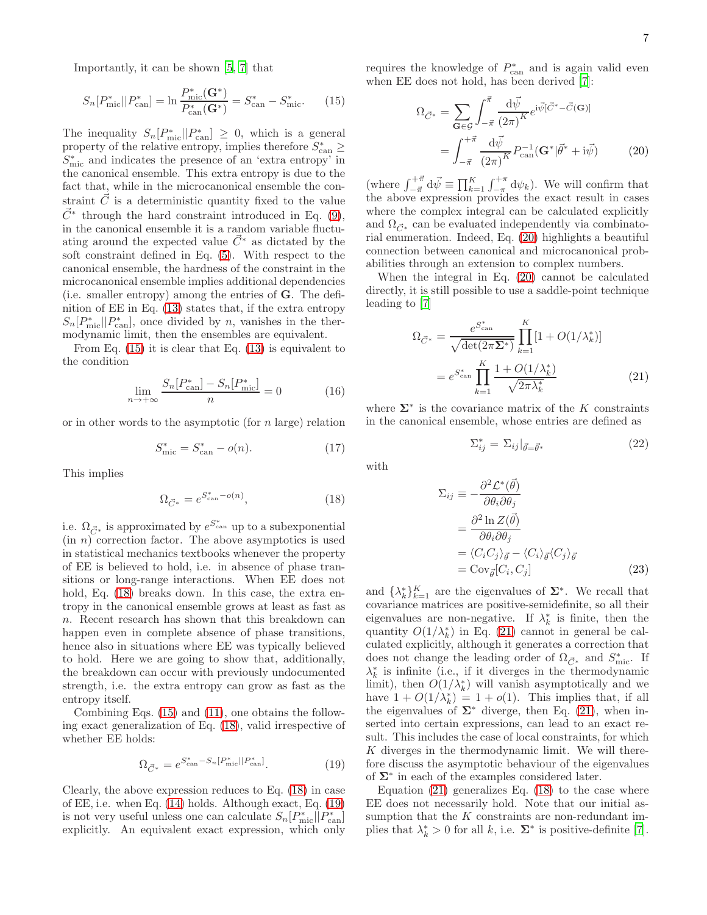Importantly, it can be shown [5, 7] that

$$S_n[P^*_{\rm mic}||P^*_{\rm can}] = \ln\frac{P^*_{\rm mic}(\mathbf{G}^*)}{P^*_{\rm can}(\mathbf{G}^*)} = S^*_{\rm can} - S^*_{\rm mic}. \tag{15}$$

The inequality $S_n[P^*_{\rm mic}||P^*_{\rm can}] \geq 0$, which is a general property of the relative entropy, implies therefore $S^*_{\rm can} \geq S^*_{\rm mic}$ and indicates the presence of an 'extra entropy' in the canonical ensemble. This extra entropy is due to the fact that, while in the microcanonical ensemble the constraint $\vec{C}$ is a deterministic quantity fixed to the value $\vec{C}^*$ through the hard constraint introduced in Eq. (9), in the canonical ensemble it is a random variable fluctuating around the expected value $\vec{C}^*$ as dictated by the soft constraint defined in Eq. (5). With respect to the canonical ensemble, the hardness of the constraint in the microcanonical ensemble implies additional dependencies (i.e. smaller entropy) among the entries of $\mathbf{G}$. The definition of EE in Eq. (13) states that, if the extra entropy $S_n[P^*_{\rm mic}||P^*_{\rm can}]$, once divided by $n$, vanishes in the thermodynamic limit, then the ensembles are equivalent.

From Eq. (15) it is clear that Eq. (13) is equivalent to the condition

$$\lim_{n\to+\infty}\frac{S_n[P^*_{\rm can}] - S_n[P^*_{\rm mic}]}{n} = 0 \tag{16}$$

or in other words to the asymptotic (for $n$ large) relation

$$S^*_{\rm mic} = S^*_{\rm can} - o(n). \tag{17}$$

This implies

$$\Omega_{\vec{C}^*} = e^{S^*_{\rm can} - o(n)}, \tag{18}$$

i.e. $\Omega_{\vec{C}^*}$ is approximated by $e^{S^*_{\rm can}}$ up to a subexponential (in $n$) correction factor. The above asymptotics is used in statistical mechanics textbooks whenever the property of EE is believed to hold, i.e. in absence of phase transitions or long-range interactions. When EE does not hold, Eq. (18) breaks down. In this case, the extra entropy in the canonical ensemble grows at least as fast as $n$. Recent research has shown that this breakdown can happen even in complete absence of phase transitions, hence also in situations where EE was typically believed to hold. Here we are going to show that, additionally, the breakdown can occur with previously undocumented strength, i.e. the extra entropy can grow as fast as the entropy itself.

Combining Eqs. (15) and (11), one obtains the following exact generalization of Eq. (18), valid irrespective of whether EE holds:

$$\Omega_{\vec{C}^*} = e^{S^*_{\rm can} - S_n[P^*_{\rm mic}||P^*_{\rm can}]}. \tag{19}$$

Clearly, the above expression reduces to Eq. (18) in case of EE, i.e. when Eq. (14) holds. Although exact, Eq. (19) is not very useful unless one can calculate $S_n[P^*_{\rm mic}||P^*_{\rm can}]$ explicitly. An equivalent exact expression, which only requires the knowledge of $P^*_{\rm can}$ and is again valid even when EE does not hold, has been derived [7]:

$$\begin{aligned}\Omega_{\vec{C}^*} &= \sum_{\mathbf{G}\in\mathcal{G}}\int_{-\vec{\pi}}^{\vec{\pi}}\frac{d\vec{\psi}}{(2\pi)^K}e^{i\vec{\psi}[\vec{C}^*-\vec{C}(\mathbf{G})]}\\ &= \int_{-\vec{\pi}}^{+\vec{\pi}}\frac{d\vec{\psi}}{(2\pi)^K}P^{-1}_{\rm can}(\mathbf{G}^*|\vec{\theta}^* + i\vec{\psi})\end{aligned} \tag{20}$$

(where $\int_{-\vec{\pi}}^{+\vec{\pi}}d\vec{\psi} \equiv \prod_{k=1}^{K}\int_{-\pi}^{+\pi}d\psi_k$). We will confirm that the above expression provides the exact result in cases where the complex integral can be calculated explicitly and $\Omega_{\vec{C}^*}$ can be evaluated independently via combinatorial enumeration. Indeed, Eq. (20) highlights a beautiful connection between canonical and microcanonical probabilities through an extension to complex numbers.

When the integral in Eq. (20) cannot be calculated directly, it is still possible to use a saddle-point technique leading to [7]

$$\begin{aligned}\Omega_{\vec{C}^*} &= \frac{e^{S^*_{\rm can}}}{\sqrt{\det(2\pi\mathbf{\Sigma}^*)}}\prod_{k=1}^{K}[1+O(1/\lambda^*_k)]\\ &= e^{S^*_{\rm can}}\prod_{k=1}^{K}\frac{1+O(1/\lambda^*_k)}{\sqrt{2\pi\lambda^*_k}}\end{aligned} \tag{21}$$

where $\mathbf{\Sigma}^*$ is the covariance matrix of the $K$ constraints in the canonical ensemble, whose entries are defined as

$$\Sigma^*_{ij} = \Sigma_{ij}|_{\vec{\theta}=\vec{\theta}^*} \tag{22}$$

with

$$\begin{aligned}\Sigma_{ij} &\equiv -\frac{\partial^2\mathcal{L}^*(\vec{\theta})}{\partial\theta_i\partial\theta_j}\\ &= \frac{\partial^2\ln Z(\vec{\theta})}{\partial\theta_i\partial\theta_j}\\ &= \langle C_iC_j\rangle_{\vec{\theta}} - \langle C_i\rangle_{\vec{\theta}}\langle C_j\rangle_{\vec{\theta}}\\ &= {\rm Cov}_{\vec{\theta}}[C_i, C_j]\end{aligned} \tag{23}$$

and $\{\lambda^*_k\}_{k=1}^{K}$ are the eigenvalues of $\mathbf{\Sigma}^*$. We recall that covariance matrices are positive-semidefinite, so all their eigenvalues are non-negative. If $\lambda^*_k$ is finite, then the quantity $O(1/\lambda^*_k)$ in Eq. (21) cannot in general be calculated explicitly, although it generates a correction that does not change the leading order of $\Omega_{\vec{C}^*}$ and $S^*_{\rm mic}$. If $\lambda^*_k$ is infinite (i.e., if it diverges in the thermodynamic limit), then $O(1/\lambda^*_k)$ will vanish asymptotically and we have $1 + O(1/\lambda^*_k) = 1 + o(1)$. This implies that, if all the eigenvalues of $\mathbf{\Sigma}^*$ diverge, then Eq. (21), when inserted into certain expressions, can lead to an exact result. This includes the case of local constraints, for which $K$ diverges in the thermodynamic limit. We will therefore discuss the asymptotic behaviour of the eigenvalues of $\mathbf{\Sigma}^*$ in each of the examples considered later.

Equation (21) generalizes Eq. (18) to the case where EE does not necessarily hold. Note that our initial assumption that the $K$ constraints are non-redundant implies that $\lambda^*_k > 0$ for all $k$, i.e. $\mathbf{\Sigma}^*$ is positive-definite [7].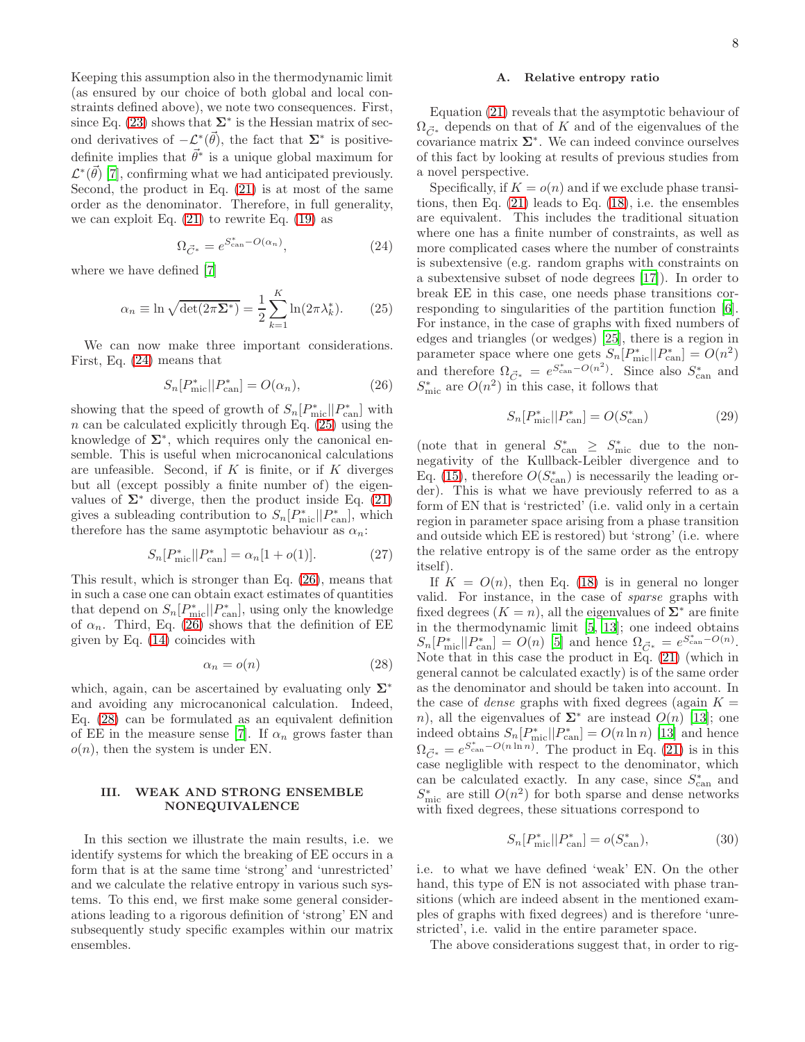Keeping this assumption also in the thermodynamic limit (as ensured by our choice of both global and local constraints defined above), we note two consequences. First, since Eq. (23) shows that $\mathbf{\Sigma}^*$ is the Hessian matrix of second order derivatives of $-\mathcal{L}^*(\vec{\theta})$, the fact that $\mathbf{\Sigma}^*$ is positive-definite implies that $\vec{\theta}^*$ is a unique global maximum for $\mathcal{L}^*(\vec{\theta})$ [7], confirming what we had anticipated previously. Second, the product in Eq. (21) is at most of the same order as the denominator. Therefore, in full generality, we can exploit Eq. (21) to rewrite Eq. (19) as

$$\Omega_{\vec{C}^*} = e^{S^*_{\text{can}} - O(\alpha_n)}, \tag{24}$$

where we have defined [7]

$$\alpha_n \equiv \ln \sqrt{\det(2\pi\mathbf{\Sigma}^*)} = \frac{1}{2}\sum_{k=1}^{K} \ln(2\pi\lambda^*_k). \tag{25}$$

We can now make three important considerations. First, Eq. (24) means that

$$S_n[P^*_{\text{mic}}||P^*_{\text{can}}] = O(\alpha_n), \tag{26}$$

showing that the speed of growth of $S_n[P^*_{\text{mic}}||P^*_{\text{can}}]$ with $n$ can be calculated explicitly through Eq. (25) using the knowledge of $\mathbf{\Sigma}^*$, which requires only the canonical ensemble. This is useful when microcanonical calculations are unfeasible. Second, if $K$ is finite, or if $K$ diverges but all (except possibly a finite number of) the eigenvalues of $\mathbf{\Sigma}^*$ diverge, then the product inside Eq. (21) gives a subleading contribution to $S_n[P^*_{\text{mic}}||P^*_{\text{can}}]$, which therefore has the same asymptotic behaviour as $\alpha_n$:

$$S_n[P^*_{\text{mic}}||P^*_{\text{can}}] = \alpha_n[1 + o(1)]. \tag{27}$$

This result, which is stronger than Eq. (26), means that in such a case one can obtain exact estimates of quantities that depend on $S_n[P^*_{\text{mic}}||P^*_{\text{can}}]$, using only the knowledge of $\alpha_n$. Third, Eq. (26) shows that the definition of EE given by Eq. (14) coincides with

$$\alpha_n = o(n) \tag{28}$$

which, again, can be ascertained by evaluating only $\mathbf{\Sigma}^*$ and avoiding any microcanonical calculation. Indeed, Eq. (28) can be formulated as an equivalent definition of EE in the measure sense [7]. If $\alpha_n$ grows faster than $o(n)$, then the system is under EN.

## III. WEAK AND STRONG ENSEMBLE NONEQUIVALENCE

In this section we illustrate the main results, i.e. we identify systems for which the breaking of EE occurs in a form that is at the same time 'strong' and 'unrestricted' and we calculate the relative entropy in various such systems. To this end, we first make some general considerations leading to a rigorous definition of 'strong' EN and subsequently study specific examples within our matrix ensembles.

### A. Relative entropy ratio

Equation (21) reveals that the asymptotic behaviour of $\Omega_{\vec{C}^*}$ depends on that of $K$ and of the eigenvalues of the covariance matrix $\mathbf{\Sigma}^*$. We can indeed convince ourselves of this fact by looking at results of previous studies from a novel perspective.

Specifically, if $K = o(n)$ and if we exclude phase transitions, then Eq. (21) leads to Eq. (18), i.e. the ensembles are equivalent. This includes the traditional situation where one has a finite number of constraints, as well as more complicated cases where the number of constraints is subextensive (e.g. random graphs with constraints on a subextensive subset of node degrees [17]). In order to break EE in this case, one needs phase transitions corresponding to singularities of the partition function [6]. For instance, in the case of graphs with fixed numbers of edges and triangles (or wedges) [25], there is a region in parameter space where one gets $S_n[P^*_{\text{mic}}||P^*_{\text{can}}] = O(n^2)$ and therefore $\Omega_{\vec{C}^*} = e^{S^*_{\text{can}} - O(n^2)}$. Since also $S^*_{\text{can}}$ and $S^*_{\text{mic}}$ are $O(n^2)$ in this case, it follows that

$$S_n[P^*_{\text{mic}}||P^*_{\text{can}}] = O(S^*_{\text{can}}) \tag{29}$$

(note that in general $S^*_{\text{can}} \geq S^*_{\text{mic}}$ due to the non-negativity of the Kullback-Leibler divergence and to Eq. (15), therefore $O(S^*_{\text{can}})$ is necessarily the leading order). This is what we have previously referred to as a form of EN that is 'restricted' (i.e. valid only in a certain region in parameter space arising from a phase transition and outside which EE is restored) but 'strong' (i.e. where the relative entropy is of the same order as the entropy itself).

If $K = O(n)$, then Eq. (18) is in general no longer valid. For instance, in the case of *sparse* graphs with fixed degrees ($K = n$), all the eigenvalues of $\mathbf{\Sigma}^*$ are finite in the thermodynamic limit [5, 13]; one indeed obtains $S_n[P^*_{\text{mic}}||P^*_{\text{can}}] = O(n)$ [5] and hence $\Omega_{\vec{C}^*} = e^{S^*_{\text{can}} - O(n)}$. Note that in this case the product in Eq. (21) (which in general cannot be calculated exactly) is of the same order as the denominator and should be taken into account. In the case of *dense* graphs with fixed degrees (again $K = n$), all the eigenvalues of $\mathbf{\Sigma}^*$ are instead $O(n)$ [13]; one indeed obtains $S_n[P^*_{\text{mic}}||P^*_{\text{can}}] = O(n \ln n)$ [13] and hence $\Omega_{\vec{C}^*} = e^{S^*_{\text{can}} - O(n \ln n)}$. The product in Eq. (21) is in this case negligible with respect to the denominator, which can be calculated exactly. In any case, since $S^*_{\text{can}}$ and $S^*_{\text{mic}}$ are still $O(n^2)$ for both sparse and dense networks with fixed degrees, these situations correspond to

$$S_n[P^*_{\text{mic}}||P^*_{\text{can}}] = o(S^*_{\text{can}}), \tag{30}$$

i.e. to what we have defined 'weak' EN. On the other hand, this type of EN is not associated with phase transitions (which are indeed absent in the mentioned examples of graphs with fixed degrees) and is therefore 'unrestricted', i.e. valid in the entire parameter space.

The above considerations suggest that, in order to rig-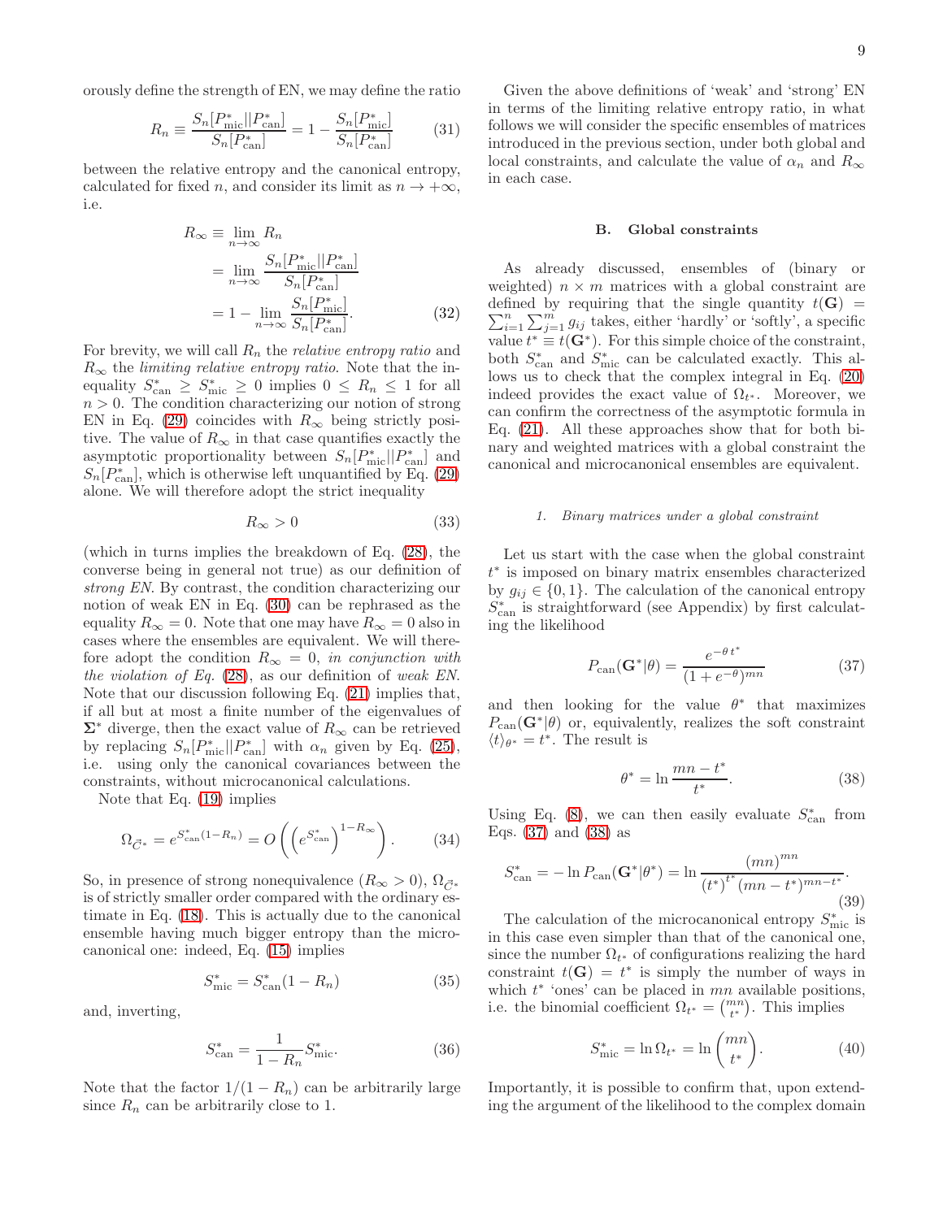orously define the strength of EN, we may define the ratio

$$R_n \equiv \frac{S_n[P^*_{\rm mic}||P^*_{\rm can}]}{S_n[P^*_{\rm can}]} = 1 - \frac{S_n[P^*_{\rm mic}]}{S_n[P^*_{\rm can}]} \tag{31}$$

between the relative entropy and the canonical entropy, calculated for fixed $n$, and consider its limit as $n \to +\infty$, i.e.

$$\begin{aligned} R_\infty &\equiv \lim_{n\to\infty} R_n \\ &= \lim_{n\to\infty} \frac{S_n[P^*_{\rm mic}||P^*_{\rm can}]}{S_n[P^*_{\rm can}]} \\ &= 1 - \lim_{n\to\infty} \frac{S_n[P^*_{\rm mic}]}{S_n[P^*_{\rm can}]}. \end{aligned} \tag{32}$$

For brevity, we will call $R_n$ the *relative entropy ratio* and $R_\infty$ the *limiting relative entropy ratio*. Note that the inequality $S^*_{\rm can} \geq S^*_{\rm mic} \geq 0$ implies $0 \leq R_n \leq 1$ for all $n > 0$. The condition characterizing our notion of strong EN in Eq. (29) coincides with $R_\infty$ being strictly positive. The value of $R_\infty$ in that case quantifies exactly the asymptotic proportionality between $S_n[P^*_{\rm mic}||P^*_{\rm can}]$ and $S_n[P^*_{\rm can}]$, which is otherwise left unquantified by Eq. (29) alone. We will therefore adopt the strict inequality

$$R_\infty > 0 \tag{33}$$

(which in turns implies the breakdown of Eq. (28), the converse being in general not true) as our definition of *strong EN*. By contrast, the condition characterizing our notion of weak EN in Eq. (30) can be rephrased as the equality $R_\infty = 0$. Note that one may have $R_\infty = 0$ also in cases where the ensembles are equivalent. We will therefore adopt the condition $R_\infty = 0$, *in conjunction with the violation of Eq.* (28), as our definition of *weak EN*. Note that our discussion following Eq. (21) implies that, if all but at most a finite number of the eigenvalues of $\mathbf{\Sigma}^*$ diverge, then the exact value of $R_\infty$ can be retrieved by replacing $S_n[P^*_{\rm mic}||P^*_{\rm can}]$ with $\alpha_n$ given by Eq. (25), i.e. using only the canonical covariances between the constraints, without microcanonical calculations.

Note that Eq. (19) implies

$$\Omega_{\vec{C}^*} = e^{S^*_{\rm can}(1-R_n)} = O\left(\left(e^{S^*_{\rm can}}\right)^{1-R_\infty}\right). \tag{34}$$

So, in presence of strong nonequivalence ($R_\infty > 0$), $\Omega_{\vec{C}^*}$ is of strictly smaller order compared with the ordinary estimate in Eq. (18). This is actually due to the canonical ensemble having much bigger entropy than the microcanonical one: indeed, Eq. (15) implies

$$S^*_{\rm mic} = S^*_{\rm can}(1 - R_n) \tag{35}$$

and, inverting,

$$S^*_{\rm can} = \frac{1}{1 - R_n} S^*_{\rm mic}. \tag{36}$$

Note that the factor $1/(1 - R_n)$ can be arbitrarily large since $R_n$ can be arbitrarily close to 1.

Given the above definitions of 'weak' and 'strong' EN in terms of the limiting relative entropy ratio, in what follows we will consider the specific ensembles of matrices introduced in the previous section, under both global and local constraints, and calculate the value of $\alpha_n$ and $R_\infty$ in each case.

### B. Global constraints

As already discussed, ensembles of (binary or weighted) $n \times m$ matrices with a global constraint are defined by requiring that the single quantity $t(\mathbf{G}) = \sum_{i=1}^n \sum_{j=1}^m g_{ij}$ takes, either 'hardly' or 'softly', a specific value $t^* \equiv t(\mathbf{G}^*)$. For this simple choice of the constraint, both $S^*_{\rm can}$ and $S^*_{\rm mic}$ can be calculated exactly. This allows us to check that the complex integral in Eq. (20) indeed provides the exact value of $\Omega_{t^*}$. Moreover, we can confirm the correctness of the asymptotic formula in Eq. (21). All these approaches show that for both binary and weighted matrices with a global constraint the canonical and microcanonical ensembles are equivalent.

#### 1. Binary matrices under a global constraint

Let us start with the case when the global constraint $t^*$ is imposed on binary matrix ensembles characterized by $g_{ij} \in \{0, 1\}$. The calculation of the canonical entropy $S^*_{\rm can}$ is straightforward (see Appendix) by first calculating the likelihood

$$P_{\rm can}(\mathbf{G}^*|\theta) = \frac{e^{-\theta\, t^*}}{(1 + e^{-\theta})^{mn}} \tag{37}$$

and then looking for the value $\theta^*$ that maximizes $P_{\rm can}(\mathbf{G}^*|\theta)$ or, equivalently, realizes the soft constraint $\langle t \rangle_{\theta^*} = t^*$. The result is

$$\theta^* = \ln \frac{mn - t^*}{t^*}. \tag{38}$$

Using Eq. (8), we can then easily evaluate $S^*_{\rm can}$ from Eqs. (37) and (38) as

$$S^*_{\rm can} = -\ln P_{\rm can}(\mathbf{G}^*|\theta^*) = \ln \frac{(mn)^{mn}}{(t^*)^{t^*}(mn - t^*)^{mn - t^*}}. \tag{39}$$

The calculation of the microcanonical entropy $S^*_{\rm mic}$ is in this case even simpler than that of the canonical one, since the number $\Omega_{t^*}$ of configurations realizing the hard constraint $t(\mathbf{G}) = t^*$ is simply the number of ways in which $t^*$ 'ones' can be placed in $mn$ available positions, i.e. the binomial coefficient $\Omega_{t^*} = \binom{mn}{t^*}$. This implies

$$S^*_{\rm mic} = \ln \Omega_{t^*} = \ln \binom{mn}{t^*}. \tag{40}$$

Importantly, it is possible to confirm that, upon extending the argument of the likelihood to the complex domain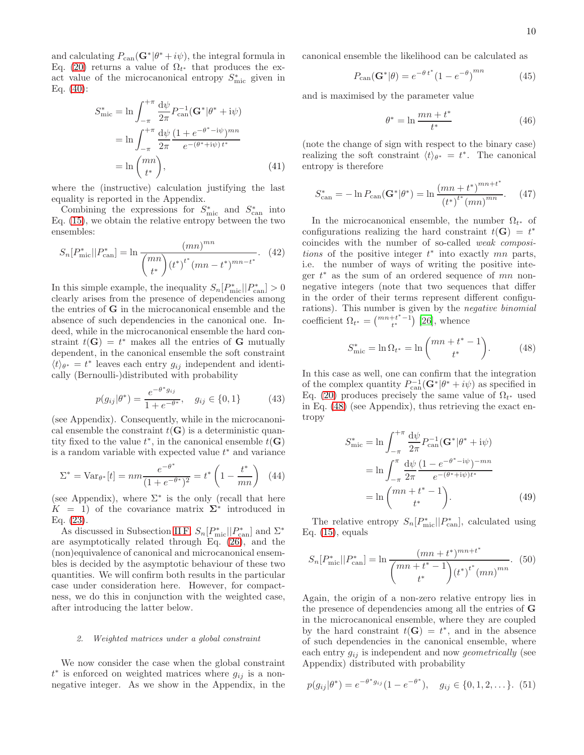and calculating $P_{\rm can}(\mathbf{G}^*|\theta^*+i\psi)$, the integral formula in Eq. (20) returns a value of $\Omega_{t^*}$ that produces the exact value of the microcanonical entropy $S^*_{\rm mic}$ given in Eq. (40):

$$
\begin{aligned}
S^*_{\rm mic} &= \ln \int_{-\pi}^{+\pi} \frac{\mathrm{d}\psi}{2\pi} P^{-1}_{\rm can}(\mathbf{G}^*|\theta^*+\mathrm{i}\psi) \\
&= \ln \int_{-\pi}^{+\pi} \frac{\mathrm{d}\psi}{2\pi} \frac{(1+e^{-\theta^*-\mathrm{i}\psi})^{mn}}{e^{-(\theta^*+\mathrm{i}\psi)\,t^*}} \\
&= \ln \binom{mn}{t^*},
\end{aligned}
\tag{41}
$$

where the (instructive) calculation justifying the last equality is reported in the Appendix.

Combining the expressions for $S^*_{\rm mic}$ and $S^*_{\rm can}$ into Eq. (15), we obtain the relative entropy between the two ensembles:

$$
S_n[P^*_{\rm mic}||P^*_{\rm can}] = \ln \frac{(mn)^{mn}}{\binom{mn}{t^*}(t^*)^{t^*}(mn-t^*)^{mn-t^*}}. \tag{42}
$$

In this simple example, the inequality $S_n[P^*_{\rm mic}||P^*_{\rm can}]>0$ clearly arises from the presence of dependencies among the entries of $\mathbf{G}$ in the microcanonical ensemble and the absence of such dependencies in the canonical one. Indeed, while in the microcanonical ensemble the hard constraint $t(\mathbf{G})=t^*$ makes all the entries of $\mathbf{G}$ mutually dependent, in the canonical ensemble the soft constraint $\langle t\rangle_{\theta^*}=t^*$ leaves each entry $g_{ij}$ independent and identically (Bernoulli-)distributed with probability

$$
p(g_{ij}|\theta^*) = \frac{e^{-\theta^* g_{ij}}}{1+e^{-\theta^*}}, \quad g_{ij}\in\{0,1\} \tag{43}
$$

(see Appendix). Consequently, while in the microcanonical ensemble the constraint $t(\mathbf{G})$ is a deterministic quantity fixed to the value $t^*$, in the canonical ensemble $t(\mathbf{G})$ is a random variable with expected value $t^*$ and variance

$$
\Sigma^* = \mathrm{Var}_{\theta^*}[t] = nm\frac{e^{-\theta^*}}{(1+e^{-\theta^*})^2} = t^*\left(1-\frac{t^*}{mn}\right) \tag{44}
$$

(see Appendix), where $\Sigma^*$ is the only (recall that here $K=1$) of the covariance matrix $\mathbf{\Sigma}^*$ introduced in Eq. (23).

As discussed in Subsection II F, $S_n[P^*_{\rm mic}||P^*_{\rm can}]$ and $\Sigma^*$ are asymptotically related through Eq. (26), and the (non)equivalence of canonical and microcanonical ensembles is decided by the asymptotic behaviour of these two quantities. We will confirm both results in the particular case under consideration here. However, for compactness, we do this in conjunction with the weighted case, after introducing the latter below.

#### 2. *Weighted matrices under a global constraint*

We now consider the case when the global constraint $t^*$ is enforced on weighted matrices where $g_{ij}$ is a non-negative integer. As we show in the Appendix, in the canonical ensemble the likelihood can be calculated as

$$
P_{\rm can}(\mathbf{G}^*|\theta) = e^{-\theta\, t^*}(1-e^{-\theta})^{mn} \tag{45}
$$

and is maximised by the parameter value

$$
\theta^* = \ln\frac{mn+t^*}{t^*} \tag{46}
$$

(note the change of sign with respect to the binary case) realizing the soft constraint $\langle t\rangle_{\theta^*}=t^*$. The canonical entropy is therefore

$$
S^*_{\rm can} = -\ln P_{\rm can}(\mathbf{G}^*|\theta^*) = \ln\frac{(mn+t^*)^{mn+t^*}}{(t^*)^{t^*}(mn)^{mn}}. \tag{47}
$$

In the microcanonical ensemble, the number $\Omega_{t^*}$ of configurations realizing the hard constraint $t(\mathbf{G})=t^*$ coincides with the number of so-called *weak compositions* of the positive integer $t^*$ into exactly $mn$ parts, i.e. the number of ways of writing the positive integer $t^*$ as the sum of an ordered sequence of $mn$ non-negative integers (note that two sequences that differ in the order of their terms represent different configurations). This number is given by the *negative binomial* coefficient $\Omega_{t^*}=\binom{mn+t^*-1}{t^*}$ [26], whence

$$
S^*_{\rm mic} = \ln\Omega_{t^*} = \ln\binom{mn+t^*-1}{t^*}. \tag{48}
$$

In this case as well, one can confirm that the integration of the complex quantity $P^{-1}_{\rm can}(\mathbf{G}^*|\theta^*+i\psi)$ as specified in Eq. (20) produces precisely the same value of $\Omega_{t^*}$ used in Eq. (48) (see Appendix), thus retrieving the exact entropy

$$
\begin{aligned}
S^*_{\rm mic} &= \ln \int_{-\pi}^{+\pi} \frac{\mathrm{d}\psi}{2\pi} P^{-1}_{\rm can}(\mathbf{G}^*|\theta^*+\mathrm{i}\psi) \\
&= \ln \int_{-\pi}^{\pi} \frac{\mathrm{d}\psi}{2\pi} \frac{(1-e^{-\theta^*-\mathrm{i}\psi})^{-mn}}{e^{-(\theta^*+\mathrm{i}\psi)t^*}} \\
&= \ln\binom{mn+t^*-1}{t^*}.
\end{aligned}
\tag{49}
$$

The relative entropy $S_n[P^*_{\rm mic}||P^*_{\rm can}]$, calculated using Eq. (15), equals

$$
S_n[P^*_{\rm mic}||P^*_{\rm can}] = \ln\frac{(mn+t^*)^{mn+t^*}}{\binom{mn+t^*-1}{t^*}(t^*)^{t^*}(mn)^{mn}}. \tag{50}
$$

Again, the origin of a non-zero relative entropy lies in the presence of dependencies among all the entries of $\mathbf{G}$ in the microcanonical ensemble, where they are coupled by the hard constraint $t(\mathbf{G})=t^*$, and in the absence of such dependencies in the canonical ensemble, where each entry $g_{ij}$ is independent and now *geometrically* (see Appendix) distributed with probability

$$
p(g_{ij}|\theta^*) = e^{-\theta^* g_{ij}}(1-e^{-\theta^*}), \quad g_{ij}\in\{0,1,2,\dots\}. \tag{51}
$$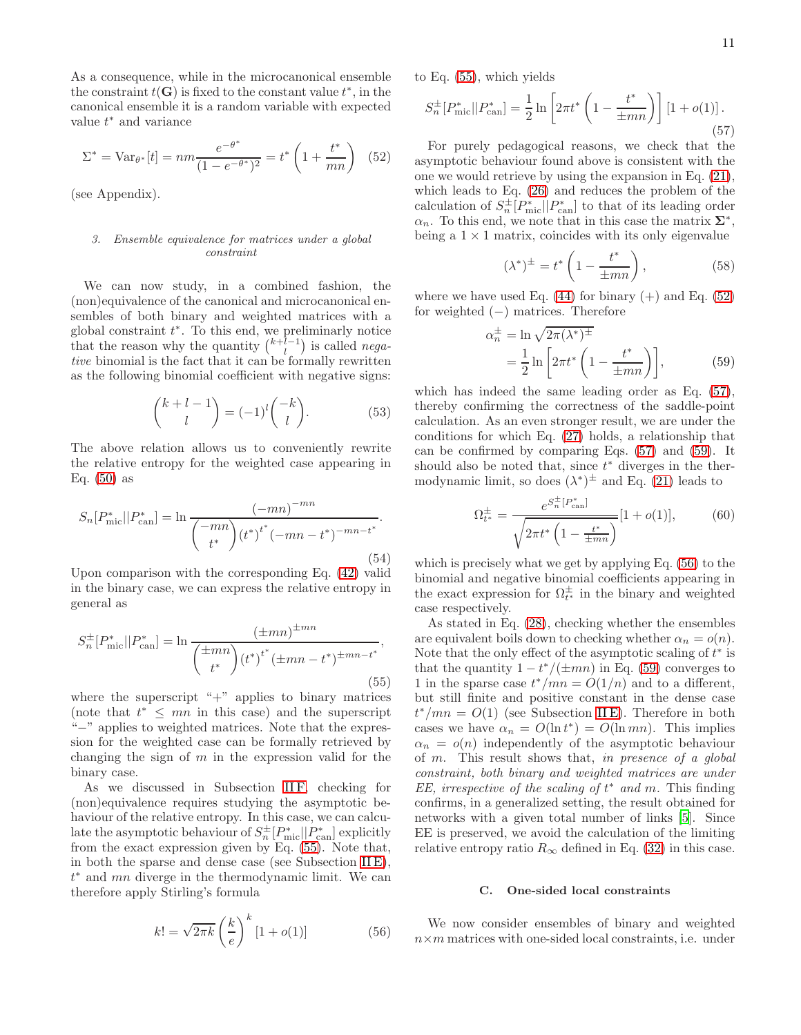As a consequence, while in the microcanonical ensemble the constraint $t(\mathbf{G})$ is fixed to the constant value $t^*$, in the canonical ensemble it is a random variable with expected value $t^*$ and variance

$$\Sigma^* = \text{Var}_{\theta^*}[t] = nm\frac{e^{-\theta^*}}{(1-e^{-\theta^*})^2} = t^*\left(1+\frac{t^*}{mn}\right) \quad (52)$$

(see Appendix).

*3. Ensemble equivalence for matrices under a global constraint*

We can now study, in a combined fashion, the (non)equivalence of the canonical and microcanonical ensembles of both binary and weighted matrices with a global constraint $t^*$. To this end, we preliminarily notice that the reason why the quantity $\binom{k+l-1}{l}$ is called *negative* binomial is the fact that it can be formally rewritten as the following binomial coefficient with negative signs:

$$\binom{k+l-1}{l} = (-1)^l\binom{-k}{l}. \quad (53)$$

The above relation allows us to conveniently rewrite the relative entropy for the weighted case appearing in Eq. (50) as

$$S_n[P^*_{\text{mic}}||P^*_{\text{can}}] = \ln\frac{(-mn)^{-mn}}{\binom{-mn}{t^*}(t^*)^{t^*}(-mn-t^*)^{-mn-t^*}}. \quad (54)$$

Upon comparison with the corresponding Eq. (42) valid in the binary case, we can express the relative entropy in general as

$$S^\pm_n[P^*_{\text{mic}}||P^*_{\text{can}}] = \ln\frac{(\pm mn)^{\pm mn}}{\binom{\pm mn}{t^*}(t^*)^{t^*}(\pm mn-t^*)^{\pm mn-t^*}}, \quad (55)$$

where the superscript "+" applies to binary matrices (note that $t^* \leq mn$ in this case) and the superscript "−" applies to weighted matrices. Note that the expression for the weighted case can be formally retrieved by changing the sign of $m$ in the expression valid for the binary case.

As we discussed in Subsection II F, checking for (non)equivalence requires studying the asymptotic behaviour of the relative entropy. In this case, we can calculate the asymptotic behaviour of $S^\pm_n[P^*_{\text{mic}}||P^*_{\text{can}}]$ explicitly from the exact expression given by Eq. (55). Note that, in both the sparse and dense case (see Subsection II E), $t^*$ and $mn$ diverge in the thermodynamic limit. We can therefore apply Stirling's formula

$$k! = \sqrt{2\pi k}\left(\frac{k}{e}\right)^k[1+o(1)] \quad (56)$$

to Eq. (55), which yields

$$S^\pm_n[P^*_{\text{mic}}||P^*_{\text{can}}] = \frac{1}{2}\ln\left[2\pi t^*\left(1-\frac{t^*}{\pm mn}\right)\right][1+o(1)]. \quad (57)$$

For purely pedagogical reasons, we check that the asymptotic behaviour found above is consistent with the one we would retrieve by using the expansion in Eq. (21), which leads to Eq. (26) and reduces the problem of the calculation of $S^\pm_n[P^*_{\text{mic}}||P^*_{\text{can}}]$ to that of its leading order $\alpha_n$. To this end, we note that in this case the matrix $\mathbf{\Sigma}^*$, being a $1\times 1$ matrix, coincides with its only eigenvalue

$$(\lambda^*)^\pm = t^*\left(1-\frac{t^*}{\pm mn}\right), \quad (58)$$

where we have used Eq. (44) for binary (+) and Eq. (52) for weighted (−) matrices. Therefore

$$\begin{aligned}\alpha^\pm_n &= \ln\sqrt{2\pi(\lambda^*)^\pm} \\ &= \frac{1}{2}\ln\left[2\pi t^*\left(1-\frac{t^*}{\pm mn}\right)\right],\end{aligned} \quad (59)$$

which has indeed the same leading order as Eq. (57), thereby confirming the correctness of the saddle-point calculation. As an even stronger result, we are under the conditions for which Eq. (27) holds, a relationship that can be confirmed by comparing Eqs. (57) and (59). It should also be noted that, since $t^*$ diverges in the thermodynamic limit, so does $(\lambda^*)^\pm$ and Eq. (21) leads to

$$\Omega^\pm_{t^*} = \frac{e^{S^\pm_n[P^*_{\text{can}}]}}{\sqrt{2\pi t^*\left(1-\frac{t^*}{\pm mn}\right)}}[1+o(1)], \quad (60)$$

which is precisely what we get by applying Eq. (56) to the binomial and negative binomial coefficients appearing in the exact expression for $\Omega^\pm_{t^*}$ in the binary and weighted case respectively.

As stated in Eq. (28), checking whether the ensembles are equivalent boils down to checking whether $\alpha_n = o(n)$. Note that the only effect of the asymptotic scaling of $t^*$ is that the quantity $1-t^*/(\pm mn)$ in Eq. (59) converges to 1 in the sparse case $t^*/mn = O(1/n)$ and to a different, but still finite and positive constant in the dense case $t^*/mn = O(1)$ (see Subsection II E). Therefore in both cases we have $\alpha_n = O(\ln t^*) = O(\ln mn)$. This implies $\alpha_n = o(n)$ independently of the asymptotic behaviour of $m$. This result shows that, *in presence of a global constraint, both binary and weighted matrices are under EE, irrespective of the scaling of $t^*$ and $m$.* This finding confirms, in a generalized setting, the result obtained for networks with a given total number of links [5]. Since EE is preserved, we avoid the calculation of the limiting relative entropy ratio $R_\infty$ defined in Eq. (32) in this case.

### C. One-sided local constraints

We now consider ensembles of binary and weighted $n\times m$ matrices with one-sided local constraints, i.e. under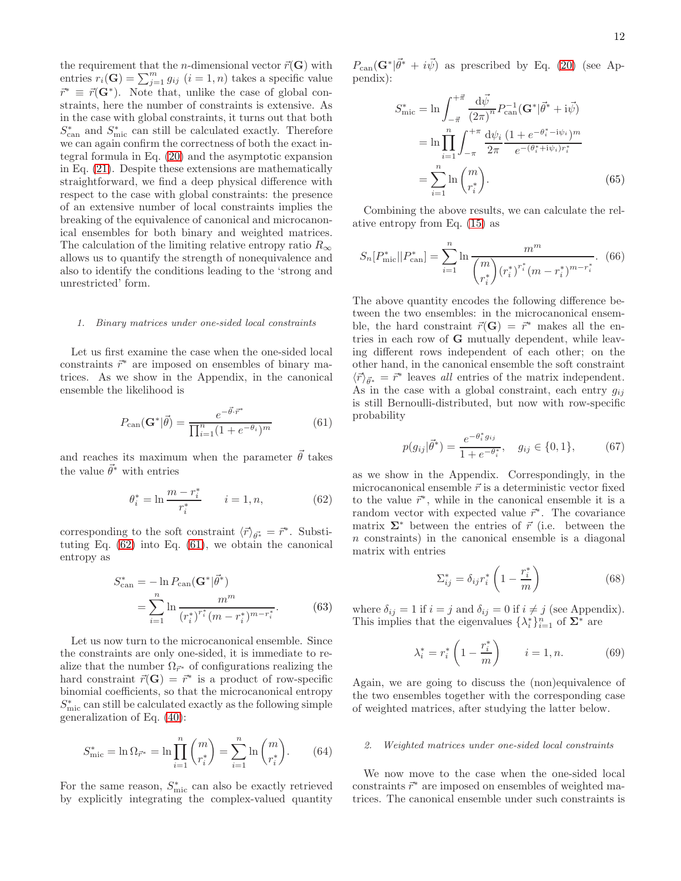the requirement that the $n$-dimensional vector $\vec{r}(\mathbf{G})$ with entries $r_i(\mathbf{G}) = \sum_{j=1}^{m} g_{ij}$ $(i = 1, n)$ takes a specific value $\vec{r}^* \equiv \vec{r}(\mathbf{G}^*)$. Note that, unlike the case of global constraints, here the number of constraints is extensive. As in the case with global constraints, it turns out that both $S^*_{\rm can}$ and $S^*_{\rm mic}$ can still be calculated exactly. Therefore we can again confirm the correctness of both the exact integral formula in Eq. (20) and the asymptotic expansion in Eq. (21). Despite these extensions are mathematically straightforward, we find a deep physical difference with respect to the case with global constraints: the presence of an extensive number of local constraints implies the breaking of the equivalence of canonical and microcanonical ensembles for both binary and weighted matrices. The calculation of the limiting relative entropy ratio $R_\infty$ allows us to quantify the strength of nonequivalence and also to identify the conditions leading to the 'strong and unrestricted' form.

#### 1. Binary matrices under one-sided local constraints

Let us first examine the case when the one-sided local constraints $\vec{r}^*$ are imposed on ensembles of binary matrices. As we show in the Appendix, in the canonical ensemble the likelihood is

$$P_{\rm can}(\mathbf{G}^*|\vec{\theta}) = \frac{e^{-\vec{\theta}\cdot\vec{r}^*}}{\prod_{i=1}^{n}(1+e^{-\theta_i})^m} \tag{61}$$

and reaches its maximum when the parameter $\vec{\theta}$ takes the value $\vec{\theta}^*$ with entries

$$\theta^*_i = \ln\frac{m - r^*_i}{r^*_i} \qquad i = 1, n, \tag{62}$$

corresponding to the soft constraint $\langle\vec{r}\rangle_{\vec{\theta}^*} = \vec{r}^*$. Substituting Eq. (62) into Eq. (61), we obtain the canonical entropy as

$$\begin{aligned} S^*_{\rm can} &= -\ln P_{\rm can}(\mathbf{G}^*|\vec{\theta}^*) \\ &= \sum_{i=1}^{n}\ln\frac{m^m}{(r^*_i)^{r^*_i}(m-r^*_i)^{m-r^*_i}}. \end{aligned} \tag{63}$$

Let us now turn to the microcanonical ensemble. Since the constraints are only one-sided, it is immediate to realize that the number $\Omega_{\vec{r}^*}$ of configurations realizing the hard constraint $\vec{r}(\mathbf{G}) = \vec{r}^*$ is a product of row-specific binomial coefficients, so that the microcanonical entropy $S^*_{\rm mic}$ can still be calculated exactly as the following simple generalization of Eq. (40):

$$S^*_{\rm mic} = \ln\Omega_{\vec{r}^*} = \ln\prod_{i=1}^{n}\binom{m}{r^*_i} = \sum_{i=1}^{n}\ln\binom{m}{r^*_i}. \tag{64}$$

For the same reason, $S^*_{\rm mic}$ can also be exactly retrieved by explicitly integrating the complex-valued quantity $P_{\rm can}(\mathbf{G}^*|\vec{\theta}^* + i\vec{\psi})$ as prescribed by Eq. (20) (see Appendix):

$$\begin{aligned} S^*_{\rm mic} &= \ln\int_{-\vec{\pi}}^{+\vec{\pi}}\frac{{\rm d}\vec{\psi}}{(2\pi)^n}P^{-1}_{\rm can}(\mathbf{G}^*|\vec{\theta}^* + {\rm i}\vec{\psi}) \\ &= \ln\prod_{i=1}^{n}\int_{-\pi}^{+\pi}\frac{{\rm d}\psi_i}{2\pi}\frac{(1+e^{-\theta^*_i - {\rm i}\psi_i})^m}{e^{-(\theta^*_i + {\rm i}\psi_i)r^*_i}} \\ &= \sum_{i=1}^{n}\ln\binom{m}{r^*_i}. \end{aligned} \tag{65}$$

Combining the above results, we can calculate the relative entropy from Eq. (15) as

$$S_n[P^*_{\rm mic}||P^*_{\rm can}] = \sum_{i=1}^{n}\ln\frac{m^m}{\binom{m}{r^*_i}(r^*_i)^{r^*_i}(m-r^*_i)^{m-r^*_i}}. \tag{66}$$

The above quantity encodes the following difference between the two ensembles: in the microcanonical ensemble, the hard constraint $\vec{r}(\mathbf{G}) = \vec{r}^*$ makes all the entries in each row of $\mathbf{G}$ mutually dependent, while leaving different rows independent of each other; on the other hand, in the canonical ensemble the soft constraint $\langle\vec{r}\rangle_{\vec{\theta}^*} = \vec{r}^*$ leaves *all* entries of the matrix independent. As in the case with a global constraint, each entry $g_{ij}$ is still Bernoulli-distributed, but now with row-specific probability

$$p(g_{ij}|\vec{\theta}^*) = \frac{e^{-\theta^*_i g_{ij}}}{1+e^{-\theta^*_i}}, \quad g_{ij} \in \{0, 1\}, \tag{67}$$

as we show in the Appendix. Correspondingly, in the microcanonical ensemble $\vec{r}$ is a deterministic vector fixed to the value $\vec{r}^*$, while in the canonical ensemble it is a random vector with expected value $\vec{r}^*$. The covariance matrix $\mathbf{\Sigma}^*$ between the entries of $\vec{r}$ (i.e. between the $n$ constraints) in the canonical ensemble is a diagonal matrix with entries

$$\Sigma^*_{ij} = \delta_{ij}r^*_i\left(1 - \frac{r^*_i}{m}\right) \tag{68}$$

where $\delta_{ij} = 1$ if $i = j$ and $\delta_{ij} = 0$ if $i \neq j$ (see Appendix). This implies that the eigenvalues $\{\lambda^*_i\}_{i=1}^{n}$ of $\mathbf{\Sigma}^*$ are

$$\lambda^*_i = r^*_i\left(1 - \frac{r^*_i}{m}\right) \qquad i = 1, n. \tag{69}$$

Again, we are going to discuss the (non)equivalence of the two ensembles together with the corresponding case of weighted matrices, after studying the latter below.

#### 2. Weighted matrices under one-sided local constraints

We now move to the case when the one-sided local constraints $\vec{r}^*$ are imposed on ensembles of weighted matrices. The canonical ensemble under such constraints is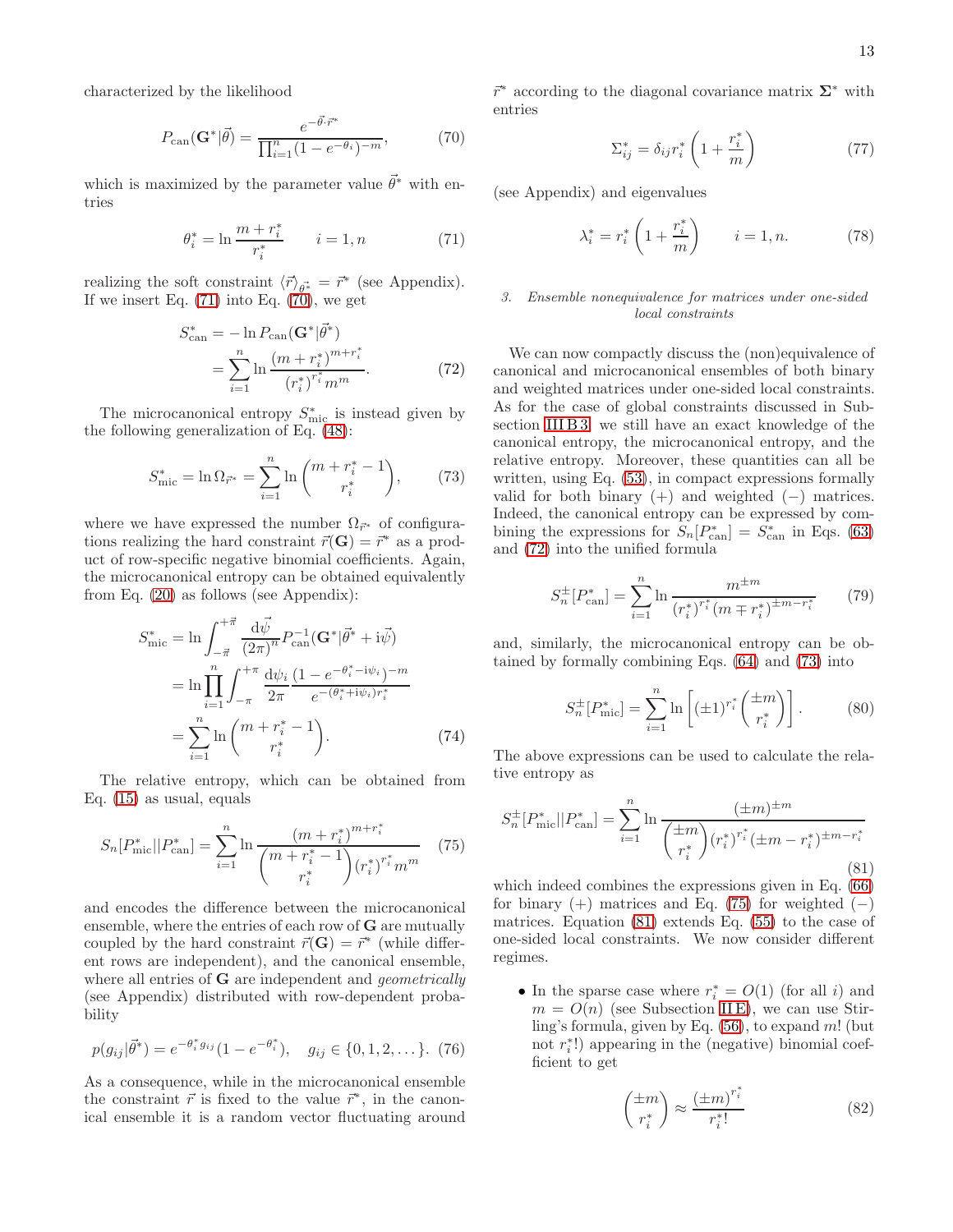characterized by the likelihood

$$P_{\rm can}(\mathbf{G}^*|\vec{\theta}) = \frac{e^{-\vec{\theta}\cdot\vec{r}^*}}{\prod_{i=1}^n (1-e^{-\theta_i})^{-m}}, \tag{70}$$

which is maximized by the parameter value $\vec{\theta}^*$ with entries

$$\theta_i^* = \ln\frac{m+r_i^*}{r_i^*} \qquad i=1,n \tag{71}$$

realizing the soft constraint $\langle\vec{r}\rangle_{\vec{\theta}^*} = \vec{r}^*$ (see Appendix). If we insert Eq. (71) into Eq. (70), we get

$$\begin{aligned} S^*_{\rm can} &= -\ln P_{\rm can}(\mathbf{G}^*|\vec{\theta}^*) \\ &= \sum_{i=1}^n \ln\frac{(m+r_i^*)^{m+r_i^*}}{(r_i^*)^{r_i^*} m^m}. \end{aligned} \tag{72}$$

The microcanonical entropy $S^*_{\rm mic}$ is instead given by the following generalization of Eq. (48):

$$S^*_{\rm mic} = \ln\Omega_{\vec{r}^*} = \sum_{i=1}^n \ln\binom{m+r_i^*-1}{r_i^*}, \tag{73}$$

where we have expressed the number $\Omega_{\vec{r}^*}$ of configurations realizing the hard constraint $\vec{r}(\mathbf{G}) = \vec{r}^*$ as a product of row-specific negative binomial coefficients. Again, the microcanonical entropy can be obtained equivalently from Eq. (20) as follows (see Appendix):

$$\begin{aligned} S^*_{\rm mic} &= \ln\int_{-\vec{\pi}}^{+\vec{\pi}} \frac{\mathrm{d}\vec{\psi}}{(2\pi)^n} P^{-1}_{\rm can}(\mathbf{G}^*|\vec{\theta}^*+\mathrm{i}\vec{\psi}) \\ &= \ln\prod_{i=1}^n \int_{-\pi}^{+\pi} \frac{\mathrm{d}\psi_i}{2\pi} \frac{(1-e^{-\theta_i^*-\mathrm{i}\psi_i})^{-m}}{e^{-(\theta_i^*+\mathrm{i}\psi_i)r_i^*}} \\ &= \sum_{i=1}^n \ln\binom{m+r_i^*-1}{r_i^*}. \end{aligned} \tag{74}$$

The relative entropy, which can be obtained from Eq. (15) as usual, equals

$$S_n[P^*_{\rm mic}||P^*_{\rm can}] = \sum_{i=1}^n \ln\frac{(m+r_i^*)^{m+r_i^*}}{\binom{m+r_i^*-1}{r_i^*}(r_i^*)^{r_i^*} m^m} \tag{75}$$

and encodes the difference between the microcanonical ensemble, where the entries of each row of $\mathbf{G}$ are mutually coupled by the hard constraint $\vec{r}(\mathbf{G}) = \vec{r}^*$ (while different rows are independent), and the canonical ensemble, where all entries of $\mathbf{G}$ are independent and *geometrically* (see Appendix) distributed with row-dependent probability

$$p(g_{ij}|\vec{\theta}^*) = e^{-\theta_i^* g_{ij}}(1-e^{-\theta_i^*}), \quad g_{ij}\in\{0,1,2,\dots\}. \tag{76}$$

As a consequence, while in the microcanonical ensemble the constraint $\vec{r}$ is fixed to the value $\vec{r}^*$, in the canonical ensemble it is a random vector fluctuating around $\vec{r}^*$ according to the diagonal covariance matrix $\mathbf{\Sigma}^*$ with entries

$$\Sigma^*_{ij} = \delta_{ij} r_i^*\left(1+\frac{r_i^*}{m}\right) \tag{77}$$

(see Appendix) and eigenvalues

$$\lambda_i^* = r_i^*\left(1+\frac{r_i^*}{m}\right) \qquad i=1,n. \tag{78}$$

#### 3. Ensemble nonequivalence for matrices under one-sided local constraints

We can now compactly discuss the (non)equivalence of canonical and microcanonical ensembles of both binary and weighted matrices under one-sided local constraints. As for the case of global constraints discussed in Subsection III B 3, we still have an exact knowledge of the canonical entropy, the microcanonical entropy, and the relative entropy. Moreover, these quantities can all be written, using Eq. (53), in compact expressions formally valid for both binary (+) and weighted (−) matrices. Indeed, the canonical entropy can be expressed by combining the expressions for $S_n[P^*_{\rm can}] = S^*_{\rm can}$ in Eqs. (63) and (72) into the unified formula

$$S_n^{\pm}[P^*_{\rm can}] = \sum_{i=1}^n \ln\frac{m^{\pm m}}{(r_i^*)^{r_i^*}(m\mp r_i^*)^{\pm m - r_i^*}} \tag{79}$$

and, similarly, the microcanonical entropy can be obtained by formally combining Eqs. (64) and (73) into

$$S_n^{\pm}[P^*_{\rm mic}] = \sum_{i=1}^n \ln\left[(\pm 1)^{r_i^*}\binom{\pm m}{r_i^*}\right]. \tag{80}$$

The above expressions can be used to calculate the relative entropy as

$$S_n^{\pm}[P^*_{\rm mic}||P^*_{\rm can}] = \sum_{i=1}^n \ln\frac{(\pm m)^{\pm m}}{\binom{\pm m}{r_i^*}(r_i^*)^{r_i^*}(\pm m - r_i^*)^{\pm m - r_i^*}} \tag{81}$$

which indeed combines the expressions given in Eq. (66) for binary (+) matrices and Eq. (75) for weighted (−) matrices. Equation (81) extends Eq. (55) to the case of one-sided local constraints. We now consider different regimes.

- In the sparse case where $r_i^* = O(1)$ (for all $i$) and $m = O(n)$ (see Subsection II E), we can use Stirling's formula, given by Eq. (56), to expand $m!$ (but not $r_i^*!$) appearing in the (negative) binomial coefficient to get

$$\binom{\pm m}{r_i^*} \approx \frac{(\pm m)^{r_i^*}}{r_i^*!} \tag{82}$$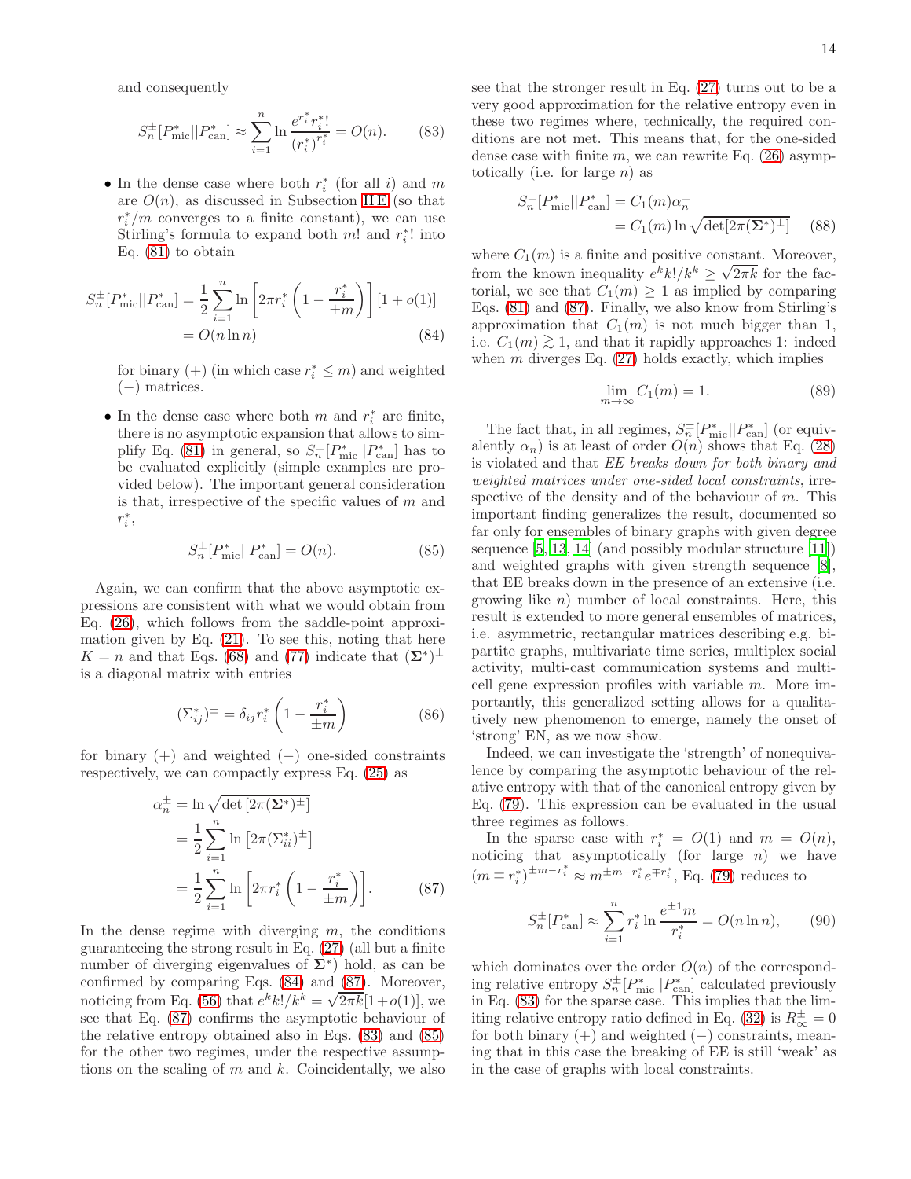and consequently

$$S_n^{\pm}[P^*_{\text{mic}}||P^*_{\text{can}}] \approx \sum_{i=1}^{n} \ln \frac{e^{r_i^*} r_i^*!}{(r_i^*)^{r_i^*}} = O(n). \tag{83}$$

- In the dense case where both $r_i^*$ (for all $i$) and $m$ are $O(n)$, as discussed in Subsection II E (so that $r_i^*/m$ converges to a finite constant), we can use Stirling's formula to expand both $m!$ and $r_i^*!$ into Eq. (81) to obtain

$$\begin{aligned} S_n^{\pm}[P^*_{\text{mic}}||P^*_{\text{can}}] &= \frac{1}{2}\sum_{i=1}^{n} \ln\left[2\pi r_i^* \left(1 - \frac{r_i^*}{\pm m}\right)\right][1 + o(1)] \\ &= O(n \ln n) \end{aligned} \tag{84}$$

  for binary (+) (in which case $r_i^* \leq m$) and weighted (−) matrices.

- In the dense case where both $m$ and $r_i^*$ are finite, there is no asymptotic expansion that allows to simplify Eq. (81) in general, so $S_n^{\pm}[P^*_{\text{mic}}||P^*_{\text{can}}]$ has to be evaluated explicitly (simple examples are provided below). The important general consideration is that, irrespective of the specific values of $m$ and $r_i^*$,

$$S_n^{\pm}[P^*_{\text{mic}}||P^*_{\text{can}}] = O(n). \tag{85}$$

Again, we can confirm that the above asymptotic expressions are consistent with what we would obtain from Eq. (26), which follows from the saddle-point approximation given by Eq. (21). To see this, noting that here $K = n$ and that Eqs. (68) and (77) indicate that $(\mathbf{\Sigma}^*)^{\pm}$ is a diagonal matrix with entries

$$(\Sigma^*_{ij})^{\pm} = \delta_{ij} r_i^* \left(1 - \frac{r_i^*}{\pm m}\right) \tag{86}$$

for binary (+) and weighted (−) one-sided constraints respectively, we can compactly express Eq. (25) as

$$\begin{aligned} \alpha_n^{\pm} &= \ln \sqrt{\det\left[2\pi(\mathbf{\Sigma}^*)^{\pm}\right]} \\ &= \frac{1}{2}\sum_{i=1}^{n} \ln\left[2\pi(\Sigma^*_{ii})^{\pm}\right] \\ &= \frac{1}{2}\sum_{i=1}^{n} \ln\left[2\pi r_i^* \left(1 - \frac{r_i^*}{\pm m}\right)\right]. \end{aligned} \tag{87}$$

In the dense regime with diverging $m$, the conditions guaranteeing the strong result in Eq. (27) (all but a finite number of diverging eigenvalues of $\mathbf{\Sigma}^*$) hold, as can be confirmed by comparing Eqs. (84) and (87). Moreover, noticing from Eq. (56) that $e^k k!/k^k = \sqrt{2\pi k}[1+o(1)]$, we see that Eq. (87) confirms the asymptotic behaviour of the relative entropy obtained also in Eqs. (83) and (85) for the other two regimes, under the respective assumptions on the scaling of $m$ and $k$. Coincidentally, we also see that the stronger result in Eq. (27) turns out to be a very good approximation for the relative entropy even in these two regimes where, technically, the required conditions are not met. This means that, for the one-sided dense case with finite $m$, we can rewrite Eq. (26) asymptotically (i.e. for large $n$) as

$$\begin{aligned} S_n^{\pm}[P^*_{\text{mic}}||P^*_{\text{can}}] &= C_1(m)\alpha_n^{\pm} \\ &= C_1(m) \ln \sqrt{\det[2\pi(\mathbf{\Sigma}^*)^{\pm}]} \end{aligned} \tag{88}$$

where $C_1(m)$ is a finite and positive constant. Moreover, from the known inequality $e^k k!/k^k \geq \sqrt{2\pi k}$ for the factorial, we see that $C_1(m) \geq 1$ as implied by comparing Eqs. (81) and (87). Finally, we also know from Stirling's approximation that $C_1(m)$ is not much bigger than 1, i.e. $C_1(m) \gtrsim 1$, and that it rapidly approaches 1: indeed when $m$ diverges Eq. (27) holds exactly, which implies

$$\lim_{m\to\infty} C_1(m) = 1. \tag{89}$$

The fact that, in all regimes, $S_n^{\pm}[P^*_{\text{mic}}||P^*_{\text{can}}]$ (or equivalently $\alpha_n$) is at least of order $O(n)$ shows that Eq. (28) is violated and that *EE breaks down for both binary and weighted matrices under one-sided local constraints*, irrespective of the density and of the behaviour of $m$. This important finding generalizes the result, documented so far only for ensembles of binary graphs with given degree sequence [5, 13, 14] (and possibly modular structure [11]) and weighted graphs with given strength sequence [8], that EE breaks down in the presence of an extensive (i.e. growing like $n$) number of local constraints. Here, this result is extended to more general ensembles of matrices, i.e. asymmetric, rectangular matrices describing e.g. bipartite graphs, multivariate time series, multiplex social activity, multi-cast communication systems and multi-cell gene expression profiles with variable $m$. More importantly, this generalized setting allows for a qualitatively new phenomenon to emerge, namely the onset of 'strong' EN, as we now show.

Indeed, we can investigate the 'strength' of nonequivalence by comparing the asymptotic behaviour of the relative entropy with that of the canonical entropy given by Eq. (79). This expression can be evaluated in the usual three regimes as follows.

In the sparse case with $r_i^* = O(1)$ and $m = O(n)$, noticing that asymptotically (for large $n$) we have $(m \mp r_i^*)^{\pm m - r_i^*} \approx m^{\pm m - r_i^*} e^{\mp r_i^*}$, Eq. (79) reduces to

$$S_n^{\pm}[P^*_{\text{can}}] \approx \sum_{i=1}^{n} r_i^* \ln \frac{e^{\pm 1} m}{r_i^*} = O(n \ln n), \tag{90}$$

which dominates over the order $O(n)$ of the corresponding relative entropy $S_n^{\pm}[P^*_{\text{mic}}||P^*_{\text{can}}]$ calculated previously in Eq. (83) for the sparse case. This implies that the limiting relative entropy ratio defined in Eq. (32) is $R_\infty^{\pm} = 0$ for both binary (+) and weighted (−) constraints, meaning that in this case the breaking of EE is still 'weak' as in the case of graphs with local constraints.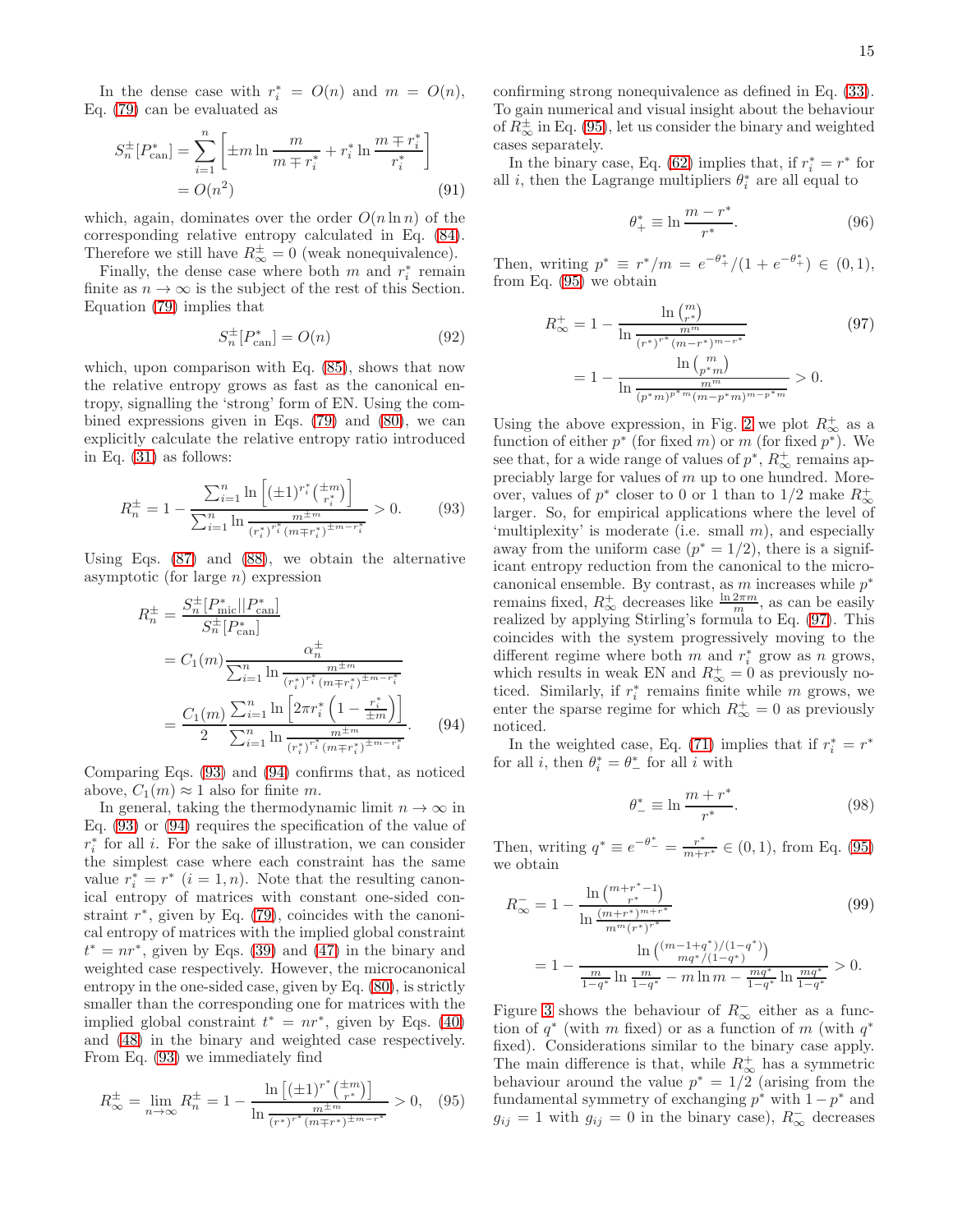In the dense case with $r_i^* = O(n)$ and $m = O(n)$, Eq. (79) can be evaluated as

$$S_n^\pm[P_{\text{can}}^*] = \sum_{i=1}^n \left[\pm m \ln \frac{m}{m \mp r_i^*} + r_i^* \ln \frac{m \mp r_i^*}{r_i^*}\right] = O(n^2) \tag{91}$$

which, again, dominates over the order $O(n \ln n)$ of the corresponding relative entropy calculated in Eq. (84). Therefore we still have $R_\infty^\pm = 0$ (weak nonequivalence).

Finally, the dense case where both $m$ and $r_i^*$ remain finite as $n \to \infty$ is the subject of the rest of this Section. Equation (79) implies that

$$S_n^\pm[P_{\text{can}}^*] = O(n) \tag{92}$$

which, upon comparison with Eq. (85), shows that now the relative entropy grows as fast as the canonical entropy, signalling the 'strong' form of EN. Using the combined expressions given in Eqs. (79) and (80), we can explicitly calculate the relative entropy ratio introduced in Eq. (31) as follows:

$$R_n^\pm = 1 - \frac{\sum_{i=1}^n \ln\left[(\pm 1)^{r_i^*}\binom{\pm m}{r_i^*}\right]}{\sum_{i=1}^n \ln \frac{m^{\pm m}}{(r_i^*)^{r_i^*}(m \mp r_i^*)^{\pm m - r_i^*}}} > 0. \tag{93}$$

Using Eqs. (87) and (88), we obtain the alternative asymptotic (for large $n$) expression

$$\begin{aligned} R_n^\pm &= \frac{S_n^\pm[P_{\text{mic}}^* || P_{\text{can}}^*]}{S_n^\pm[P_{\text{can}}^*]} \\ &= C_1(m) \frac{\alpha_n^\pm}{\sum_{i=1}^n \ln \frac{m^{\pm m}}{(r_i^*)^{r_i^*}(m \mp r_i^*)^{\pm m - r_i^*}}} \\ &= \frac{C_1(m)}{2} \frac{\sum_{i=1}^n \ln\left[2\pi r_i^*\left(1 - \frac{r_i^*}{\pm m}\right)\right]}{\sum_{i=1}^n \ln \frac{m^{\pm m}}{(r_i^*)^{r_i^*}(m \mp r_i^*)^{\pm m - r_i^*}}}. \end{aligned} \tag{94}$$

Comparing Eqs. (93) and (94) confirms that, as noticed above, $C_1(m) \approx 1$ also for finite $m$.

In general, taking the thermodynamic limit $n \to \infty$ in Eq. (93) or (94) requires the specification of the value of $r_i^*$ for all $i$. For the sake of illustration, we can consider the simplest case where each constraint has the same value $r_i^* = r^*$ $(i = 1, n)$. Note that the resulting canonical entropy of matrices with constant one-sided constraint $r^*$, given by Eq. (79), coincides with the canonical entropy of matrices with the implied global constraint $t^* = nr^*$, given by Eqs. (39) and (47) in the binary and weighted case respectively. However, the microcanonical entropy in the one-sided case, given by Eq. (80), is strictly smaller than the corresponding one for matrices with the implied global constraint $t^* = nr^*$, given by Eqs. (40) and (48) in the binary and weighted case respectively. From Eq. (93) we immediately find

$$R_\infty^\pm = \lim_{n\to\infty} R_n^\pm = 1 - \frac{\ln\left[(\pm 1)^{r^*}\binom{\pm m}{r^*}\right]}{\ln \frac{m^{\pm m}}{(r^*)^{r^*}(m \mp r^*)^{\pm m - r^*}}} > 0, \tag{95}$$

confirming strong nonequivalence as defined in Eq. (33). To gain numerical and visual insight about the behaviour of $R_\infty^\pm$ in Eq. (95), let us consider the binary and weighted cases separately.

In the binary case, Eq. (62) implies that, if $r_i^* = r^*$ for all $i$, then the Lagrange multipliers $\theta_i^*$ are all equal to

$$\theta_+^* \equiv \ln \frac{m - r^*}{r^*}. \tag{96}$$

Then, writing $p^* \equiv r^*/m = e^{-\theta_+^*}/(1 + e^{-\theta_+^*}) \in (0, 1)$, from Eq. (95) we obtain

$$\begin{aligned} R_\infty^+ &= 1 - \frac{\ln\binom{m}{r^*}}{\ln \frac{m^m}{(r^*)^{r^*}(m - r^*)^{m - r^*}}} \\ &= 1 - \frac{\ln\binom{m}{p^* m}}{\ln \frac{m^m}{(p^* m)^{p^* m}(m - p^* m)^{m - p^* m}}} > 0. \end{aligned} \tag{97}$$

Using the above expression, in Fig. 2 we plot $R_\infty^+$ as a function of either $p^*$ (for fixed $m$) or $m$ (for fixed $p^*$). We see that, for a wide range of values of $p^*$, $R_\infty^+$ remains appreciably large for values of $m$ up to one hundred. Moreover, values of $p^*$ closer to 0 or 1 than to 1/2 make $R_\infty^+$ larger. So, for empirical applications where the level of 'multiplexity' is moderate (i.e. small $m$), and especially away from the uniform case ($p^* = 1/2$), there is a significant entropy reduction from the canonical to the microcanonical ensemble. By contrast, as $m$ increases while $p^*$ remains fixed, $R_\infty^+$ decreases like $\frac{\ln 2\pi m}{m}$, as can be easily realized by applying Stirling's formula to Eq. (97). This coincides with the system progressively moving to the different regime where both $m$ and $r_i^*$ grow as $n$ grows, which results in weak EN and $R_\infty^+ = 0$ as previously noticed. Similarly, if $r_i^*$ remains finite while $m$ grows, we enter the sparse regime for which $R_\infty^+ = 0$ as previously noticed.

In the weighted case, Eq. (71) implies that if $r_i^* = r^*$ for all $i$, then $\theta_i^* = \theta_-^*$ for all $i$ with

$$\theta_-^* \equiv \ln \frac{m + r^*}{r^*}. \tag{98}$$

Then, writing $q^* \equiv e^{-\theta_-^*} = \frac{r^*}{m + r^*} \in (0, 1)$, from Eq. (95) we obtain

$$\begin{aligned} R_\infty^- &= 1 - \frac{\ln\binom{m + r^* - 1}{r^*}}{\ln \frac{(m + r^*)^{m + r^*}}{m^m (r^*)^{r^*}}} \\ &= 1 - \frac{\ln\binom{(m - 1 + q^*)/(1 - q^*)}{mq^*/(1 - q^*)}}{\frac{m}{1 - q^*}\ln\frac{m}{1 - q^*} - m\ln m - \frac{mq^*}{1 - q^*}\ln\frac{mq^*}{1 - q^*}} > 0. \end{aligned} \tag{99}$$

Figure 3 shows the behaviour of $R_\infty^-$ either as a function of $q^*$ (with $m$ fixed) or as a function of $m$ (with $q^*$ fixed). Considerations similar to the binary case apply. The main difference is that, while $R_\infty^+$ has a symmetric behaviour around the value $p^* = 1/2$ (arising from the fundamental symmetry of exchanging $p^*$ with $1 - p^*$ and $g_{ij} = 1$ with $g_{ij} = 0$ in the binary case), $R_\infty^-$ decreases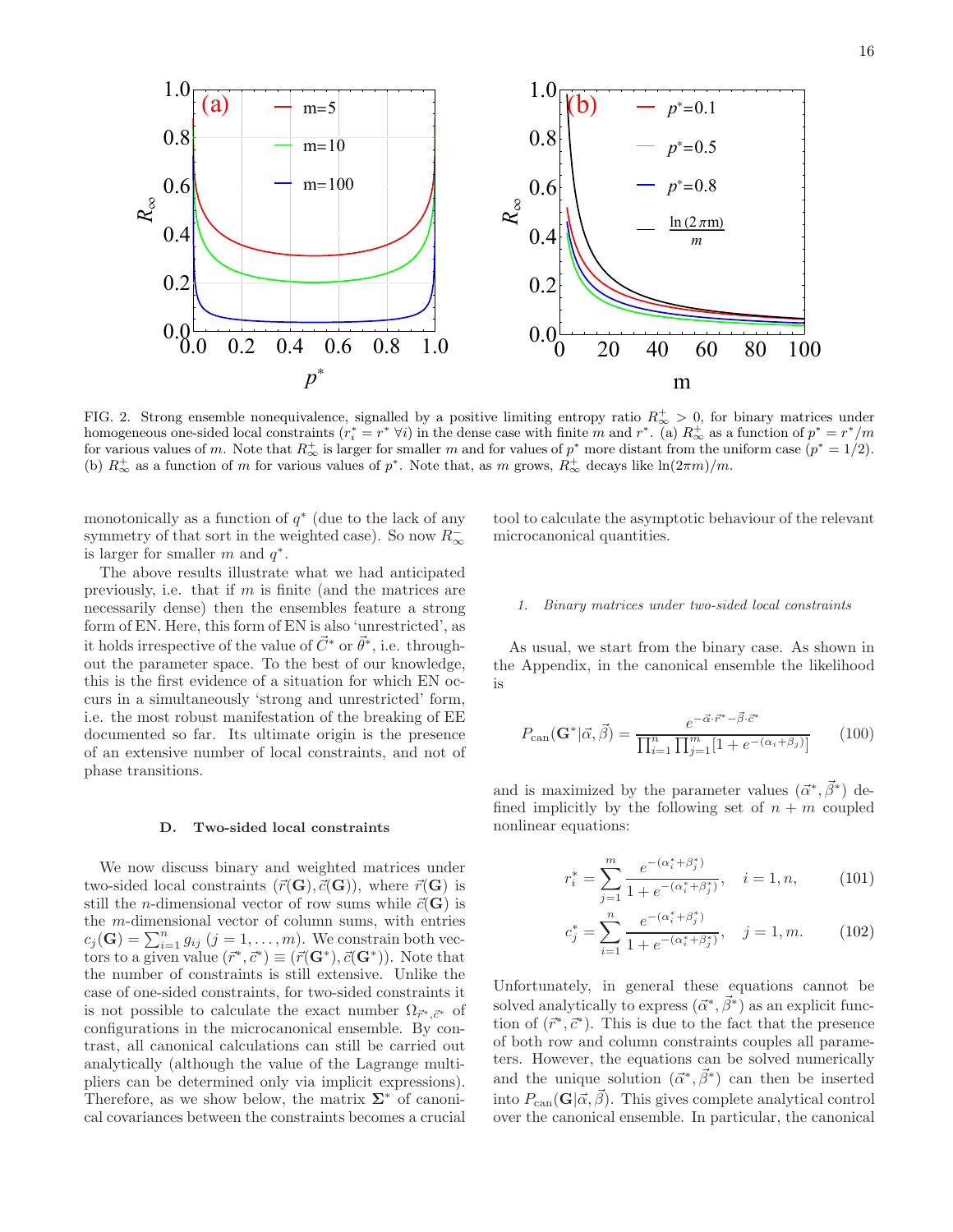FIG. 2. Strong ensemble nonequivalence, signalled by a positive limiting entropy ratio $R_\infty^+ > 0$, for binary matrices under homogeneous one-sided local constraints ($r_i^* = r^* \ \forall i$) in the dense case with finite $m$ and $r^*$. (a) $R_\infty^+$ as a function of $p^* = r^*/m$ for various values of $m$. Note that $R_\infty^+$ is larger for smaller $m$ and for values of $p^*$ more distant from the uniform case ($p^* = 1/2$). (b) $R_\infty^+$ as a function of $m$ for various values of $p^*$. Note that, as $m$ grows, $R_\infty^+$ decays like $\ln(2\pi m)/m$.

monotonically as a function of $q^*$ (due to the lack of any symmetry of that sort in the weighted case). So now $R_\infty^-$ is larger for smaller $m$ and $q^*$.

The above results illustrate what we had anticipated previously, i.e. that if $m$ is finite (and the matrices are necessarily dense) then the ensembles feature a strong form of EN. Here, this form of EN is also 'unrestricted', as it holds irrespective of the value of $\vec{C}^*$ or $\vec{\theta}^*$, i.e. throughout the parameter space. To the best of our knowledge, this is the first evidence of a situation for which EN occurs in a simultaneously 'strong and unrestricted' form, i.e. the most robust manifestation of the breaking of EE documented so far. Its ultimate origin is the presence of an extensive number of local constraints, and not of phase transitions.

### D. Two-sided local constraints

We now discuss binary and weighted matrices under two-sided local constraints ($\vec{r}(\mathbf{G}), \vec{c}(\mathbf{G})$), where $\vec{r}(\mathbf{G})$ is still the $n$-dimensional vector of row sums while $\vec{c}(\mathbf{G})$ is the $m$-dimensional vector of column sums, with entries $c_j(\mathbf{G}) = \sum_{i=1}^n g_{ij}$ ($j = 1, \dots, m$). We constrain both vectors to a given value $(\vec{r}^*, \vec{c}^*) \equiv (\vec{r}(\mathbf{G}^*), \vec{c}(\mathbf{G}^*))$. Note that the number of constraints is still extensive. Unlike the case of one-sided constraints, for two-sided constraints it is not possible to calculate the exact number $\Omega_{\vec{r}^*,\vec{c}^*}$ of configurations in the microcanonical ensemble. By contrast, all canonical calculations can still be carried out analytically (although the value of the Lagrange multipliers can be determined only via implicit expressions). Therefore, as we show below, the matrix $\mathbf{\Sigma}^*$ of canonical covariances between the constraints becomes a crucial tool to calculate the asymptotic behaviour of the relevant microcanonical quantities.

#### 1. Binary matrices under two-sided local constraints

As usual, we start from the binary case. As shown in the Appendix, in the canonical ensemble the likelihood is

$$P_{\text{can}}(\mathbf{G}^*|\vec{\alpha}, \vec{\beta}) = \frac{e^{-\vec{\alpha}\cdot\vec{r}^* - \vec{\beta}\cdot\vec{c}^*}}{\prod_{i=1}^n \prod_{j=1}^m [1 + e^{-(\alpha_i+\beta_j)}]} \tag{100}$$

and is maximized by the parameter values $(\vec{\alpha}^*, \vec{\beta}^*)$ defined implicitly by the following set of $n + m$ coupled nonlinear equations:

$$r_i^* = \sum_{j=1}^m \frac{e^{-(\alpha_i^*+\beta_j^*)}}{1 + e^{-(\alpha_i^*+\beta_j^*)}}, \quad i = 1, n, \tag{101}$$

$$c_j^* = \sum_{i=1}^n \frac{e^{-(\alpha_i^*+\beta_j^*)}}{1 + e^{-(\alpha_i^*+\beta_j^*)}}, \quad j = 1, m. \tag{102}$$

Unfortunately, in general these equations cannot be solved analytically to express $(\vec{\alpha}^*, \vec{\beta}^*)$ as an explicit function of $(\vec{r}^*, \vec{c}^*)$. This is due to the fact that the presence of both row and column constraints couples all parameters. However, the equations can be solved numerically and the unique solution $(\vec{\alpha}^*, \vec{\beta}^*)$ can then be inserted into $P_{\text{can}}(\mathbf{G}|\vec{\alpha}, \vec{\beta})$. This gives complete analytical control over the canonical ensemble. In particular, the canonical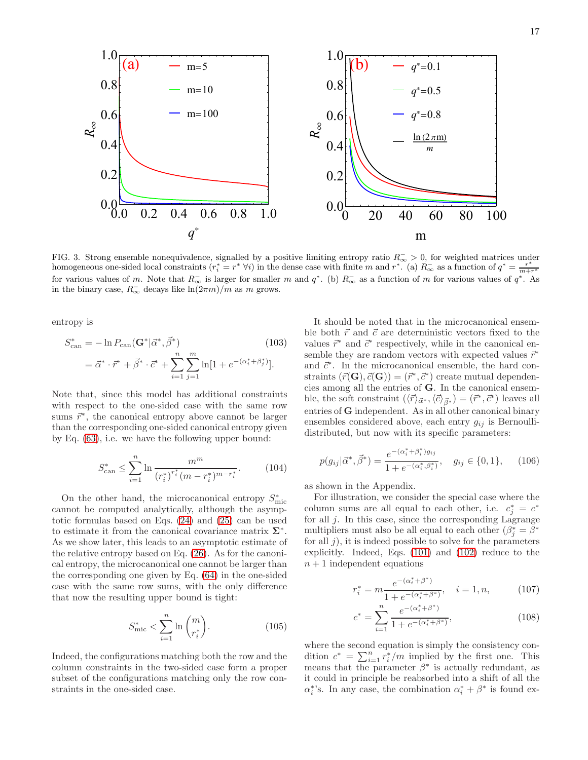FIG. 3. Strong ensemble nonequivalence, signalled by a positive limiting entropy ratio $R_\infty^- > 0$, for weighted matrices under homogeneous one-sided local constraints ($r_i^* = r^* \ \forall i$) in the dense case with finite $m$ and $r^*$. (a) $R_\infty^-$ as a function of $q^* = \frac{r^*}{m+r^*}$ for various values of $m$. Note that $R_\infty^-$ is larger for smaller $m$ and $q^*$. (b) $R_\infty^-$ as a function of $m$ for various values of $q^*$. As in the binary case, $R_\infty^-$ decays like $\ln(2\pi m)/m$ as $m$ grows.

entropy is

$$
\begin{aligned}
S^*_{\text{can}} &= -\ln P_{\text{can}}(\mathbf{G}^*|\vec{\alpha}^*, \vec{\beta}^*) \\
&= \vec{\alpha}^* \cdot \vec{r}^* + \vec{\beta}^* \cdot \vec{c}^* + \sum_{i=1}^{n}\sum_{j=1}^{m} \ln[1 + e^{-(\alpha_i^* + \beta_j^*)}].
\end{aligned} \tag{103}
$$

Note that, since this model has additional constraints with respect to the one-sided case with the same row sums $\vec{r}^*$, the canonical entropy above cannot be larger than the corresponding one-sided canonical entropy given by Eq. (63), i.e. we have the following upper bound:

$$
S^*_{\text{can}} \leq \sum_{i=1}^{n} \ln \frac{m^m}{(r_i^*)^{r_i^*}(m - r_i^*)^{m - r_i^*}}. \tag{104}
$$

On the other hand, the microcanonical entropy $S^*_{\text{mic}}$ cannot be computed analytically, although the asymptotic formulas based on Eqs. (24) and (25) can be used to estimate it from the canonical covariance matrix $\mathbf{\Sigma}^*$. As we show later, this leads to an asymptotic estimate of the relative entropy based on Eq. (26). As for the canonical entropy, the microcanonical one cannot be larger than the corresponding one given by Eq. (64) in the one-sided case with the same row sums, with the only difference that now the resulting upper bound is tight:

$$
S^*_{\text{mic}} < \sum_{i=1}^{n} \ln \binom{m}{r_i^*}. \tag{105}
$$

Indeed, the configurations matching both the row and the column constraints in the two-sided case form a proper subset of the configurations matching only the row constraints in the one-sided case.

It should be noted that in the microcanonical ensemble both $\vec{r}$ and $\vec{c}$ are deterministic vectors fixed to the values $\vec{r}^*$ and $\vec{c}^*$ respectively, while in the canonical ensemble they are random vectors with expected values $\vec{r}^*$ and $\vec{c}^*$. In the microcanonical ensemble, the hard constraints $(\vec{r}(\mathbf{G}), \vec{c}(\mathbf{G})) = (\vec{r}^*, \vec{c}^*)$ create mutual dependencies among all the entries of $\mathbf{G}$. In the canonical ensemble, the soft constraint $(\langle \vec{r} \rangle_{\vec{\alpha}^*}, \langle \vec{c} \rangle_{\vec{\beta}^*}) = (\vec{r}^*, \vec{c}^*)$ leaves all entries of $\mathbf{G}$ independent. As in all other canonical binary ensembles considered above, each entry $g_{ij}$ is Bernoulli-distributed, but now with its specific parameters:

$$
p(g_{ij}|\vec{\alpha}^*, \vec{\beta}^*) = \frac{e^{-(\alpha_i^* + \beta_i^*) g_{ij}}}{1 + e^{-(\alpha_i^*, \beta_i^*)}}, \quad g_{ij} \in \{0, 1\}, \tag{106}
$$

as shown in the Appendix.

For illustration, we consider the special case where the column sums are all equal to each other, i.e. $c_j^* = c^*$ for all $j$. In this case, since the corresponding Lagrange multipliers must also be all equal to each other ($\beta_j^* = \beta^*$ for all $j$), it is indeed possible to solve for the parameters explicitly. Indeed, Eqs. (101) and (102) reduce to the $n+1$ independent equations

$$
r_i^* = m \frac{e^{-(\alpha_i^* + \beta^*)}}{1 + e^{-(\alpha_i^* + \beta^*)}}, \quad i = 1, n, \tag{107}
$$

$$
c^* = \sum_{i=1}^{n} \frac{e^{-(\alpha_i^* + \beta^*)}}{1 + e^{-(\alpha_i^* + \beta^*)}}, \tag{108}
$$

where the second equation is simply the consistency condition $c^* = \sum_{i=1}^{n} r_i^*/m$ implied by the first one. This means that the parameter $\beta^*$ is actually redundant, as it could in principle be reabsorbed into a shift of all the $\alpha_i^*$'s. In any case, the combination $\alpha_i^* + \beta^*$ is found ex-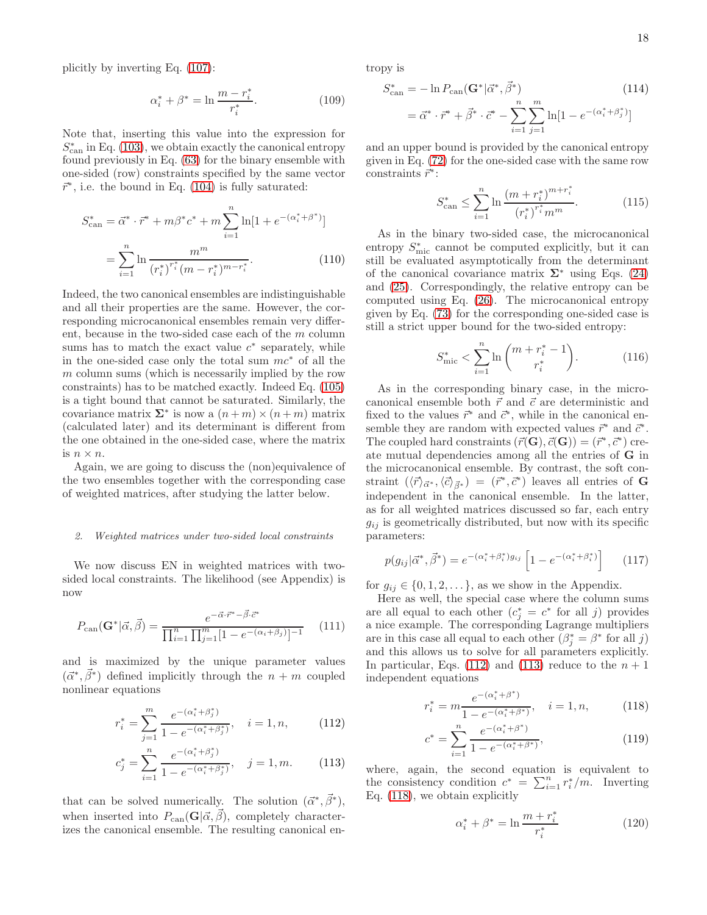plicitly by inverting Eq. (107):

$$\alpha_i^* + \beta^* = \ln \frac{m - r_i^*}{r_i^*}. \tag{109}$$

Note that, inserting this value into the expression for $S^*_{\rm can}$ in Eq. (103), we obtain exactly the canonical entropy found previously in Eq. (63) for the binary ensemble with one-sided (row) constraints specified by the same vector $\vec{r}^*$, i.e. the bound in Eq. (104) is fully saturated:

$$\begin{aligned} S^*_{\rm can} &= \vec{\alpha}^* \cdot \vec{r}^* + m\beta^* c^* + m \sum_{i=1}^{n} \ln[1 + e^{-(\alpha_i^*+\beta^*)}] \\ &= \sum_{i=1}^{n} \ln \frac{m^m}{(r_i^*)^{r_i^*}(m - r_i^*)^{m - r_i^*}}. \end{aligned} \tag{110}$$

Indeed, the two canonical ensembles are indistinguishable and all their properties are the same. However, the corresponding microcanonical ensembles remain very different, because in the two-sided case each of the $m$ column sums has to match the exact value $c^*$ separately, while in the one-sided case only the total sum $mc^*$ of all the $m$ column sums (which is necessarily implied by the row constraints) has to be matched exactly. Indeed Eq. (105) is a tight bound that cannot be saturated. Similarly, the covariance matrix $\mathbf{\Sigma}^*$ is now a $(n+m) \times (n+m)$ matrix (calculated later) and its determinant is different from the one obtained in the one-sided case, where the matrix is $n \times n$.

Again, we are going to discuss the (non)equivalence of the two ensembles together with the corresponding case of weighted matrices, after studying the latter below.

### 2. *Weighted matrices under two-sided local constraints*

We now discuss EN in weighted matrices with two-sided local constraints. The likelihood (see Appendix) is now

$$P_{\rm can}(\mathbf{G}^*|\vec{\alpha}, \vec{\beta}) = \frac{e^{-\vec{\alpha}\cdot\vec{r}^* - \vec{\beta}\cdot\vec{c}^*}}{\prod_{i=1}^n \prod_{j=1}^m [1 - e^{-(\alpha_i+\beta_j)}]^{-1}} \tag{111}$$

and is maximized by the unique parameter values $(\vec{\alpha}^*, \vec{\beta}^*)$ defined implicitly through the $n+m$ coupled nonlinear equations

$$r_i^* = \sum_{j=1}^{m} \frac{e^{-(\alpha_i^*+\beta_j^*)}}{1 - e^{-(\alpha_i^*+\beta_j^*)}}, \quad i = 1, n, \tag{112}$$

$$c_j^* = \sum_{i=1}^{n} \frac{e^{-(\alpha_i^*+\beta_j^*)}}{1 - e^{-(\alpha_i^*+\beta_j^*)}}, \quad j = 1, m. \tag{113}$$

that can be solved numerically. The solution $(\vec{\alpha}^*, \vec{\beta}^*)$, when inserted into $P_{\rm can}(\mathbf{G}|\vec{\alpha}, \vec{\beta})$, completely characterizes the canonical ensemble. The resulting canonical entropy is

$$\begin{aligned} S^*_{\rm can} &= -\ln P_{\rm can}(\mathbf{G}^*|\vec{\alpha}^*, \vec{\beta}^*) \\ &= \vec{\alpha}^* \cdot \vec{r}^* + \vec{\beta}^* \cdot \vec{c}^* - \sum_{i=1}^{n}\sum_{j=1}^{m} \ln[1 - e^{-(\alpha_i^*+\beta_j^*)}] \end{aligned} \tag{114}$$

and an upper bound is provided by the canonical entropy given in Eq. (72) for the one-sided case with the same row constraints $\vec{r}^*$:

$$S^*_{\rm can} \le \sum_{i=1}^{n} \ln \frac{(m + r_i^*)^{m + r_i^*}}{(r_i^*)^{r_i^*} m^m}. \tag{115}$$

As in the binary two-sided case, the microcanonical entropy $S^*_{\rm mic}$ cannot be computed explicitly, but it can still be evaluated asymptotically from the determinant of the canonical covariance matrix $\mathbf{\Sigma}^*$ using Eqs. (24) and (25). Correspondingly, the relative entropy can be computed using Eq. (26). The microcanonical entropy given by Eq. (73) for the corresponding one-sided case is still a strict upper bound for the two-sided entropy:

$$S^*_{\rm mic} < \sum_{i=1}^{n} \ln \binom{m + r_i^* - 1}{r_i^*}. \tag{116}$$

As in the corresponding binary case, in the microcanonical ensemble both $\vec{r}$ and $\vec{c}$ are deterministic and fixed to the values $\vec{r}^*$ and $\vec{c}^*$, while in the canonical ensemble they are random with expected values $\vec{r}^*$ and $\vec{c}^*$. The coupled hard constraints $(\vec{r}(\mathbf{G}), \vec{c}(\mathbf{G})) = (\vec{r}^*, \vec{c}^*)$ create mutual dependencies among all the entries of $\mathbf{G}$ in the microcanonical ensemble. By contrast, the soft constraint $(\langle\vec{r}\rangle_{\vec{\alpha}^*}, \langle\vec{c}\rangle_{\vec{\beta}^*}) = (\vec{r}^*, \vec{c}^*)$ leaves all entries of $\mathbf{G}$ independent in the canonical ensemble. In the latter, as for all weighted matrices discussed so far, each entry $g_{ij}$ is geometrically distributed, but now with its specific parameters:

$$p(g_{ij}|\vec{\alpha}^*, \vec{\beta}^*) = e^{-(\alpha_i^*+\beta_j^*)g_{ij}} \left[1 - e^{-(\alpha_i^*+\beta_j^*)}\right] \tag{117}$$

for $g_{ij} \in \{0, 1, 2, \dots\}$, as we show in the Appendix.

Here as well, the special case where the column sums are all equal to each other ($c_j^* = c^*$ for all $j$) provides a nice example. The corresponding Lagrange multipliers are in this case all equal to each other ($\beta_j^* = \beta^*$ for all $j$) and this allows us to solve for all parameters explicitly. In particular, Eqs. (112) and (113) reduce to the $n+1$ independent equations

$$r_i^* = m \frac{e^{-(\alpha_i^*+\beta^*)}}{1 - e^{-(\alpha_i^*+\beta^*)}}, \quad i = 1, n, \tag{118}$$

$$c^* = \sum_{i=1}^{n} \frac{e^{-(\alpha_i^*+\beta^*)}}{1 - e^{-(\alpha_i^*+\beta^*)}}, \tag{119}$$

where, again, the second equation is equivalent to the consistency condition $c^* = \sum_{i=1}^n r_i^*/m$. Inverting Eq. (118), we obtain explicitly

$$\alpha_i^* + \beta^* = \ln \frac{m + r_i^*}{r_i^*} \tag{120}$$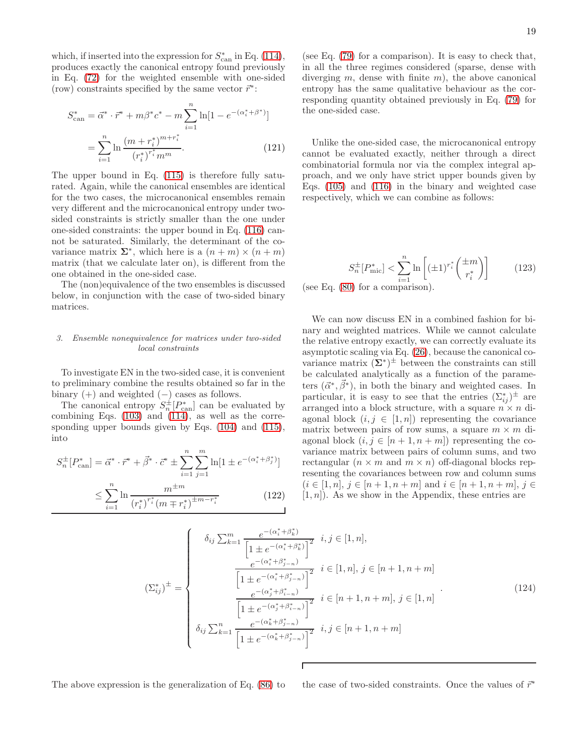which, if inserted into the expression for $S^*_{\rm can}$ in Eq. (114), produces exactly the canonical entropy found previously in Eq. (72) for the weighted ensemble with one-sided (row) constraints specified by the same vector $\vec{r}^*$:

$$
\begin{aligned}
S^*_{\rm can} &= \vec{\alpha}^* \cdot \vec{r}^* + m\beta^* c^* - m\sum_{i=1}^{n} \ln[1 - e^{-(\alpha^*_i + \beta^*)}] \\
&= \sum_{i=1}^{n} \ln \frac{(m + r^*_i)^{m + r^*_i}}{(r^*_i)^{r^*_i} m^m}.
\end{aligned}
\tag{121}
$$

The upper bound in Eq. (115) is therefore fully saturated. Again, while the canonical ensembles are identical for the two cases, the microcanonical ensembles remain very different and the microcanonical entropy under two-sided constraints is strictly smaller than the one under one-sided constraints: the upper bound in Eq. (116) cannot be saturated. Similarly, the determinant of the covariance matrix $\mathbf{\Sigma}^*$, which here is a $(n+m) \times (n+m)$ matrix (that we calculate later on), is different from the one obtained in the one-sided case.

The (non)equivalence of the two ensembles is discussed below, in conjunction with the case of two-sided binary matrices.

### 3. Ensemble nonequivalence for matrices under two-sided local constraints

To investigate EN in the two-sided case, it is convenient to preliminary combine the results obtained so far in the binary $(+)$ and weighted $(-)$ cases as follows.

The canonical entropy $S^\pm_n[P^*_{\rm can}]$ can be evaluated by combining Eqs. (103) and (114), as well as the corresponding upper bounds given by Eqs. (104) and (115), into

$$
\begin{aligned}
S^\pm_n[P^*_{\rm can}] &= \vec{\alpha}^* \cdot \vec{r}^* + \vec{\beta}^* \cdot \vec{c}^* \pm \sum_{i=1}^{n}\sum_{j=1}^{m} \ln[1 \pm e^{-(\alpha^*_i + \beta^*_j)}] \\
&\leq \sum_{i=1}^{n} \ln \frac{m^{\pm m}}{(r^*_i)^{r^*_i} (m \mp r^*_i)^{\pm m - r^*_i}}
\end{aligned}
\tag{122}
$$

(see Eq. (79) for a comparison). It is easy to check that, in all the three regimes considered (sparse, dense with diverging $m$, dense with finite $m$), the above canonical entropy has the same qualitative behaviour as the corresponding quantity obtained previously in Eq. (79) for the one-sided case.

Unlike the one-sided case, the microcanonical entropy cannot be evaluated exactly, neither through a direct combinatorial formula nor via the complex integral approach, and we only have strict upper bounds given by Eqs. (105) and (116) in the binary and weighted case respectively, which we can combine as follows:

$$
S^\pm_n[P^*_{\rm mic}] < \sum_{i=1}^{n} \ln \left[ (\pm 1)^{r^*_i} \binom{\pm m}{r^*_i} \right] \tag{123}
$$

(see Eq. (80) for a comparison).

We can now discuss EN in a combined fashion for binary and weighted matrices. While we cannot calculate the relative entropy exactly, we can correctly evaluate its asymptotic scaling via Eq. (26), because the canonical covariance matrix $(\mathbf{\Sigma}^*)^\pm$ between the constraints can still be calculated analytically as a function of the parameters $(\vec{\alpha}^*, \vec{\beta}^*)$, in both the binary and weighted cases. In particular, it is easy to see that the entries $(\Sigma^*_{ij})^\pm$ are arranged into a block structure, with a square $n \times n$ diagonal block $(i, j \in [1, n])$ representing the covariance matrix between pairs of row sums, a square $m \times m$ diagonal block $(i, j \in [n+1, n+m])$ representing the covariance matrix between pairs of column sums, and two rectangular ($n \times m$ and $m \times n$) off-diagonal blocks representing the covariances between row and column sums ($i \in [1, n]$, $j \in [n+1, n+m]$ and $i \in [n+1, n+m]$, $j \in [1, n]$). As we show in the Appendix, these entries are

$$
(\Sigma^*_{ij})^\pm = \begin{cases}
\delta_{ij} \sum_{k=1}^{m} \dfrac{e^{-(\alpha^*_i + \beta^*_k)}}{\left[1 \pm e^{-(\alpha^*_i + \beta^*_k)}\right]^2} & i, j \in [1, n], \\[2ex]
\dfrac{e^{-(\alpha^*_i + \beta^*_{j-n})}}{\left[1 \pm e^{-(\alpha^*_i + \beta^*_{j-n})}\right]^2} & i \in [1, n],\ j \in [n+1, n+m] \\[2ex]
\dfrac{e^{-(\alpha^*_j + \beta^*_{i-n})}}{\left[1 \pm e^{-(\alpha^*_j + \beta^*_{i-n})}\right]^2} & i \in [n+1, n+m],\ j \in [1, n] \\[2ex]
\delta_{ij} \sum_{k=1}^{n} \dfrac{e^{-(\alpha^*_k + \beta^*_{j-n})}}{\left[1 \pm e^{-(\alpha^*_k + \beta^*_{j-n})}\right]^2} & i, j \in [n+1, n+m]
\end{cases}. \tag{124}
$$

The above expression is the generalization of Eq. (86) to the case of two-sided constraints. Once the values of $\vec{r}^*$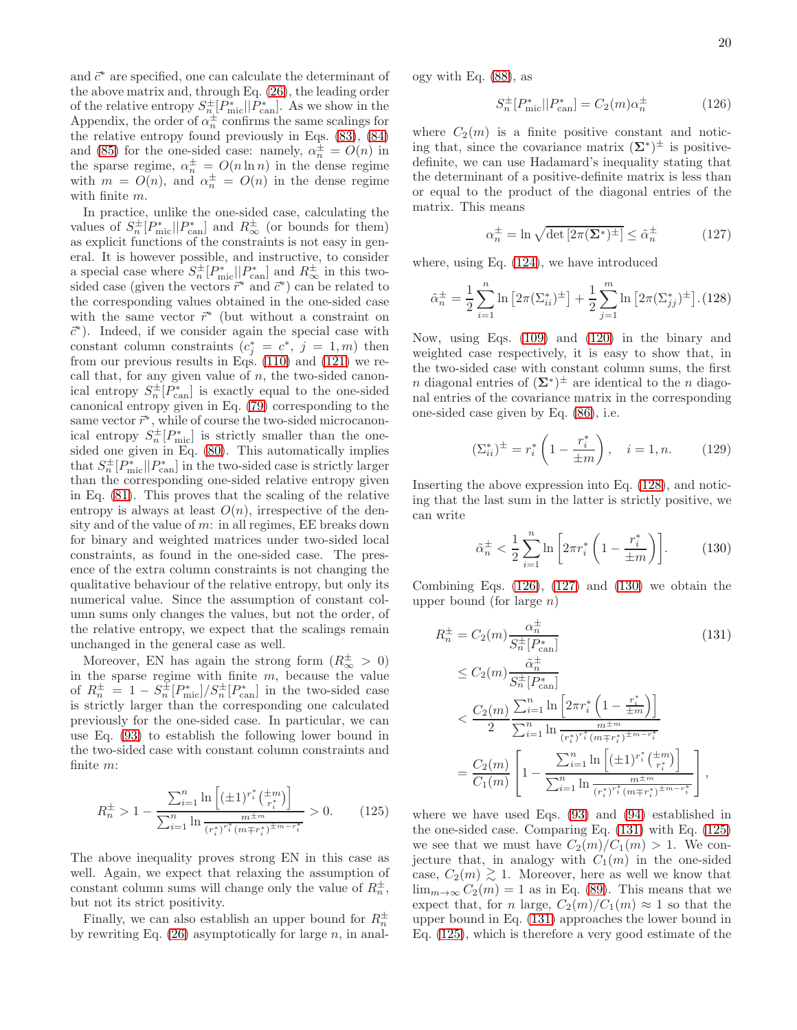and $\vec{c}^*$ are specified, one can calculate the determinant of the above matrix and, through Eq. (26), the leading order of the relative entropy $S_n^{\pm}[P^*_{\text{mic}}||P^*_{\text{can}}]$. As we show in the Appendix, the order of $\alpha_n^{\pm}$ confirms the same scalings for the relative entropy found previously in Eqs. (83), (84) and (85) for the one-sided case: namely, $\alpha_n^{\pm} = O(n)$ in the sparse regime, $\alpha_n^{\pm} = O(n \ln n)$ in the dense regime with $m = O(n)$, and $\alpha_n^{\pm} = O(n)$ in the dense regime with finite $m$.

In practice, unlike the one-sided case, calculating the values of $S_n^{\pm}[P^*_{\text{mic}}||P^*_{\text{can}}]$ and $R_\infty^{\pm}$ (or bounds for them) as explicit functions of the constraints is not easy in general. It is however possible, and instructive, to consider a special case where $S_n^{\pm}[P^*_{\text{mic}}||P^*_{\text{can}}]$ and $R_\infty^{\pm}$ in this two-sided case (given the vectors $\vec{r}^*$ and $\vec{c}^*$) can be related to the corresponding values obtained in the one-sided case with the same vector $\vec{r}^*$ (but without a constraint on $\vec{c}^*$). Indeed, if we consider again the special case with constant column constraints ($c_j^* = c^*$, $j = 1, m$) then from our previous results in Eqs. (110) and (121) we recall that, for any given value of $n$, the two-sided canonical entropy $S_n^{\pm}[P^*_{\text{can}}]$ is exactly equal to the one-sided canonical entropy given in Eq. (79) corresponding to the same vector $\vec{r}^*$, while of course the two-sided microcanonical entropy $S_n^{\pm}[P^*_{\text{mic}}]$ is strictly smaller than the one-sided one given in Eq. (80). This automatically implies that $S_n^{\pm}[P^*_{\text{mic}}||P^*_{\text{can}}]$ in the two-sided case is strictly larger than the corresponding one-sided relative entropy given in Eq. (81). This proves that the scaling of the relative entropy is always at least $O(n)$, irrespective of the density and of the value of $m$: in all regimes, EE breaks down for binary and weighted matrices under two-sided local constraints, as found in the one-sided case. The presence of the extra column constraints is not changing the qualitative behaviour of the relative entropy, but only its numerical value. Since the assumption of constant column sums only changes the values, but not the order, of the relative entropy, we expect that the scalings remain unchanged in the general case as well.

Moreover, EN has again the strong form ($R_\infty^{\pm} > 0$) in the sparse regime with finite $m$, because the value of $R_n^{\pm} = 1 - S_n^{\pm}[P^*_{\text{mic}}]/S_n^{\pm}[P^*_{\text{can}}]$ in the two-sided case is strictly larger than the corresponding one calculated previously for the one-sided case. In particular, we can use Eq. (93) to establish the following lower bound in the two-sided case with constant column constraints and finite $m$:

$$R_n^{\pm} > 1 - \frac{\sum_{i=1}^n \ln\left[(\pm 1)^{r_i^*}\binom{\pm m}{r_i^*}\right]}{\sum_{i=1}^n \ln \frac{m^{\pm m}}{(r_i^*)^{r_i^*}(m \mp r_i^*)^{\pm m - r_i^*}}} > 0. \qquad (125)$$

The above inequality proves strong EN in this case as well. Again, we expect that relaxing the assumption of constant column sums will change only the value of $R_n^{\pm}$, but not its strict positivity.

Finally, we can also establish an upper bound for $R_n^{\pm}$ by rewriting Eq. (26) asymptotically for large $n$, in analogy with Eq. (88), as

$$S_n^{\pm}[P^*_{\text{mic}}||P^*_{\text{can}}] = C_2(m)\alpha_n^{\pm} \qquad (126)$$

where $C_2(m)$ is a finite positive constant and noticing that, since the covariance matrix $(\mathbf{\Sigma}^*)^{\pm}$ is positive-definite, we can use Hadamard's inequality stating that the determinant of a positive-definite matrix is less than or equal to the product of the diagonal entries of the matrix. This means

$$\alpha_n^{\pm} = \ln\sqrt{\det\left[2\pi(\mathbf{\Sigma}^*)^{\pm}\right]} \leq \tilde{\alpha}_n^{\pm} \qquad (127)$$

where, using Eq. (124), we have introduced

$$\tilde{\alpha}_n^{\pm} = \frac{1}{2}\sum_{i=1}^n \ln\left[2\pi(\Sigma_{ii}^*)^{\pm}\right] + \frac{1}{2}\sum_{j=1}^m \ln\left[2\pi(\Sigma_{jj}^*)^{\pm}\right]. \qquad (128)$$

Now, using Eqs. (109) and (120) in the binary and weighted case respectively, it is easy to show that, in the two-sided case with constant column sums, the first $n$ diagonal entries of $(\mathbf{\Sigma}^*)^{\pm}$ are identical to the $n$ diagonal entries of the covariance matrix in the corresponding one-sided case given by Eq. (86), i.e.

$$(\Sigma_{ii}^*)^{\pm} = r_i^*\left(1 - \frac{r_i^*}{\pm m}\right), \quad i = 1, n. \qquad (129)$$

Inserting the above expression into Eq. (128), and noticing that the last sum in the latter is strictly positive, we can write

$$\tilde{\alpha}_n^{\pm} < \frac{1}{2}\sum_{i=1}^n \ln\left[2\pi r_i^*\left(1 - \frac{r_i^*}{\pm m}\right)\right]. \qquad (130)$$

Combining Eqs. (126), (127) and (130) we obtain the upper bound (for large $n$)

$$\begin{aligned}
R_n^{\pm} &= C_2(m)\frac{\alpha_n^{\pm}}{S_n^{\pm}[P^*_{\text{can}}]} \\
&\leq C_2(m)\frac{\tilde{\alpha}_n^{\pm}}{S_n^{\pm}[P^*_{\text{can}}]} \\
&< \frac{C_2(m)}{2}\frac{\sum_{i=1}^n \ln\left[2\pi r_i^*\left(1 - \frac{r_i^*}{\pm m}\right)\right]}{\sum_{i=1}^n \ln \frac{m^{\pm m}}{(r_i^*)^{r_i^*}(m \mp r_i^*)^{\pm m - r_i^*}}} \\
&= \frac{C_2(m)}{C_1(m)}\left[1 - \frac{\sum_{i=1}^n \ln\left[(\pm 1)^{r_i^*}\binom{\pm m}{r_i^*}\right]}{\sum_{i=1}^n \ln \frac{m^{\pm m}}{(r_i^*)^{r_i^*}(m \mp r_i^*)^{\pm m - r_i^*}}}\right],
\end{aligned} \qquad (131)$$

where we have used Eqs. (93) and (94) established in the one-sided case. Comparing Eq. (131) with Eq. (125) we see that we must have $C_2(m)/C_1(m) > 1$. We conjecture that, in analogy with $C_1(m)$ in the one-sided case, $C_2(m) \gtrsim 1$. Moreover, here as well we know that $\lim_{m\to\infty} C_2(m) = 1$ as in Eq. (89). This means that we expect that, for $n$ large, $C_2(m)/C_1(m) \approx 1$ so that the upper bound in Eq. (131) approaches the lower bound in Eq. (125), which is therefore a very good estimate of the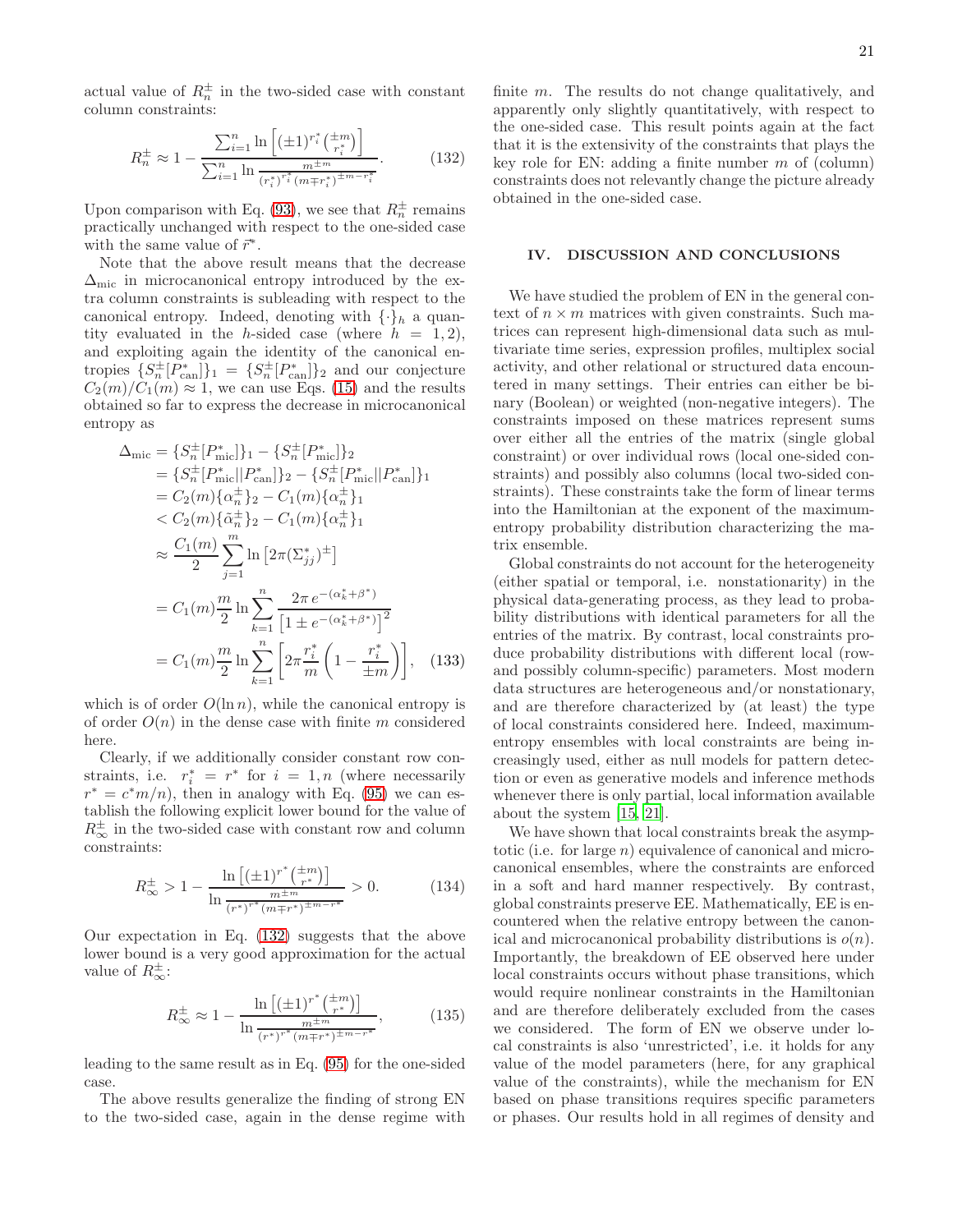actual value of $R_n^\pm$ in the two-sided case with constant column constraints:

$$R_n^\pm \approx 1 - \frac{\sum_{i=1}^n \ln\left[(\pm 1)^{r_i^*}\binom{\pm m}{r_i^*}\right]}{\sum_{i=1}^n \ln \frac{m^{\pm m}}{(r_i^*)^{r_i^*}(m \mp r_i^*)^{\pm m - r_i^*}}}. \tag{132}$$

Upon comparison with Eq. (93), we see that $R_n^\pm$ remains practically unchanged with respect to the one-sided case with the same value of $\vec{r}^*$.

Note that the above result means that the decrease $\Delta_{\text{mic}}$ in microcanonical entropy introduced by the extra column constraints is subleading with respect to the canonical entropy. Indeed, denoting with $\{\cdot\}_h$ a quantity evaluated in the $h$-sided case (where $h = 1, 2$), and exploiting again the identity of the canonical entropies $\{S_n^\pm[P^*_{\text{can}}]\}_1 = \{S_n^\pm[P^*_{\text{can}}]\}_2$ and our conjecture $C_2(m)/C_1(m) \approx 1$, we can use Eqs. (15) and the results obtained so far to express the decrease in microcanonical entropy as

$$\begin{aligned}
\Delta_{\text{mic}} &= \{S_n^\pm[P^*_{\text{mic}}]\}_1 - \{S_n^\pm[P^*_{\text{mic}}]\}_2 \\
&= \{S_n^\pm[P^*_{\text{mic}}||P^*_{\text{can}}]\}_2 - \{S_n^\pm[P^*_{\text{mic}}||P^*_{\text{can}}]\}_1 \\
&= C_2(m)\{\alpha_n^\pm\}_2 - C_1(m)\{\alpha_n^\pm\}_1 \\
&< C_2(m)\{\tilde{\alpha}_n^\pm\}_2 - C_1(m)\{\alpha_n^\pm\}_1 \\
&\approx \frac{C_1(m)}{2}\sum_{j=1}^m \ln\left[2\pi(\Sigma_{jj}^*)^\pm\right] \\
&= C_1(m)\frac{m}{2}\ln\sum_{k=1}^n \frac{2\pi\, e^{-(\alpha_k^*+\beta^*)}}{\left[1 \pm e^{-(\alpha_k^*+\beta^*)}\right]^2} \\
&= C_1(m)\frac{m}{2}\ln\sum_{k=1}^n \left[2\pi\frac{r_i^*}{m}\left(1 - \frac{r_i^*}{\pm m}\right)\right],
\end{aligned} \tag{133}$$

which is of order $O(\ln n)$, while the canonical entropy is of order $O(n)$ in the dense case with finite $m$ considered here.

Clearly, if we additionally consider constant row constraints, i.e. $r_i^* = r^*$ for $i = 1, n$ (where necessarily $r^* = c^* m/n$), then in analogy with Eq. (95) we can establish the following explicit lower bound for the value of $R_\infty^\pm$ in the two-sided case with constant row and column constraints:

$$R_\infty^\pm > 1 - \frac{\ln\left[(\pm 1)^{r^*}\binom{\pm m}{r^*}\right]}{\ln \frac{m^{\pm m}}{(r^*)^{r^*}(m \mp r^*)^{\pm m - r^*}}} > 0. \tag{134}$$

Our expectation in Eq. (132) suggests that the above lower bound is a very good approximation for the actual value of $R_\infty^\pm$:

$$R_\infty^\pm \approx 1 - \frac{\ln\left[(\pm 1)^{r^*}\binom{\pm m}{r^*}\right]}{\ln \frac{m^{\pm m}}{(r^*)^{r^*}(m \mp r^*)^{\pm m - r^*}}}, \tag{135}$$

leading to the same result as in Eq. (95) for the one-sided case.

The above results generalize the finding of strong EN to the two-sided case, again in the dense regime with finite $m$. The results do not change qualitatively, and apparently only slightly quantitatively, with respect to the one-sided case. This result points again at the fact that it is the extensivity of the constraints that plays the key role for EN: adding a finite number $m$ of (column) constraints does not relevantly change the picture already obtained in the one-sided case.

## IV. DISCUSSION AND CONCLUSIONS

We have studied the problem of EN in the general context of $n \times m$ matrices with given constraints. Such matrices can represent high-dimensional data such as multivariate time series, expression profiles, multiplex social activity, and other relational or structured data encountered in many settings. Their entries can either be binary (Boolean) or weighted (non-negative integers). The constraints imposed on these matrices represent sums over either all the entries of the matrix (single global constraint) or over individual rows (local one-sided constraints) and possibly also columns (local two-sided constraints). These constraints take the form of linear terms into the Hamiltonian at the exponent of the maximum-entropy probability distribution characterizing the matrix ensemble.

Global constraints do not account for the heterogeneity (either spatial or temporal, i.e. nonstationarity) in the physical data-generating process, as they lead to probability distributions with identical parameters for all the entries of the matrix. By contrast, local constraints produce probability distributions with different local (row- and possibly column-specific) parameters. Most modern data structures are heterogeneous and/or nonstationary, and are therefore characterized by (at least) the type of local constraints considered here. Indeed, maximum-entropy ensembles with local constraints are being increasingly used, either as null models for pattern detection or even as generative models and inference methods whenever there is only partial, local information available about the system [15, 21].

We have shown that local constraints break the asymptotic (i.e. for large $n$) equivalence of canonical and microcanonical ensembles, where the constraints are enforced in a soft and hard manner respectively. By contrast, global constraints preserve EE. Mathematically, EE is encountered when the relative entropy between the canonical and microcanonical probability distributions is $o(n)$. Importantly, the breakdown of EE observed here under local constraints occurs without phase transitions, which would require nonlinear constraints in the Hamiltonian and are therefore deliberately excluded from the cases we considered. The form of EN we observe under local constraints is also 'unrestricted', i.e. it holds for any value of the model parameters (here, for any graphical value of the constraints), while the mechanism for EN based on phase transitions requires specific parameters or phases. Our results hold in all regimes of density and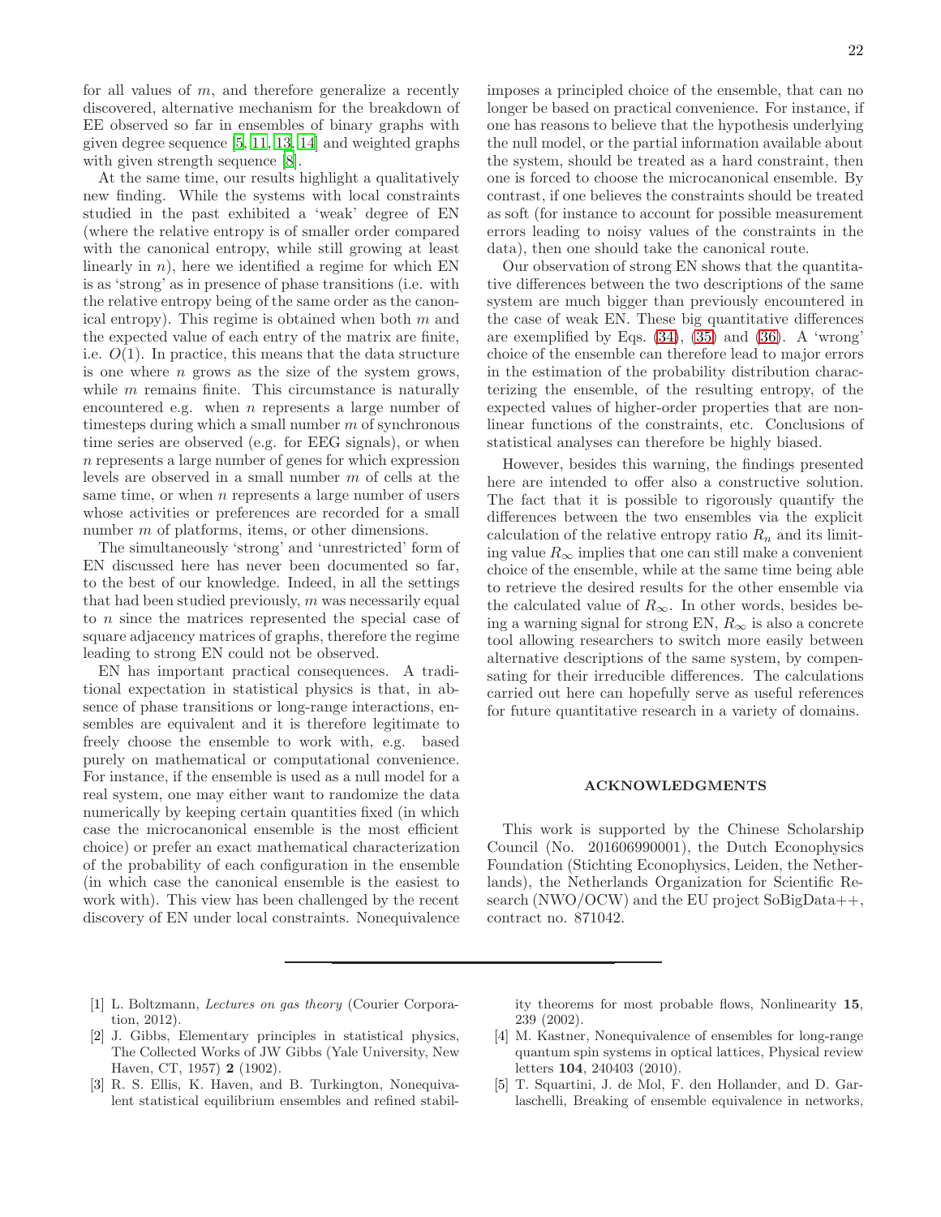for all values of $m$, and therefore generalize a recently discovered, alternative mechanism for the breakdown of EE observed so far in ensembles of binary graphs with given degree sequence [5, 11, 13, 14] and weighted graphs with given strength sequence [8].

At the same time, our results highlight a qualitatively new finding. While the systems with local constraints studied in the past exhibited a 'weak' degree of EN (where the relative entropy is of smaller order compared with the canonical entropy, while still growing at least linearly in $n$), here we identified a regime for which EN is as 'strong' as in presence of phase transitions (i.e. with the relative entropy being of the same order as the canonical entropy). This regime is obtained when both $m$ and the expected value of each entry of the matrix are finite, i.e. $O(1)$. In practice, this means that the data structure is one where $n$ grows as the size of the system grows, while $m$ remains finite. This circumstance is naturally encountered e.g. when $n$ represents a large number of timesteps during which a small number $m$ of synchronous time series are observed (e.g. for EEG signals), or when $n$ represents a large number of genes for which expression levels are observed in a small number $m$ of cells at the same time, or when $n$ represents a large number of users whose activities or preferences are recorded for a small number $m$ of platforms, items, or other dimensions.

The simultaneously 'strong' and 'unrestricted' form of EN discussed here has never been documented so far, to the best of our knowledge. Indeed, in all the settings that had been studied previously, $m$ was necessarily equal to $n$ since the matrices represented the special case of square adjacency matrices of graphs, therefore the regime leading to strong EN could not be observed.

EN has important practical consequences. A traditional expectation in statistical physics is that, in absence of phase transitions or long-range interactions, ensembles are equivalent and it is therefore legitimate to freely choose the ensemble to work with, e.g. based purely on mathematical or computational convenience. For instance, if the ensemble is used as a null model for a real system, one may either want to randomize the data numerically by keeping certain quantities fixed (in which case the microcanonical ensemble is the most efficient choice) or prefer an exact mathematical characterization of the probability of each configuration in the ensemble (in which case the canonical ensemble is the easiest to work with). This view has been challenged by the recent discovery of EN under local constraints. Nonequivalence imposes a principled choice of the ensemble, that can no longer be based on practical convenience. For instance, if one has reasons to believe that the hypothesis underlying the null model, or the partial information available about the system, should be treated as a hard constraint, then one is forced to choose the microcanonical ensemble. By contrast, if one believes the constraints should be treated as soft (for instance to account for possible measurement errors leading to noisy values of the constraints in the data), then one should take the canonical route.

Our observation of strong EN shows that the quantitative differences between the two descriptions of the same system are much bigger than previously encountered in the case of weak EN. These big quantitative differences are exemplified by Eqs. (34), (35) and (36). A 'wrong' choice of the ensemble can therefore lead to major errors in the estimation of the probability distribution characterizing the ensemble, of the resulting entropy, of the expected values of higher-order properties that are nonlinear functions of the constraints, etc. Conclusions of statistical analyses can therefore be highly biased.

However, besides this warning, the findings presented here are intended to offer also a constructive solution. The fact that it is possible to rigorously quantify the differences between the two ensembles via the explicit calculation of the relative entropy ratio $R_n$ and its limiting value $R_\infty$ implies that one can still make a convenient choice of the ensemble, while at the same time being able to retrieve the desired results for the other ensemble via the calculated value of $R_\infty$. In other words, besides being a warning signal for strong EN, $R_\infty$ is also a concrete tool allowing researchers to switch more easily between alternative descriptions of the same system, by compensating for their irreducible differences. The calculations carried out here can hopefully serve as useful references for future quantitative research in a variety of domains.

## ACKNOWLEDGMENTS

This work is supported by the Chinese Scholarship Council (No. 201606990001), the Dutch Econophysics Foundation (Stichting Econophysics, Leiden, the Netherlands), the Netherlands Organization for Scientific Research (NWO/OCW) and the EU project SoBigData++, contract no. 871042.

---

[1] L. Boltzmann, *Lectures on gas theory* (Courier Corporation, 2012).

[2] J. Gibbs, Elementary principles in statistical physics, The Collected Works of JW Gibbs (Yale University, New Haven, CT, 1957) **2** (1902).

[3] R. S. Ellis, K. Haven, and B. Turkington, Nonequivalent statistical equilibrium ensembles and refined stability theorems for most probable flows, Nonlinearity **15**, 239 (2002).

[4] M. Kastner, Nonequivalence of ensembles for long-range quantum spin systems in optical lattices, Physical review letters **104**, 240403 (2010).

[5] T. Squartini, J. de Mol, F. den Hollander, and D. Garlaschelli, Breaking of ensemble equivalence in networks,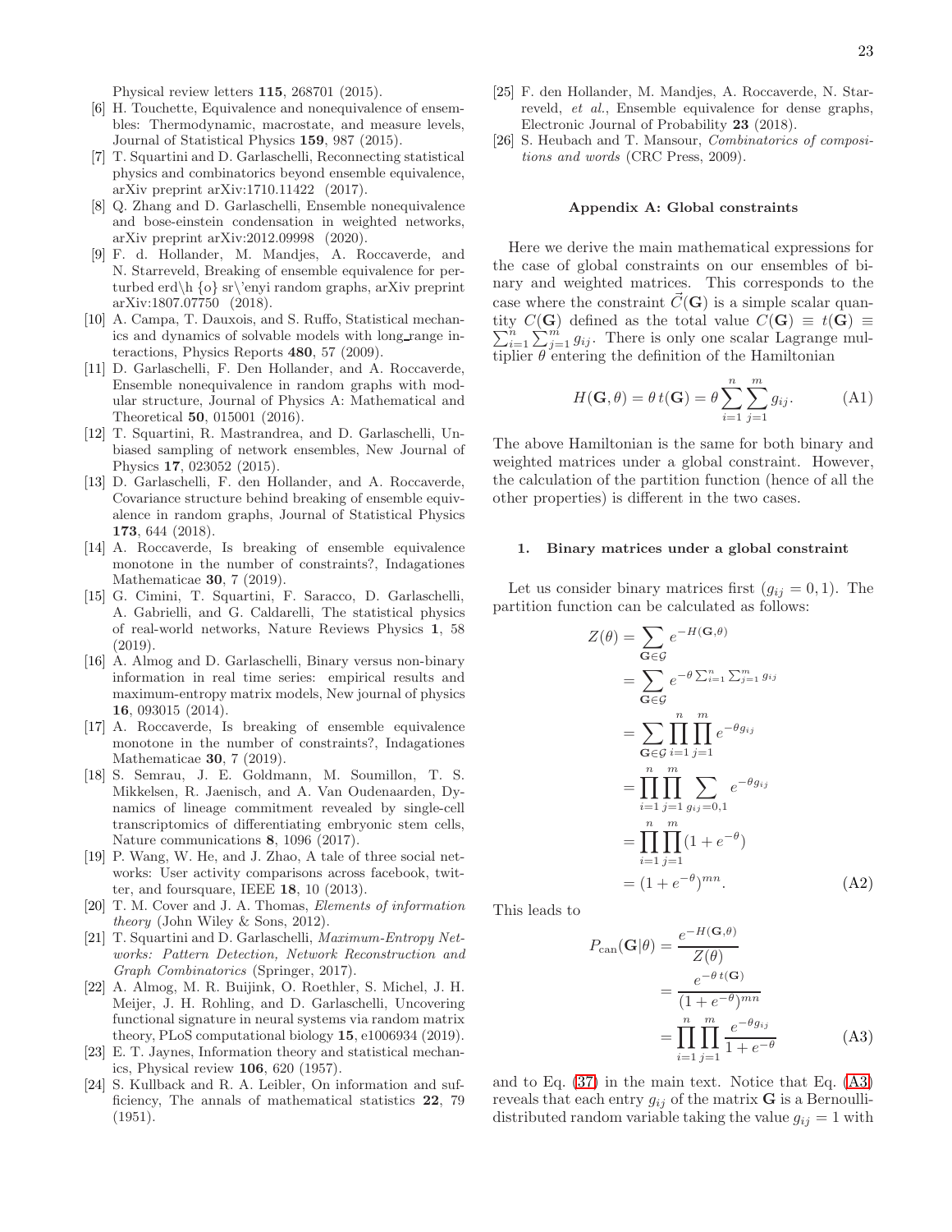Physical review letters **115**, 268701 (2015).

[6] H. Touchette, Equivalence and nonequivalence of ensembles: Thermodynamic, macrostate, and measure levels, Journal of Statistical Physics **159**, 987 (2015).

[7] T. Squartini and D. Garlaschelli, Reconnecting statistical physics and combinatorics beyond ensemble equivalence, arXiv preprint arXiv:1710.11422 (2017).

[8] Q. Zhang and D. Garlaschelli, Ensemble nonequivalence and bose-einstein condensation in weighted networks, arXiv preprint arXiv:2012.09998 (2020).

[9] F. d. Hollander, M. Mandjes, A. Roccaverde, and N. Starreveld, Breaking of ensemble equivalence for perturbed erd\h {o} sr\'enyi random graphs, arXiv preprint arXiv:1807.07750 (2018).

[10] A. Campa, T. Dauxois, and S. Ruffo, Statistical mechanics and dynamics of solvable models with long_range interactions, Physics Reports **480**, 57 (2009).

[11] D. Garlaschelli, F. Den Hollander, and A. Roccaverde, Ensemble nonequivalence in random graphs with modular structure, Journal of Physics A: Mathematical and Theoretical **50**, 015001 (2016).

[12] T. Squartini, R. Mastrandrea, and D. Garlaschelli, Unbiased sampling of network ensembles, New Journal of Physics **17**, 023052 (2015).

[13] D. Garlaschelli, F. den Hollander, and A. Roccaverde, Covariance structure behind breaking of ensemble equivalence in random graphs, Journal of Statistical Physics **173**, 644 (2018).

[14] A. Roccaverde, Is breaking of ensemble equivalence monotone in the number of constraints?, Indagationes Mathematicae **30**, 7 (2019).

[15] G. Cimini, T. Squartini, F. Saracco, D. Garlaschelli, A. Gabrielli, and G. Caldarelli, The statistical physics of real-world networks, Nature Reviews Physics **1**, 58 (2019).

[16] A. Almog and D. Garlaschelli, Binary versus non-binary information in real time series: empirical results and maximum-entropy matrix models, New journal of physics **16**, 093015 (2014).

[17] A. Roccaverde, Is breaking of ensemble equivalence monotone in the number of constraints?, Indagationes Mathematicae **30**, 7 (2019).

[18] S. Semrau, J. E. Goldmann, M. Soumillon, T. S. Mikkelsen, R. Jaenisch, and A. Van Oudenaarden, Dynamics of lineage commitment revealed by single-cell transcriptomics of differentiating embryonic stem cells, Nature communications **8**, 1096 (2017).

[19] P. Wang, W. He, and J. Zhao, A tale of three social networks: User activity comparisons across facebook, twitter, and foursquare, IEEE **18**, 10 (2013).

[20] T. M. Cover and J. A. Thomas, *Elements of information theory* (John Wiley & Sons, 2012).

[21] T. Squartini and D. Garlaschelli, *Maximum-Entropy Networks: Pattern Detection, Network Reconstruction and Graph Combinatorics* (Springer, 2017).

[22] A. Almog, M. R. Buijink, O. Roethler, S. Michel, J. H. Meijer, J. H. Rohling, and D. Garlaschelli, Uncovering functional signature in neural systems via random matrix theory, PLoS computational biology **15**, e1006934 (2019).

[23] E. T. Jaynes, Information theory and statistical mechanics, Physical review **106**, 620 (1957).

[24] S. Kullback and R. A. Leibler, On information and sufficiency, The annals of mathematical statistics **22**, 79 (1951).

[25] F. den Hollander, M. Mandjes, A. Roccaverde, N. Starreveld, *et al.*, Ensemble equivalence for dense graphs, Electronic Journal of Probability **23** (2018).

[26] S. Heubach and T. Mansour, *Combinatorics of compositions and words* (CRC Press, 2009).

## Appendix A: Global constraints

Here we derive the main mathematical expressions for the case of global constraints on our ensembles of binary and weighted matrices. This corresponds to the case where the constraint $\vec{C}(\mathbf{G})$ is a simple scalar quantity $C(\mathbf{G})$ defined as the total value $C(\mathbf{G}) \equiv t(\mathbf{G}) \equiv \sum_{i=1}^{n}\sum_{j=1}^{m} g_{ij}$. There is only one scalar Lagrange multiplier $\theta$ entering the definition of the Hamiltonian

$$H(\mathbf{G}, \theta) = \theta\, t(\mathbf{G}) = \theta \sum_{i=1}^{n}\sum_{j=1}^{m} g_{ij}. \tag{A1}$$

The above Hamiltonian is the same for both binary and weighted matrices under a global constraint. However, the calculation of the partition function (hence of all the other properties) is different in the two cases.

### 1. Binary matrices under a global constraint

Let us consider binary matrices first ($g_{ij} = 0, 1$). The partition function can be calculated as follows:

$$\begin{aligned}
Z(\theta) &= \sum_{\mathbf{G}\in\mathcal{G}} e^{-H(\mathbf{G},\theta)} \\
&= \sum_{\mathbf{G}\in\mathcal{G}} e^{-\theta \sum_{i=1}^{n}\sum_{j=1}^{m} g_{ij}} \\
&= \sum_{\mathbf{G}\in\mathcal{G}} \prod_{i=1}^{n}\prod_{j=1}^{m} e^{-\theta g_{ij}} \\
&= \prod_{i=1}^{n}\prod_{j=1}^{m} \sum_{g_{ij}=0,1} e^{-\theta g_{ij}} \\
&= \prod_{i=1}^{n}\prod_{j=1}^{m} (1 + e^{-\theta}) \\
&= (1 + e^{-\theta})^{mn}.
\end{aligned} \tag{A2}$$

This leads to

$$\begin{aligned}
P_{\mathrm{can}}(\mathbf{G}|\theta) &= \frac{e^{-H(\mathbf{G},\theta)}}{Z(\theta)} \\
&= \frac{e^{-\theta\, t(\mathbf{G})}}{(1 + e^{-\theta})^{mn}} \\
&= \prod_{i=1}^{n}\prod_{j=1}^{m} \frac{e^{-\theta g_{ij}}}{1 + e^{-\theta}}
\end{aligned} \tag{A3}$$

and to Eq. (37) in the main text. Notice that Eq. (A3) reveals that each entry $g_{ij}$ of the matrix $\mathbf{G}$ is a Bernoulli-distributed random variable taking the value $g_{ij} = 1$ with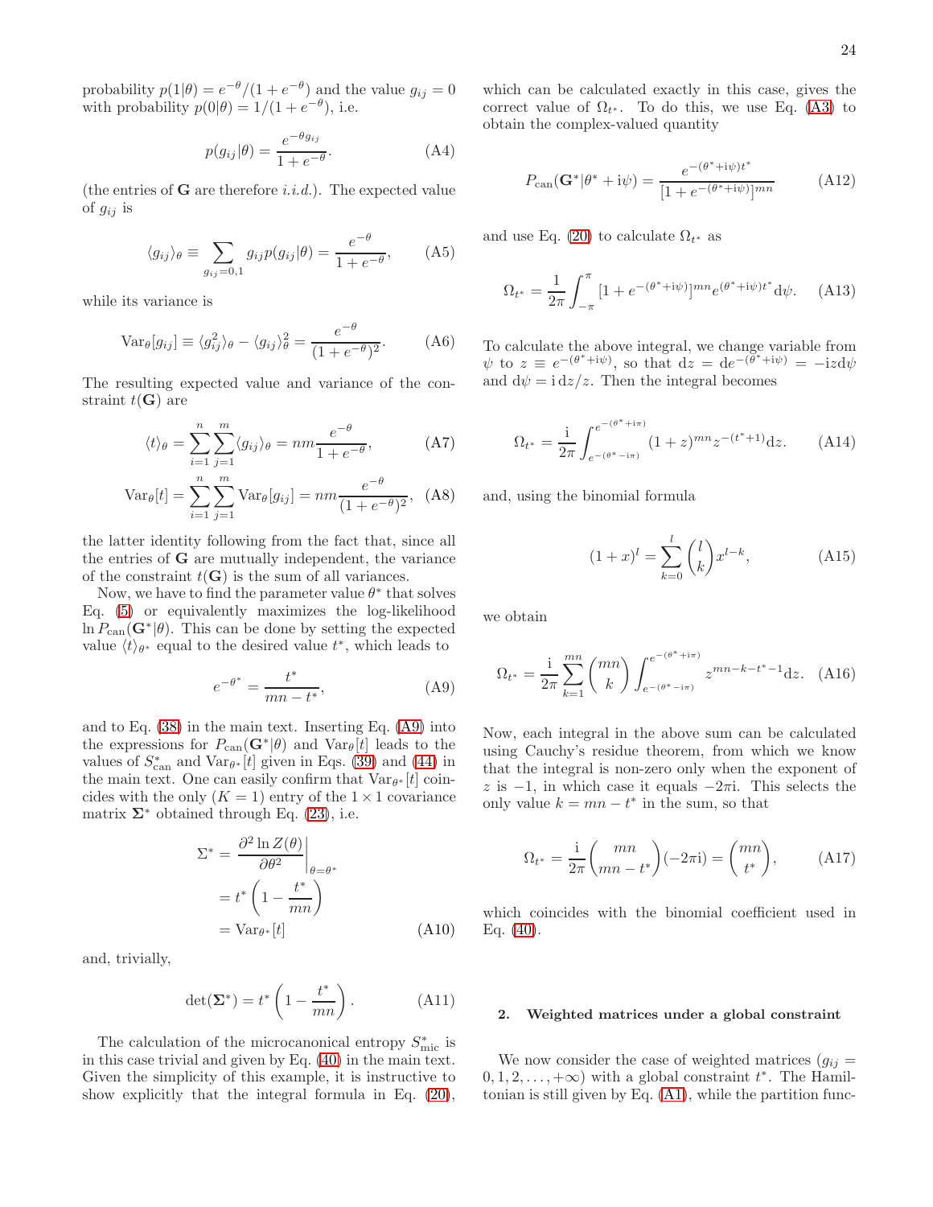probability $p(1|\theta) = e^{-\theta}/(1+e^{-\theta})$ and the value $g_{ij} = 0$ with probability $p(0|\theta) = 1/(1+e^{-\theta})$, i.e.

$$p(g_{ij}|\theta) = \frac{e^{-\theta g_{ij}}}{1+e^{-\theta}}. \tag{A4}$$

(the entries of $\mathbf{G}$ are therefore *i.i.d.*). The expected value of $g_{ij}$ is

$$\langle g_{ij}\rangle_\theta \equiv \sum_{g_{ij}=0,1} g_{ij} p(g_{ij}|\theta) = \frac{e^{-\theta}}{1+e^{-\theta}}, \tag{A5}$$

while its variance is

$$\mathrm{Var}_\theta[g_{ij}] \equiv \langle g_{ij}^2\rangle_\theta - \langle g_{ij}\rangle_\theta^2 = \frac{e^{-\theta}}{(1+e^{-\theta})^2}. \tag{A6}$$

The resulting expected value and variance of the constraint $t(\mathbf{G})$ are

$$\langle t\rangle_\theta = \sum_{i=1}^{n}\sum_{j=1}^{m}\langle g_{ij}\rangle_\theta = nm\frac{e^{-\theta}}{1+e^{-\theta}}, \tag{A7}$$

$$\mathrm{Var}_\theta[t] = \sum_{i=1}^{n}\sum_{j=1}^{m}\mathrm{Var}_\theta[g_{ij}] = nm\frac{e^{-\theta}}{(1+e^{-\theta})^2}, \tag{A8}$$

the latter identity following from the fact that, since all the entries of $\mathbf{G}$ are mutually independent, the variance of the constraint $t(\mathbf{G})$ is the sum of all variances.

Now, we have to find the parameter value $\theta^*$ that solves Eq. (5) or equivalently maximizes the log-likelihood $\ln P_{\mathrm{can}}(\mathbf{G}^*|\theta)$. This can be done by setting the expected value $\langle t\rangle_{\theta^*}$ equal to the desired value $t^*$, which leads to

$$e^{-\theta^*} = \frac{t^*}{mn - t^*}, \tag{A9}$$

and to Eq. (38) in the main text. Inserting Eq. (A9) into the expressions for $P_{\mathrm{can}}(\mathbf{G}^*|\theta)$ and $\mathrm{Var}_\theta[t]$ leads to the values of $S^*_{\mathrm{can}}$ and $\mathrm{Var}_{\theta^*}[t]$ given in Eqs. (39) and (44) in the main text. One can easily confirm that $\mathrm{Var}_{\theta^*}[t]$ coincides with the only ($K=1$) entry of the $1\times 1$ covariance matrix $\mathbf{\Sigma}^*$ obtained through Eq. (23), i.e.

$$\begin{aligned}\Sigma^* &= \left.\frac{\partial^2 \ln Z(\theta)}{\partial\theta^2}\right|_{\theta=\theta^*} \\ &= t^*\left(1 - \frac{t^*}{mn}\right) \\ &= \mathrm{Var}_{\theta^*}[t]\end{aligned} \tag{A10}$$

and, trivially,

$$\det(\mathbf{\Sigma}^*) = t^*\left(1-\frac{t^*}{mn}\right). \tag{A11}$$

The calculation of the microcanonical entropy $S^*_{\mathrm{mic}}$ is in this case trivial and given by Eq. (40) in the main text. Given the simplicity of this example, it is instructive to show explicitly that the integral formula in Eq. (20), which can be calculated exactly in this case, gives the correct value of $\Omega_{t^*}$. To do this, we use Eq. (A3) to obtain the complex-valued quantity

$$P_{\mathrm{can}}(\mathbf{G}^*|\theta^* + \mathrm{i}\psi) = \frac{e^{-(\theta^*+\mathrm{i}\psi)t^*}}{[1+e^{-(\theta^*+\mathrm{i}\psi)}]^{mn}} \tag{A12}$$

and use Eq. (20) to calculate $\Omega_{t^*}$ as

$$\Omega_{t^*} = \frac{1}{2\pi}\int_{-\pi}^{\pi}[1+e^{-(\theta^*+\mathrm{i}\psi)}]^{mn} e^{(\theta^*+\mathrm{i}\psi)t^*}\mathrm{d}\psi. \tag{A13}$$

To calculate the above integral, we change variable from $\psi$ to $z \equiv e^{-(\theta^*+\mathrm{i}\psi)}$, so that $\mathrm{d}z = \mathrm{d}e^{-(\theta^*+\mathrm{i}\psi)} = -\mathrm{i}z\mathrm{d}\psi$ and $\mathrm{d}\psi = \mathrm{i}\,\mathrm{d}z/z$. Then the integral becomes

$$\Omega_{t^*} = \frac{\mathrm{i}}{2\pi}\int_{e^{-(\theta^*-\mathrm{i}\pi)}}^{e^{-(\theta^*+\mathrm{i}\pi)}} (1+z)^{mn} z^{-(t^*+1)}\mathrm{d}z. \tag{A14}$$

and, using the binomial formula

$$(1+x)^l = \sum_{k=0}^{l}\binom{l}{k}x^{l-k}, \tag{A15}$$

we obtain

$$\Omega_{t^*} = \frac{\mathrm{i}}{2\pi}\sum_{k=1}^{mn}\binom{mn}{k}\int_{e^{-(\theta^*-\mathrm{i}\pi)}}^{e^{-(\theta^*+\mathrm{i}\pi)}} z^{mn-k-t^*-1}\mathrm{d}z. \tag{A16}$$

Now, each integral in the above sum can be calculated using Cauchy's residue theorem, from which we know that the integral is non-zero only when the exponent of $z$ is $-1$, in which case it equals $-2\pi\mathrm{i}$. This selects the only value $k = mn - t^*$ in the sum, so that

$$\Omega_{t^*} = \frac{\mathrm{i}}{2\pi}\binom{mn}{mn-t^*}(-2\pi\mathrm{i}) = \binom{mn}{t^*}, \tag{A17}$$

which coincides with the binomial coefficient used in Eq. (40).

## 2. Weighted matrices under a global constraint

We now consider the case of weighted matrices ($g_{ij} = 0, 1, 2, \ldots, +\infty$) with a global constraint $t^*$. The Hamiltonian is still given by Eq. (A1), while the partition func-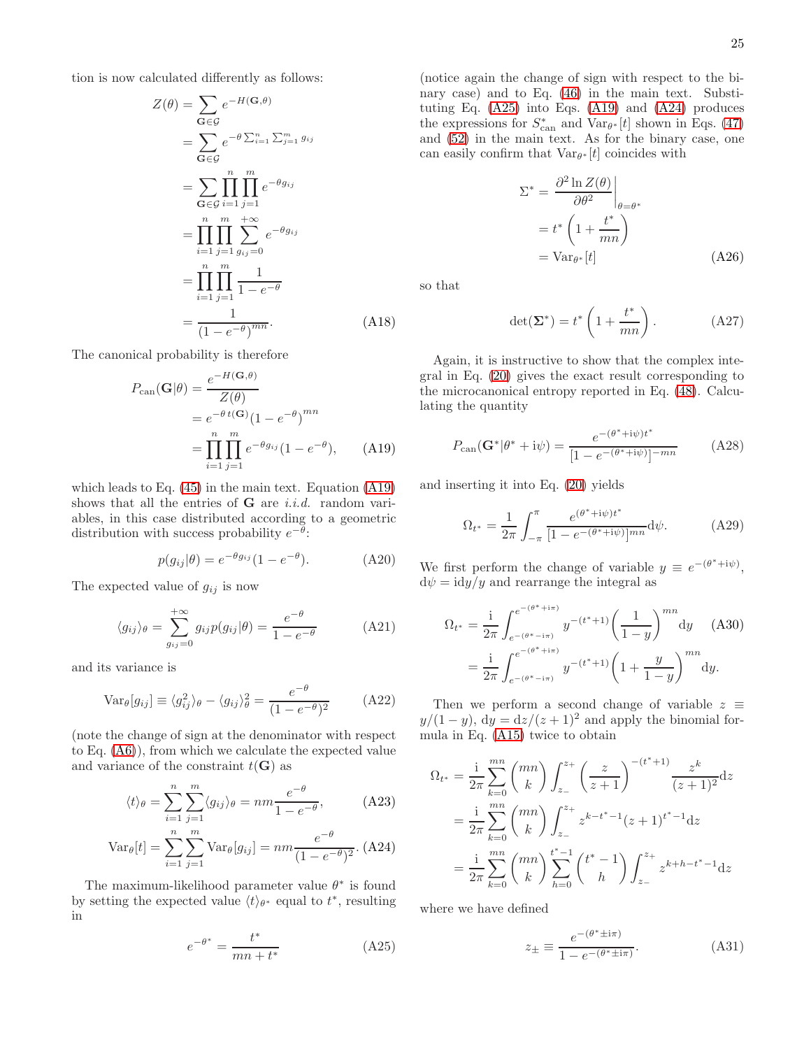tion is now calculated differently as follows:

$$
\begin{aligned}
Z(\theta) &= \sum_{\mathbf{G}\in\mathcal{G}} e^{-H(\mathbf{G},\theta)} \\
&= \sum_{\mathbf{G}\in\mathcal{G}} e^{-\theta\sum_{i=1}^{n}\sum_{j=1}^{m} g_{ij}} \\
&= \sum_{\mathbf{G}\in\mathcal{G}} \prod_{i=1}^{n}\prod_{j=1}^{m} e^{-\theta g_{ij}} \\
&= \prod_{i=1}^{n}\prod_{j=1}^{m}\sum_{g_{ij}=0}^{+\infty} e^{-\theta g_{ij}} \\
&= \prod_{i=1}^{n}\prod_{j=1}^{m}\frac{1}{1-e^{-\theta}} \\
&= \frac{1}{(1-e^{-\theta})^{mn}}.
\end{aligned}
\tag{A18}
$$

The canonical probability is therefore

$$
\begin{aligned}
P_{\text{can}}(\mathbf{G}|\theta) &= \frac{e^{-H(\mathbf{G},\theta)}}{Z(\theta)} \\
&= e^{-\theta\, t(\mathbf{G})}(1-e^{-\theta})^{mn} \\
&= \prod_{i=1}^{n}\prod_{j=1}^{m} e^{-\theta g_{ij}}(1-e^{-\theta}),
\end{aligned}
\tag{A19}
$$

which leads to Eq. (45) in the main text. Equation (A19) shows that all the entries of $\mathbf{G}$ are *i.i.d.* random variables, in this case distributed according to a geometric distribution with success probability $e^{-\theta}$:

$$
p(g_{ij}|\theta) = e^{-\theta g_{ij}}(1-e^{-\theta}). \tag{A20}
$$

The expected value of $g_{ij}$ is now

$$
\langle g_{ij}\rangle_\theta = \sum_{g_{ij}=0}^{+\infty} g_{ij}\, p(g_{ij}|\theta) = \frac{e^{-\theta}}{1-e^{-\theta}} \tag{A21}
$$

and its variance is

$$
\text{Var}_\theta[g_{ij}] \equiv \langle g_{ij}^2\rangle_\theta - \langle g_{ij}\rangle_\theta^2 = \frac{e^{-\theta}}{(1-e^{-\theta})^2} \tag{A22}
$$

(note the change of sign at the denominator with respect to Eq. (A6)), from which we calculate the expected value and variance of the constraint $t(\mathbf{G})$ as

$$
\langle t\rangle_\theta = \sum_{i=1}^{n}\sum_{j=1}^{m}\langle g_{ij}\rangle_\theta = nm\frac{e^{-\theta}}{1-e^{-\theta}}, \tag{A23}
$$

$$
\text{Var}_\theta[t] = \sum_{i=1}^{n}\sum_{j=1}^{m}\text{Var}_\theta[g_{ij}] = nm\frac{e^{-\theta}}{(1-e^{-\theta})^2}. \tag{A24}
$$

The maximum-likelihood parameter value $\theta^*$ is found by setting the expected value $\langle t\rangle_{\theta^*}$ equal to $t^*$, resulting in

$$
e^{-\theta^*} = \frac{t^*}{mn+t^*} \tag{A25}
$$

(notice again the change of sign with respect to the binary case) and to Eq. (46) in the main text. Substituting Eq. (A25) into Eqs. (A19) and (A24) produces the expressions for $S^*_{\text{can}}$ and $\text{Var}_{\theta^*}[t]$ shown in Eqs. (47) and (52) in the main text. As for the binary case, one can easily confirm that $\text{Var}_{\theta^*}[t]$ coincides with

$$
\begin{aligned}
\Sigma^* &= \left.\frac{\partial^2 \ln Z(\theta)}{\partial\theta^2}\right|_{\theta=\theta^*} \\
&= t^*\left(1+\frac{t^*}{mn}\right) \\
&= \text{Var}_{\theta^*}[t]
\end{aligned}
\tag{A26}
$$

so that

$$
\det(\mathbf{\Sigma}^*) = t^*\left(1+\frac{t^*}{mn}\right). \tag{A27}
$$

Again, it is instructive to show that the complex integral in Eq. (20) gives the exact result corresponding to the microcanonical entropy reported in Eq. (48). Calculating the quantity

$$
P_{\text{can}}(\mathbf{G}^*|\theta^*+\mathrm{i}\psi) = \frac{e^{-(\theta^*+\mathrm{i}\psi)t^*}}{[1-e^{-(\theta^*+\mathrm{i}\psi)}]^{-mn}} \tag{A28}
$$

and inserting it into Eq. (20) yields

$$
\Omega_{t^*} = \frac{1}{2\pi}\int_{-\pi}^{\pi}\frac{e^{(\theta^*+\mathrm{i}\psi)t^*}}{[1-e^{-(\theta^*+\mathrm{i}\psi)}]^{mn}}\mathrm{d}\psi. \tag{A29}
$$

We first perform the change of variable $y \equiv e^{-(\theta^*+\mathrm{i}\psi)}$, $\mathrm{d}\psi = \mathrm{i}\mathrm{d}y/y$ and rearrange the integral as

$$
\begin{aligned}
\Omega_{t^*} &= \frac{\mathrm{i}}{2\pi}\int_{e^{-(\theta^*-\mathrm{i}\pi)}}^{e^{-(\theta^*+\mathrm{i}\pi)}} y^{-(t^*+1)}\left(\frac{1}{1-y}\right)^{mn}\mathrm{d}y \\
&= \frac{\mathrm{i}}{2\pi}\int_{e^{-(\theta^*-\mathrm{i}\pi)}}^{e^{-(\theta^*+\mathrm{i}\pi)}} y^{-(t^*+1)}\left(1+\frac{y}{1-y}\right)^{mn}\mathrm{d}y.
\end{aligned}
\tag{A30}
$$

Then we perform a second change of variable $z \equiv y/(1-y)$, $\mathrm{d}y = \mathrm{d}z/(z+1)^2$ and apply the binomial formula in Eq. (A15) twice to obtain

$$
\begin{aligned}
\Omega_{t^*} &= \frac{\mathrm{i}}{2\pi}\sum_{k=0}^{mn}\binom{mn}{k}\int_{z_-}^{z_+}\left(\frac{z}{z+1}\right)^{-(t^*+1)}\frac{z^k}{(z+1)^2}\mathrm{d}z \\
&= \frac{\mathrm{i}}{2\pi}\sum_{k=0}^{mn}\binom{mn}{k}\int_{z_-}^{z_+} z^{k-t^*-1}(z+1)^{t^*-1}\mathrm{d}z \\
&= \frac{\mathrm{i}}{2\pi}\sum_{k=0}^{mn}\binom{mn}{k}\sum_{h=0}^{t^*-1}\binom{t^*-1}{h}\int_{z_-}^{z_+} z^{k+h-t^*-1}\mathrm{d}z
\end{aligned}
$$

where we have defined

$$
z_\pm \equiv \frac{e^{-(\theta^*\pm\mathrm{i}\pi)}}{1-e^{-(\theta^*\pm\mathrm{i}\pi)}}. \tag{A31}
$$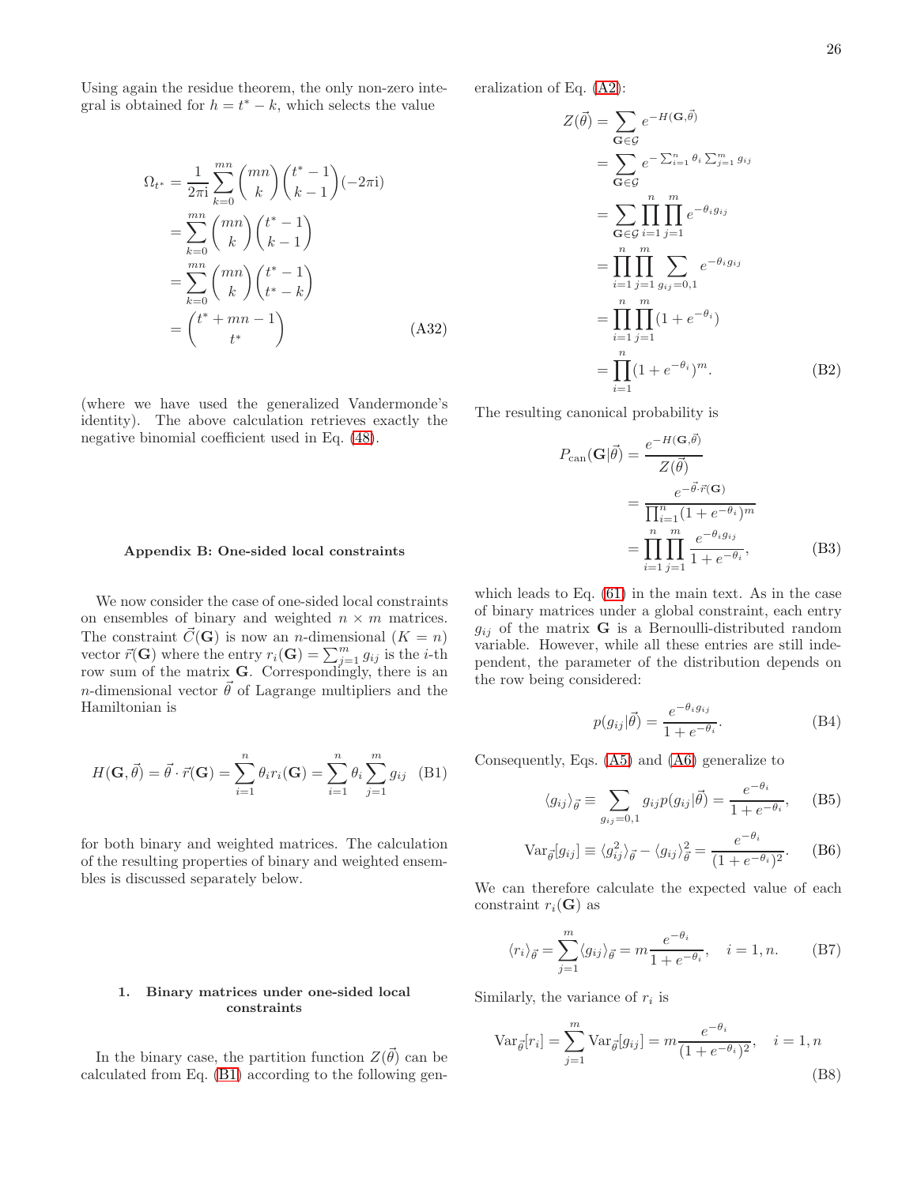Using again the residue theorem, the only non-zero integral is obtained for $h = t^* - k$, which selects the value

$$
\begin{aligned}
\Omega_{t^*} &= \frac{1}{2\pi \mathrm{i}} \sum_{k=0}^{mn} \binom{mn}{k} \binom{t^*-1}{k-1} (-2\pi \mathrm{i}) \\
&= \sum_{k=0}^{mn} \binom{mn}{k} \binom{t^*-1}{k-1} \\
&= \sum_{k=0}^{mn} \binom{mn}{k} \binom{t^*-1}{t^*-k} \\
&= \binom{t^*+mn-1}{t^*}
\end{aligned} \tag{A32}
$$

(where we have used the generalized Vandermonde's identity). The above calculation retrieves exactly the negative binomial coefficient used in Eq. (48).

## Appendix B: One-sided local constraints

We now consider the case of one-sided local constraints on ensembles of binary and weighted $n \times m$ matrices. The constraint $\vec{C}(\mathbf{G})$ is now an $n$-dimensional ($K = n$) vector $\vec{r}(\mathbf{G})$ where the entry $r_i(\mathbf{G}) = \sum_{j=1}^{m} g_{ij}$ is the $i$-th row sum of the matrix $\mathbf{G}$. Correspondingly, there is an $n$-dimensional vector $\vec{\theta}$ of Lagrange multipliers and the Hamiltonian is

$$
H(\mathbf{G}, \vec{\theta}) = \vec{\theta} \cdot \vec{r}(\mathbf{G}) = \sum_{i=1}^{n} \theta_i r_i(\mathbf{G}) = \sum_{i=1}^{n} \theta_i \sum_{j=1}^{m} g_{ij} \tag{B1}
$$

for both binary and weighted matrices. The calculation of the resulting properties of binary and weighted ensembles is discussed separately below.

### 1. Binary matrices under one-sided local constraints

In the binary case, the partition function $Z(\vec{\theta})$ can be calculated from Eq. (B1) according to the following generalization of Eq. (A2):

$$
\begin{aligned}
Z(\vec{\theta}) &= \sum_{\mathbf{G} \in \mathcal{G}} e^{-H(\mathbf{G}, \vec{\theta})} \\
&= \sum_{\mathbf{G} \in \mathcal{G}} e^{-\sum_{i=1}^{n} \theta_i \sum_{j=1}^{m} g_{ij}} \\
&= \sum_{\mathbf{G} \in \mathcal{G}} \prod_{i=1}^{n} \prod_{j=1}^{m} e^{-\theta_i g_{ij}} \\
&= \prod_{i=1}^{n} \prod_{j=1}^{m} \sum_{g_{ij}=0,1} e^{-\theta_i g_{ij}} \\
&= \prod_{i=1}^{n} \prod_{j=1}^{m} (1 + e^{-\theta_i}) \\
&= \prod_{i=1}^{n} (1 + e^{-\theta_i})^m.
\end{aligned} \tag{B2}
$$

The resulting canonical probability is

$$
\begin{aligned}
P_{\text{can}}(\mathbf{G}|\vec{\theta}) &= \frac{e^{-H(\mathbf{G}, \vec{\theta})}}{Z(\vec{\theta})} \\
&= \frac{e^{-\vec{\theta} \cdot \vec{r}(\mathbf{G})}}{\prod_{i=1}^{n} (1 + e^{-\theta_i})^m} \\
&= \prod_{i=1}^{n} \prod_{j=1}^{m} \frac{e^{-\theta_i g_{ij}}}{1 + e^{-\theta_i}},
\end{aligned} \tag{B3}
$$

which leads to Eq. (61) in the main text. As in the case of binary matrices under a global constraint, each entry $g_{ij}$ of the matrix $\mathbf{G}$ is a Bernoulli-distributed random variable. However, while all these entries are still independent, the parameter of the distribution depends on the row being considered:

$$
p(g_{ij}|\vec{\theta}) = \frac{e^{-\theta_i g_{ij}}}{1 + e^{-\theta_i}}. \tag{B4}
$$

Consequently, Eqs. (A5) and (A6) generalize to

$$
\langle g_{ij} \rangle_{\vec{\theta}} \equiv \sum_{g_{ij}=0,1} g_{ij} p(g_{ij}|\vec{\theta}) = \frac{e^{-\theta_i}}{1 + e^{-\theta_i}}, \tag{B5}
$$

$$
\text{Var}_{\vec{\theta}}[g_{ij}] \equiv \langle g_{ij}^2 \rangle_{\vec{\theta}} - \langle g_{ij} \rangle_{\vec{\theta}}^2 = \frac{e^{-\theta_i}}{(1 + e^{-\theta_i})^2}. \tag{B6}
$$

We can therefore calculate the expected value of each constraint $r_i(\mathbf{G})$ as

$$
\langle r_i \rangle_{\vec{\theta}} = \sum_{j=1}^{m} \langle g_{ij} \rangle_{\vec{\theta}} = m \frac{e^{-\theta_i}}{1 + e^{-\theta_i}}, \quad i = 1, n. \tag{B7}
$$

Similarly, the variance of $r_i$ is

$$
\text{Var}_{\vec{\theta}}[r_i] = \sum_{j=1}^{m} \text{Var}_{\vec{\theta}}[g_{ij}] = m \frac{e^{-\theta_i}}{(1 + e^{-\theta_i})^2}, \quad i = 1, n \tag{B8}
$$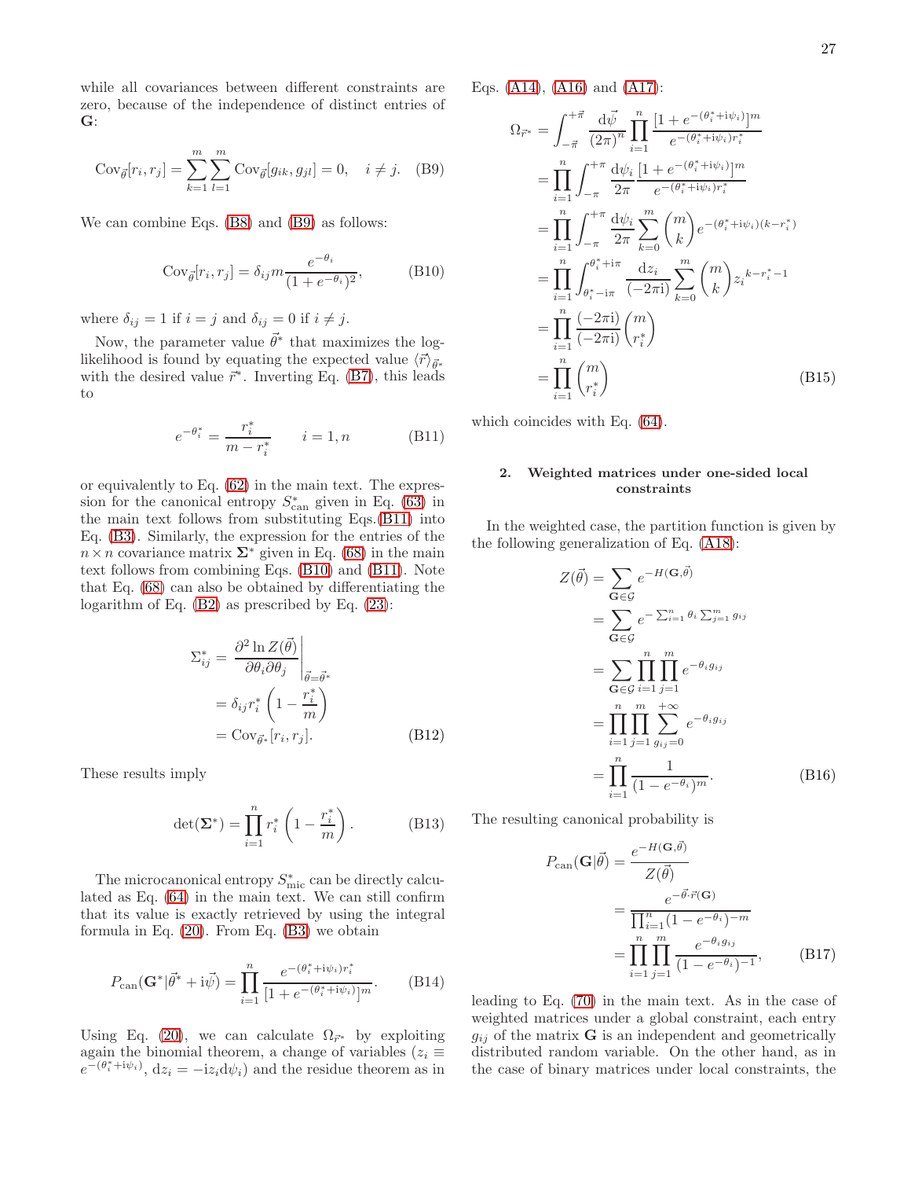while all covariances between different constraints are zero, because of the independence of distinct entries of $\mathbf{G}$:

$$\mathrm{Cov}_{\vec{\theta}}[r_i, r_j] = \sum_{k=1}^{m}\sum_{l=1}^{m} \mathrm{Cov}_{\vec{\theta}}[g_{ik}, g_{jl}] = 0, \quad i \neq j. \quad \text{(B9)}$$

We can combine Eqs. (B8) and (B9) as follows:

$$\mathrm{Cov}_{\vec{\theta}}[r_i, r_j] = \delta_{ij} m \frac{e^{-\theta_i}}{(1+e^{-\theta_i})^2}, \quad \text{(B10)}$$

where $\delta_{ij} = 1$ if $i = j$ and $\delta_{ij} = 0$ if $i \neq j$.

Now, the parameter value $\vec{\theta}^*$ that maximizes the log-likelihood is found by equating the expected value $\langle \vec{r} \rangle_{\vec{\theta}^*}$ with the desired value $\vec{r}^*$. Inverting Eq. (B7), this leads to

$$e^{-\theta_i^*} = \frac{r_i^*}{m - r_i^*} \qquad i = 1, n \quad \text{(B11)}$$

or equivalently to Eq. (62) in the main text. The expression for the canonical entropy $S^*_{\mathrm{can}}$ given in Eq. (63) in the main text follows from substituting Eqs.(B11) into Eq. (B3). Similarly, the expression for the entries of the $n \times n$ covariance matrix $\mathbf{\Sigma}^*$ given in Eq. (68) in the main text follows from combining Eqs. (B10) and (B11). Note that Eq. (68) can also be obtained by differentiating the logarithm of Eq. (B2) as prescribed by Eq. (23):

$$\begin{aligned}
\Sigma^*_{ij} &= \left.\frac{\partial^2 \ln Z(\vec{\theta})}{\partial\theta_i \partial\theta_j}\right|_{\vec{\theta}=\vec{\theta}^*} \\
&= \delta_{ij} r_i^* \left(1 - \frac{r_i^*}{m}\right) \\
&= \mathrm{Cov}_{\vec{\theta}^*}[r_i, r_j]. \qquad \text{(B12)}
\end{aligned}$$

These results imply

$$\det(\mathbf{\Sigma}^*) = \prod_{i=1}^{n} r_i^* \left(1 - \frac{r_i^*}{m}\right). \quad \text{(B13)}$$

The microcanonical entropy $S^*_{\mathrm{mic}}$ can be directly calculated as Eq. (64) in the main text. We can still confirm that its value is exactly retrieved by using the integral formula in Eq. (20). From Eq. (B3) we obtain

$$P_{\mathrm{can}}(\mathbf{G}^* | \vec{\theta}^* + \mathrm{i}\vec{\psi}) = \prod_{i=1}^{n} \frac{e^{-(\theta_i^* + \mathrm{i}\psi_i) r_i^*}}{[1 + e^{-(\theta_i^* + \mathrm{i}\psi_i)}]^m}. \quad \text{(B14)}$$

Using Eq. (20), we can calculate $\Omega_{\vec{r}^*}$ by exploiting again the binomial theorem, a change of variables ($z_i \equiv e^{-(\theta_i^* + \mathrm{i}\psi_i)}$, $\mathrm{d}z_i = -\mathrm{i} z_i \mathrm{d}\psi_i$) and the residue theorem as in Eqs. (A14), (A16) and (A17):

$$\begin{aligned}
\Omega_{\vec{r}^*} &= \int_{-\vec{\pi}}^{+\vec{\pi}} \frac{\mathrm{d}\vec{\psi}}{(2\pi)^n} \prod_{i=1}^{n} \frac{[1 + e^{-(\theta_i^* + \mathrm{i}\psi_i)}]^m}{e^{-(\theta_i^* + \mathrm{i}\psi_i) r_i^*}} \\
&= \prod_{i=1}^{n} \int_{-\pi}^{+\pi} \frac{\mathrm{d}\psi_i}{2\pi} \frac{[1 + e^{-(\theta_i^* + \mathrm{i}\psi_i)}]^m}{e^{-(\theta_i^* + \mathrm{i}\psi_i) r_i^*}} \\
&= \prod_{i=1}^{n} \int_{-\pi}^{+\pi} \frac{\mathrm{d}\psi_i}{2\pi} \sum_{k=0}^{m} \binom{m}{k} e^{-(\theta_i^* + \mathrm{i}\psi_i)(k - r_i^*)} \\
&= \prod_{i=1}^{n} \int_{\theta_i^* - \mathrm{i}\pi}^{\theta_i^* + \mathrm{i}\pi} \frac{\mathrm{d}z_i}{(-2\pi\mathrm{i})} \sum_{k=0}^{m} \binom{m}{k} {z_i}^{k - r_i^* - 1} \\
&= \prod_{i=1}^{n} \frac{(-2\pi\mathrm{i})}{(-2\pi\mathrm{i})} \binom{m}{r_i^*} \\
&= \prod_{i=1}^{n} \binom{m}{r_i^*} \qquad \text{(B15)}
\end{aligned}$$

which coincides with Eq. (64).

## 2. Weighted matrices under one-sided local constraints

In the weighted case, the partition function is given by the following generalization of Eq. (A18):

$$\begin{aligned}
Z(\vec{\theta}) &= \sum_{\mathbf{G} \in \mathcal{G}} e^{-H(\mathbf{G}, \vec{\theta})} \\
&= \sum_{\mathbf{G} \in \mathcal{G}} e^{-\sum_{i=1}^{n} \theta_i \sum_{j=1}^{m} g_{ij}} \\
&= \sum_{\mathbf{G} \in \mathcal{G}} \prod_{i=1}^{n} \prod_{j=1}^{m} e^{-\theta_i g_{ij}} \\
&= \prod_{i=1}^{n} \prod_{j=1}^{m} \sum_{g_{ij}=0}^{+\infty} e^{-\theta_i g_{ij}} \\
&= \prod_{i=1}^{n} \frac{1}{(1 - e^{-\theta_i})^m}. \qquad \text{(B16)}
\end{aligned}$$

The resulting canonical probability is

$$\begin{aligned}
P_{\mathrm{can}}(\mathbf{G} | \vec{\theta}) &= \frac{e^{-H(\mathbf{G}, \vec{\theta})}}{Z(\vec{\theta})} \\
&= \frac{e^{-\vec{\theta} \cdot \vec{r}(\mathbf{G})}}{\prod_{i=1}^{n} (1 - e^{-\theta_i})^{-m}} \\
&= \prod_{i=1}^{n} \prod_{j=1}^{m} \frac{e^{-\theta_i g_{ij}}}{(1 - e^{-\theta_i})^{-1}}, \qquad \text{(B17)}
\end{aligned}$$

leading to Eq. (70) in the main text. As in the case of weighted matrices under a global constraint, each entry $g_{ij}$ of the matrix $\mathbf{G}$ is an independent and geometrically distributed random variable. On the other hand, as in the case of binary matrices under local constraints, the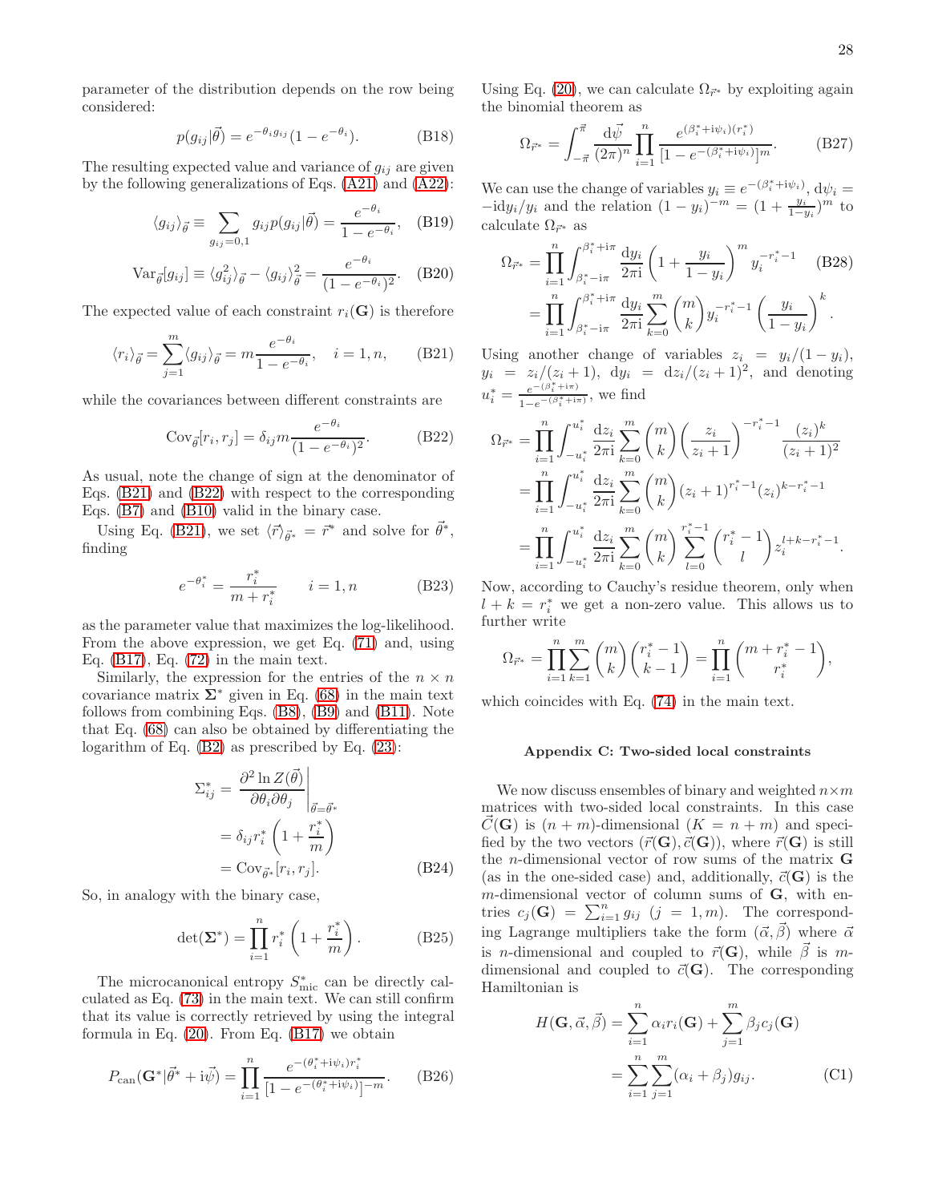parameter of the distribution depends on the row being considered:

$$p(g_{ij}|\vec{\theta}) = e^{-\theta_i g_{ij}}(1 - e^{-\theta_i}). \tag{B18}$$

The resulting expected value and variance of $g_{ij}$ are given by the following generalizations of Eqs. (A21) and (A22):

$$\langle g_{ij}\rangle_{\vec{\theta}} \equiv \sum_{g_{ij}=0,1} g_{ij} p(g_{ij}|\vec{\theta}) = \frac{e^{-\theta_i}}{1 - e^{-\theta_i}}, \tag{B19}$$

$$\mathrm{Var}_{\vec{\theta}}[g_{ij}] \equiv \langle g_{ij}^2\rangle_{\vec{\theta}} - \langle g_{ij}\rangle_{\vec{\theta}}^2 = \frac{e^{-\theta_i}}{(1 - e^{-\theta_i})^2}. \tag{B20}$$

The expected value of each constraint $r_i(\mathbf{G})$ is therefore

$$\langle r_i\rangle_{\vec{\theta}} = \sum_{j=1}^{m} \langle g_{ij}\rangle_{\vec{\theta}} = m\frac{e^{-\theta_i}}{1 - e^{-\theta_i}}, \quad i = 1, n, \tag{B21}$$

while the covariances between different constraints are

$$\mathrm{Cov}_{\vec{\theta}}[r_i, r_j] = \delta_{ij} m \frac{e^{-\theta_i}}{(1 - e^{-\theta_i})^2}. \tag{B22}$$

As usual, note the change of sign at the denominator of Eqs. (B21) and (B22) with respect to the corresponding Eqs. (B7) and (B10) valid in the binary case.

Using Eq. (B21), we set $\langle \vec{r}\rangle_{\vec{\theta}^*} = \vec{r}^*$ and solve for $\vec{\theta}^*$, finding

$$e^{-\theta_i^*} = \frac{r_i^*}{m + r_i^*} \qquad i = 1, n \tag{B23}$$

as the parameter value that maximizes the log-likelihood. From the above expression, we get Eq. (71) and, using Eq. (B17), Eq. (72) in the main text.

Similarly, the expression for the entries of the $n \times n$ covariance matrix $\mathbf{\Sigma}^*$ given in Eq. (68) in the main text follows from combining Eqs. (B8), (B9) and (B11). Note that Eq. (68) can also be obtained by differentiating the logarithm of Eq. (B2) as prescribed by Eq. (23):

$$\begin{aligned}
\Sigma_{ij}^* &= \left.\frac{\partial^2 \ln Z(\vec{\theta})}{\partial\theta_i \partial\theta_j}\right|_{\vec{\theta}=\vec{\theta}^*} \\
&= \delta_{ij} r_i^* \left(1 + \frac{r_i^*}{m}\right) \\
&= \mathrm{Cov}_{\vec{\theta}^*}[r_i, r_j].
\end{aligned} \tag{B24}$$

So, in analogy with the binary case,

$$\det(\mathbf{\Sigma}^*) = \prod_{i=1}^{n} r_i^* \left(1 + \frac{r_i^*}{m}\right). \tag{B25}$$

The microcanonical entropy $S^*_{\mathrm{mic}}$ can be directly calculated as Eq. (73) in the main text. We can still confirm that its value is correctly retrieved by using the integral formula in Eq. (20). From Eq. (B17) we obtain

$$P_{\mathrm{can}}(\mathbf{G}^*|\vec{\theta}^* + \mathrm{i}\vec{\psi}) = \prod_{i=1}^{n} \frac{e^{-(\theta_i^* + \mathrm{i}\psi_i) r_i^*}}{[1 - e^{-(\theta_i^* + \mathrm{i}\psi_i)}]^{-m}}. \tag{B26}$$

Using Eq. (20), we can calculate $\Omega_{\vec{r}^*}$ by exploiting again the binomial theorem as

$$\Omega_{\vec{r}^*} = \int_{-\vec{\pi}}^{\vec{\pi}} \frac{\mathrm{d}\vec{\psi}}{(2\pi)^n} \prod_{i=1}^{n} \frac{e^{(\beta_i^* + \mathrm{i}\psi_i)(r_i^*)}}{[1 - e^{-(\beta_i^* + \mathrm{i}\psi_i)}]^m}. \tag{B27}$$

We can use the change of variables $y_i \equiv e^{-(\beta_i^* + \mathrm{i}\psi_i)}$, $\mathrm{d}\psi_i = -\mathrm{i}\mathrm{d}y_i/y_i$ and the relation $(1 - y_i)^{-m} = (1 + \frac{y_i}{1-y_i})^m$ to calculate $\Omega_{\vec{r}^*}$ as

$$\begin{aligned}
\Omega_{\vec{r}^*} &= \prod_{i=1}^{n} \int_{\beta_i^* - \mathrm{i}\pi}^{\beta_i^* + \mathrm{i}\pi} \frac{\mathrm{d}y_i}{2\pi\mathrm{i}} \left(1 + \frac{y_i}{1 - y_i}\right)^m y_i^{-r_i^* - 1} \\
&= \prod_{i=1}^{n} \int_{\beta_i^* - \mathrm{i}\pi}^{\beta_i^* + \mathrm{i}\pi} \frac{\mathrm{d}y_i}{2\pi\mathrm{i}} \sum_{k=0}^{m} \binom{m}{k} y_i^{-r_i^* - 1} \left(\frac{y_i}{1 - y_i}\right)^k.
\end{aligned} \tag{B28}$$

Using another change of variables $z_i = y_i/(1 - y_i)$, $y_i = z_i/(z_i + 1)$, $\mathrm{d}y_i = \mathrm{d}z_i/(z_i + 1)^2$, and denoting $u_i^* = \frac{e^{-(\beta_i^* + \mathrm{i}\pi)}}{1 - e^{-(\beta_i^* + \mathrm{i}\pi)}}$, we find

$$\begin{aligned}
\Omega_{\vec{r}^*} &= \prod_{i=1}^{n} \int_{-u_i^*}^{u_i^*} \frac{\mathrm{d}z_i}{2\pi\mathrm{i}} \sum_{k=0}^{m} \binom{m}{k} \left(\frac{z_i}{z_i + 1}\right)^{-r_i^* - 1} \frac{(z_i)^k}{(z_i + 1)^2} \\
&= \prod_{i=1}^{n} \int_{-u_i^*}^{u_i^*} \frac{\mathrm{d}z_i}{2\pi\mathrm{i}} \sum_{k=0}^{m} \binom{m}{k} (z_i + 1)^{r_i^* - 1} (z_i)^{k - r_i^* - 1} \\
&= \prod_{i=1}^{n} \int_{-u_i^*}^{u_i^*} \frac{\mathrm{d}z_i}{2\pi\mathrm{i}} \sum_{k=0}^{m} \binom{m}{k} \sum_{l=0}^{r_i^* - 1} \binom{r_i^* - 1}{l} z_i^{l + k - r_i^* - 1}.
\end{aligned}$$

Now, according to Cauchy's residue theorem, only when $l + k = r_i^*$ we get a non-zero value. This allows us to further write

$$\Omega_{\vec{r}^*} = \prod_{i=1}^{n} \sum_{k=1}^{m} \binom{m}{k} \binom{r_i^* - 1}{k - 1} = \prod_{i=1}^{n} \binom{m + r_i^* - 1}{r_i^*},$$

which coincides with Eq. (74) in the main text.

### Appendix C: Two-sided local constraints

We now discuss ensembles of binary and weighted $n \times m$ matrices with two-sided local constraints. In this case $\vec{C}(\mathbf{G})$ is $(n + m)$-dimensional ($K = n + m$) and specified by the two vectors $(\vec{r}(\mathbf{G}), \vec{c}(\mathbf{G}))$, where $\vec{r}(\mathbf{G})$ is still the $n$-dimensional vector of row sums of the matrix $\mathbf{G}$ (as in the one-sided case) and, additionally, $\vec{c}(\mathbf{G})$ is the $m$-dimensional vector of column sums of $\mathbf{G}$, with entries $c_j(\mathbf{G}) = \sum_{i=1}^{n} g_{ij}$ $(j = 1, m)$. The corresponding Lagrange multipliers take the form $(\vec{\alpha}, \vec{\beta})$ where $\vec{\alpha}$ is $n$-dimensional and coupled to $\vec{r}(\mathbf{G})$, while $\vec{\beta}$ is $m$-dimensional and coupled to $\vec{c}(\mathbf{G})$. The corresponding Hamiltonian is

$$\begin{aligned}
H(\mathbf{G}, \vec{\alpha}, \vec{\beta}) &= \sum_{i=1}^{n} \alpha_i r_i(\mathbf{G}) + \sum_{j=1}^{m} \beta_j c_j(\mathbf{G}) \\
&= \sum_{i=1}^{n} \sum_{j=1}^{m} (\alpha_i + \beta_j) g_{ij}.
\end{aligned} \tag{C1}$$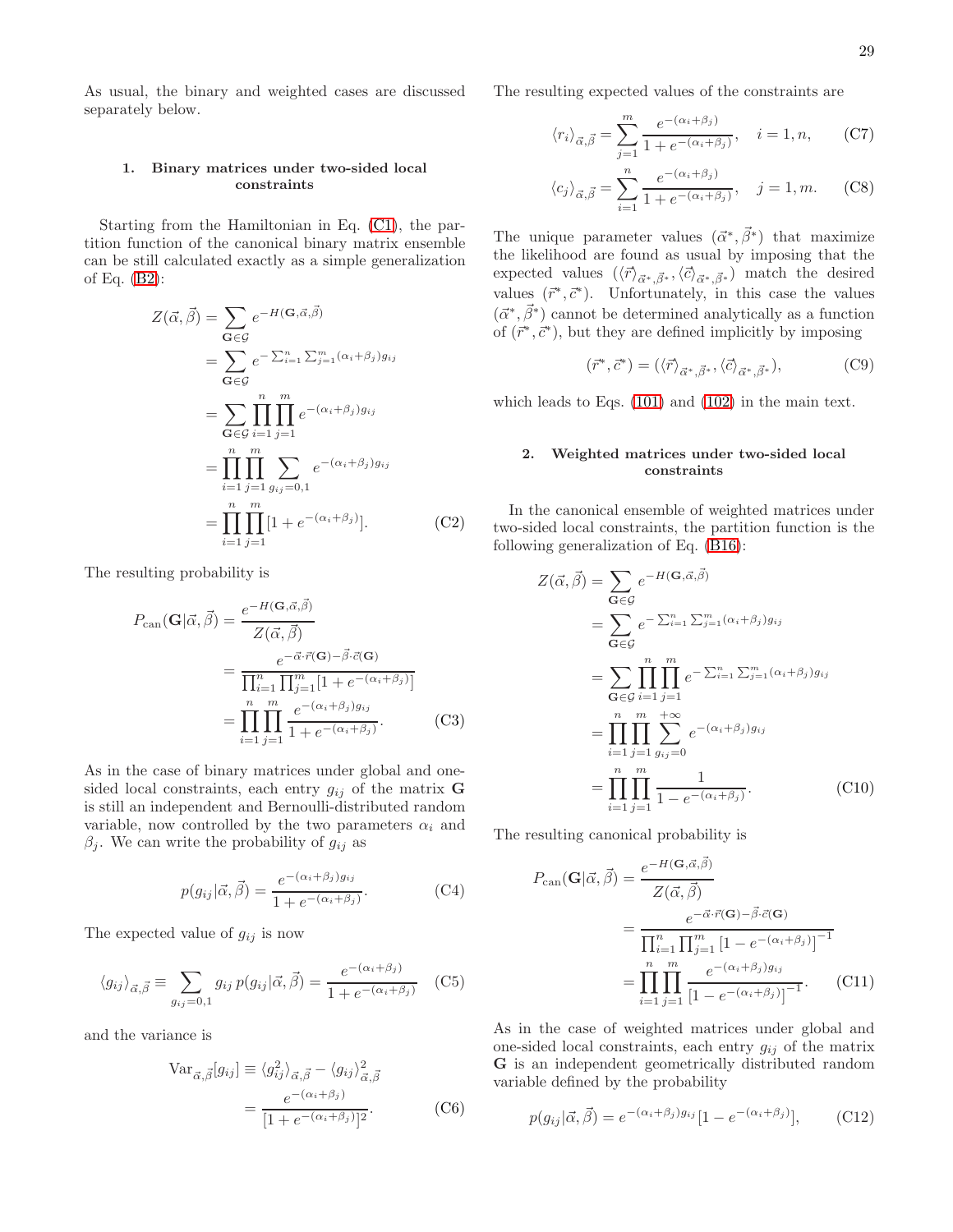As usual, the binary and weighted cases are discussed separately below.

### 1. Binary matrices under two-sided local constraints

Starting from the Hamiltonian in Eq. (C1), the partition function of the canonical binary matrix ensemble can be still calculated exactly as a simple generalization of Eq. (B2):

$$
\begin{aligned}
Z(\vec{\alpha},\vec{\beta}) &= \sum_{\mathbf{G}\in\mathcal{G}} e^{-H(\mathbf{G},\vec{\alpha},\vec{\beta})} \\
&= \sum_{\mathbf{G}\in\mathcal{G}} e^{-\sum_{i=1}^{n}\sum_{j=1}^{m}(\alpha_i+\beta_j)g_{ij}} \\
&= \sum_{\mathbf{G}\in\mathcal{G}} \prod_{i=1}^{n}\prod_{j=1}^{m} e^{-(\alpha_i+\beta_j)g_{ij}} \\
&= \prod_{i=1}^{n}\prod_{j=1}^{m} \sum_{g_{ij}=0,1} e^{-(\alpha_i+\beta_j)g_{ij}} \\
&= \prod_{i=1}^{n}\prod_{j=1}^{m} [1+e^{-(\alpha_i+\beta_j)}].
\end{aligned} \tag{C2}
$$

The resulting probability is

$$
\begin{aligned}
P_{\text{can}}(\mathbf{G}|\vec{\alpha},\vec{\beta}) &= \frac{e^{-H(\mathbf{G},\vec{\alpha},\vec{\beta})}}{Z(\vec{\alpha},\vec{\beta})} \\
&= \frac{e^{-\vec{\alpha}\cdot\vec{r}(\mathbf{G})-\vec{\beta}\cdot\vec{c}(\mathbf{G})}}{\prod_{i=1}^{n}\prod_{j=1}^{m}[1+e^{-(\alpha_i+\beta_j)}]} \\
&= \prod_{i=1}^{n}\prod_{j=1}^{m} \frac{e^{-(\alpha_i+\beta_j)g_{ij}}}{1+e^{-(\alpha_i+\beta_j)}}.
\end{aligned} \tag{C3}
$$

As in the case of binary matrices under global and one-sided local constraints, each entry $g_{ij}$ of the matrix $\mathbf{G}$ is still an independent and Bernoulli-distributed random variable, now controlled by the two parameters $\alpha_i$ and $\beta_j$. We can write the probability of $g_{ij}$ as

$$
p(g_{ij}|\vec{\alpha},\vec{\beta}) = \frac{e^{-(\alpha_i+\beta_j)g_{ij}}}{1+e^{-(\alpha_i+\beta_j)}}. \tag{C4}
$$

The expected value of $g_{ij}$ is now

$$
\langle g_{ij}\rangle_{\vec{\alpha},\vec{\beta}} \equiv \sum_{g_{ij}=0,1} g_{ij}\, p(g_{ij}|\vec{\alpha},\vec{\beta}) = \frac{e^{-(\alpha_i+\beta_j)}}{1+e^{-(\alpha_i+\beta_j)}} \tag{C5}
$$

and the variance is

$$
\begin{aligned}
\text{Var}_{\vec{\alpha},\vec{\beta}}[g_{ij}] &\equiv \langle g_{ij}^2\rangle_{\vec{\alpha},\vec{\beta}} - \langle g_{ij}\rangle_{\vec{\alpha},\vec{\beta}}^2 \\
&= \frac{e^{-(\alpha_i+\beta_j)}}{[1+e^{-(\alpha_i+\beta_j)}]^2}.
\end{aligned} \tag{C6}
$$

The resulting expected values of the constraints are

$$
\langle r_i\rangle_{\vec{\alpha},\vec{\beta}} = \sum_{j=1}^{m} \frac{e^{-(\alpha_i+\beta_j)}}{1+e^{-(\alpha_i+\beta_j)}}, \quad i=1,n, \tag{C7}
$$

$$
\langle c_j\rangle_{\vec{\alpha},\vec{\beta}} = \sum_{i=1}^{n} \frac{e^{-(\alpha_i+\beta_j)}}{1+e^{-(\alpha_i+\beta_j)}}, \quad j=1,m. \tag{C8}
$$

The unique parameter values $(\vec{\alpha}^*,\vec{\beta}^*)$ that maximize the likelihood are found as usual by imposing that the expected values $(\langle\vec{r}\rangle_{\vec{\alpha}^*,\vec{\beta}^*},\langle\vec{c}\rangle_{\vec{\alpha}^*,\vec{\beta}^*})$ match the desired values $(\vec{r}^*,\vec{c}^*)$. Unfortunately, in this case the values $(\vec{\alpha}^*,\vec{\beta}^*)$ cannot be determined analytically as a function of $(\vec{r}^*,\vec{c}^*)$, but they are defined implicitly by imposing

$$
(\vec{r}^*,\vec{c}^*) = (\langle\vec{r}\rangle_{\vec{\alpha}^*,\vec{\beta}^*},\langle\vec{c}\rangle_{\vec{\alpha}^*,\vec{\beta}^*}), \tag{C9}
$$

which leads to Eqs. (101) and (102) in the main text.

### 2. Weighted matrices under two-sided local constraints

In the canonical ensemble of weighted matrices under two-sided local constraints, the partition function is the following generalization of Eq. (B16):

$$
\begin{aligned}
Z(\vec{\alpha},\vec{\beta}) &= \sum_{\mathbf{G}\in\mathcal{G}} e^{-H(\mathbf{G},\vec{\alpha},\vec{\beta})} \\
&= \sum_{\mathbf{G}\in\mathcal{G}} e^{-\sum_{i=1}^{n}\sum_{j=1}^{m}(\alpha_i+\beta_j)g_{ij}} \\
&= \sum_{\mathbf{G}\in\mathcal{G}} \prod_{i=1}^{n}\prod_{j=1}^{m} e^{-\sum_{i=1}^{n}\sum_{j=1}^{m}(\alpha_i+\beta_j)g_{ij}} \\
&= \prod_{i=1}^{n}\prod_{j=1}^{m} \sum_{g_{ij}=0}^{+\infty} e^{-(\alpha_i+\beta_j)g_{ij}} \\
&= \prod_{i=1}^{n}\prod_{j=1}^{m} \frac{1}{1-e^{-(\alpha_i+\beta_j)}}.
\end{aligned} \tag{C10}
$$

The resulting canonical probability is

$$
\begin{aligned}
P_{\text{can}}(\mathbf{G}|\vec{\alpha},\vec{\beta}) &= \frac{e^{-H(\mathbf{G},\vec{\alpha},\vec{\beta})}}{Z(\vec{\alpha},\vec{\beta})} \\
&= \frac{e^{-\vec{\alpha}\cdot\vec{r}(\mathbf{G})-\vec{\beta}\cdot\vec{c}(\mathbf{G})}}{\prod_{i=1}^{n}\prod_{j=1}^{m}\left[1-e^{-(\alpha_i+\beta_j)}\right]^{-1}} \\
&= \prod_{i=1}^{n}\prod_{j=1}^{m} \frac{e^{-(\alpha_i+\beta_j)g_{ij}}}{\left[1-e^{-(\alpha_i+\beta_j)}\right]^{-1}}.
\end{aligned} \tag{C11}
$$

As in the case of weighted matrices under global and one-sided local constraints, each entry $g_{ij}$ of the matrix $\mathbf{G}$ is an independent geometrically distributed random variable defined by the probability

$$
p(g_{ij}|\vec{\alpha},\vec{\beta}) = e^{-(\alpha_i+\beta_j)g_{ij}}[1-e^{-(\alpha_i+\beta_j)}], \tag{C12}
$$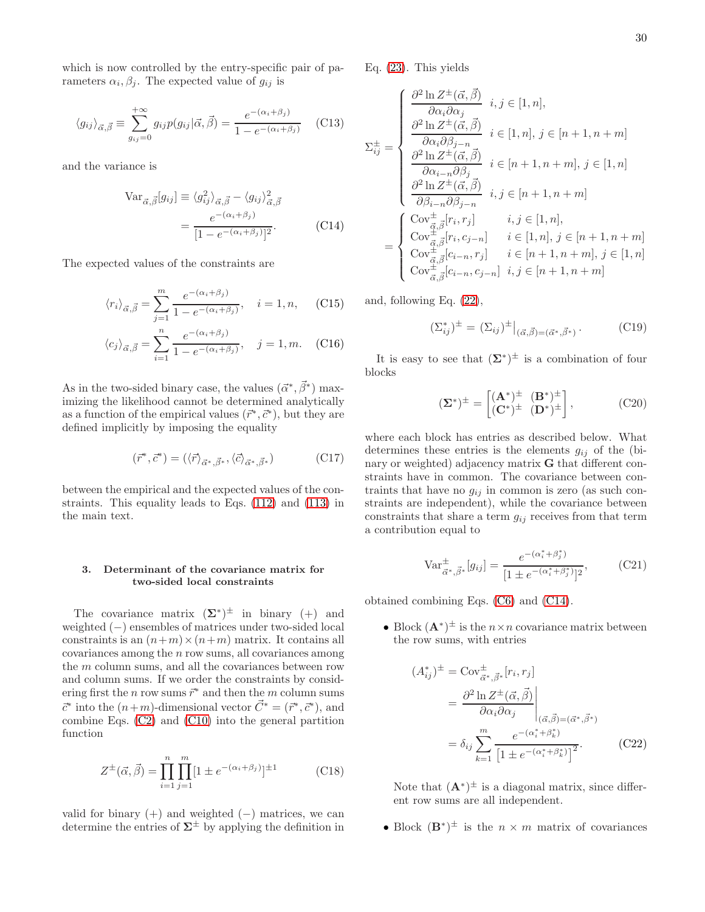which is now controlled by the entry-specific pair of parameters $\alpha_i, \beta_j$. The expected value of $g_{ij}$ is

$$\langle g_{ij}\rangle_{\vec{\alpha},\vec{\beta}} \equiv \sum_{g_{ij}=0}^{+\infty} g_{ij} p(g_{ij}|\vec{\alpha},\vec{\beta}) = \frac{e^{-(\alpha_i+\beta_j)}}{1-e^{-(\alpha_i+\beta_j)}} \tag{C13}$$

and the variance is

$$\begin{aligned} \mathrm{Var}_{\vec{\alpha},\vec{\beta}}[g_{ij}] &\equiv \langle g_{ij}^2\rangle_{\vec{\alpha},\vec{\beta}} - \langle g_{ij}\rangle_{\vec{\alpha},\vec{\beta}}^2 \\ &= \frac{e^{-(\alpha_i+\beta_j)}}{[1-e^{-(\alpha_i+\beta_j)}]^2}. \end{aligned} \tag{C14}$$

The expected values of the constraints are

$$\langle r_i\rangle_{\vec{\alpha},\vec{\beta}} = \sum_{j=1}^{m} \frac{e^{-(\alpha_i+\beta_j)}}{1-e^{-(\alpha_i+\beta_j)}}, \quad i=1,n, \tag{C15}$$

$$\langle c_j\rangle_{\vec{\alpha},\vec{\beta}} = \sum_{i=1}^{n} \frac{e^{-(\alpha_i+\beta_j)}}{1-e^{-(\alpha_i+\beta_j)}}, \quad j=1,m. \tag{C16}$$

As in the two-sided binary case, the values $(\vec{\alpha}^*,\vec{\beta}^*)$ maximizing the likelihood cannot be determined analytically as a function of the empirical values $(\vec{r}^*,\vec{c}^*)$, but they are defined implicitly by imposing the equality

$$(\vec{r}^*,\vec{c}^*) = (\langle\vec{r}\rangle_{\vec{\alpha}^*,\vec{\beta}^*}, \langle\vec{c}\rangle_{\vec{\alpha}^*,\vec{\beta}^*}) \tag{C17}$$

between the empirical and the expected values of the constraints. This equality leads to Eqs. (112) and (113) in the main text.

### 3. Determinant of the covariance matrix for two-sided local constraints

The covariance matrix $(\mathbf{\Sigma}^*)^{\pm}$ in binary (+) and weighted (−) ensembles of matrices under two-sided local constraints is an $(n+m)\times(n+m)$ matrix. It contains all covariances among the $n$ row sums, all covariances among the $m$ column sums, and all the covariances between row and column sums. If we order the constraints by considering first the $n$ row sums $\vec{r}^*$ and then the $m$ column sums $\vec{c}^*$ into the $(n+m)$-dimensional vector $\vec{C}^* = (\vec{r}^*,\vec{c}^*)$, and combine Eqs. (C2) and (C10) into the general partition function

$$Z^{\pm}(\vec{\alpha},\vec{\beta}) = \prod_{i=1}^{n}\prod_{j=1}^{m}[1\pm e^{-(\alpha_i+\beta_j)}]^{\pm 1} \tag{C18}$$

valid for binary (+) and weighted (−) matrices, we can determine the entries of $\mathbf{\Sigma}^{\pm}$ by applying the definition in Eq. (23). This yields

$$\Sigma_{ij}^{\pm} = \begin{cases} \dfrac{\partial^2 \ln Z^{\pm}(\vec{\alpha},\vec{\beta})}{\partial\alpha_i\partial\alpha_j} & i,j\in[1,n], \\ \dfrac{\partial^2 \ln Z^{\pm}(\vec{\alpha},\vec{\beta})}{\partial\alpha_i\partial\beta_{j-n}} & i\in[1,n],\, j\in[n+1,n+m] \\ \dfrac{\partial^2 \ln Z^{\pm}(\vec{\alpha},\vec{\beta})}{\partial\alpha_{i-n}\partial\beta_j} & i\in[n+1,n+m],\, j\in[1,n] \\ \dfrac{\partial^2 \ln Z^{\pm}(\vec{\alpha},\vec{\beta})}{\partial\beta_{i-n}\partial\beta_{j-n}} & i,j\in[n+1,n+m] \end{cases}$$

$$= \begin{cases} \mathrm{Cov}^{\pm}_{\vec{\alpha},\vec{\beta}}[r_i,r_j] & i,j\in[1,n], \\ \mathrm{Cov}^{\pm}_{\vec{\alpha},\vec{\beta}}[r_i,c_{j-n}] & i\in[1,n],\, j\in[n+1,n+m] \\ \mathrm{Cov}^{\pm}_{\vec{\alpha},\vec{\beta}}[c_{i-n},r_j] & i\in[n+1,n+m],\, j\in[1,n] \\ \mathrm{Cov}^{\pm}_{\vec{\alpha},\vec{\beta}}[c_{i-n},c_{j-n}] & i,j\in[n+1,n+m] \end{cases}$$

and, following Eq. (22),

$$(\Sigma_{ij}^*)^{\pm} = (\Sigma_{ij})^{\pm}\big|_{(\vec{\alpha},\vec{\beta})=(\vec{\alpha}^*,\vec{\beta}^*)}. \tag{C19}$$

It is easy to see that $(\mathbf{\Sigma}^*)^{\pm}$ is a combination of four blocks

$$(\mathbf{\Sigma}^*)^{\pm} = \begin{bmatrix} (\mathbf{A}^*)^{\pm} & (\mathbf{B}^*)^{\pm} \\ (\mathbf{C}^*)^{\pm} & (\mathbf{D}^*)^{\pm} \end{bmatrix}, \tag{C20}$$

where each block has entries as described below. What determines these entries is the elements $g_{ij}$ of the (binary or weighted) adjacency matrix $\mathbf{G}$ that different constraints have in common. The covariance between constraints that have no $g_{ij}$ in common is zero (as such constraints are independent), while the covariance between constraints that share a term $g_{ij}$ receives from that term a contribution equal to

$$\mathrm{Var}^{\pm}_{\vec{\alpha}^*,\vec{\beta}^*}[g_{ij}] = \frac{e^{-(\alpha_i^*+\beta_j^*)}}{[1\pm e^{-(\alpha_i^*+\beta_j^*)}]^2}, \tag{C21}$$

obtained combining Eqs. (C6) and (C14).

- Block $(\mathbf{A}^*)^{\pm}$ is the $n\times n$ covariance matrix between the row sums, with entries

$$\begin{aligned} (A_{ij}^*)^{\pm} &= \mathrm{Cov}^{\pm}_{\vec{\alpha}^*,\vec{\beta}^*}[r_i,r_j] \\ &= \left.\frac{\partial^2 \ln Z^{\pm}(\vec{\alpha},\vec{\beta})}{\partial\alpha_i\partial\alpha_j}\right|_{(\vec{\alpha},\vec{\beta})=(\vec{\alpha}^*,\vec{\beta}^*)} \\ &= \delta_{ij}\sum_{k=1}^{m}\frac{e^{-(\alpha_i^*+\beta_k^*)}}{\left[1\pm e^{-(\alpha_i^*+\beta_k^*)}\right]^2}. \end{aligned} \tag{C22}$$

  Note that $(\mathbf{A}^*)^{\pm}$ is a diagonal matrix, since different row sums are all independent.

- Block $(\mathbf{B}^*)^{\pm}$ is the $n\times m$ matrix of covariances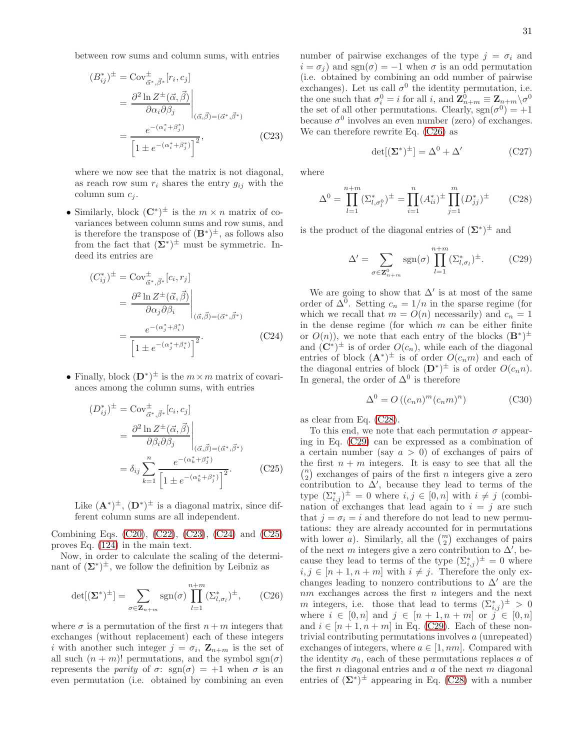between row sums and column sums, with entries

$$
\begin{aligned}
(B^*_{ij})^{\pm} &= \mathrm{Cov}^{\pm}_{\vec{\alpha}^*,\vec{\beta}^*}[r_i, c_j] \\
&= \left.\frac{\partial^2 \ln Z^{\pm}(\vec{\alpha},\vec{\beta})}{\partial\alpha_i\partial\beta_j}\right|_{(\vec{\alpha},\vec{\beta})=(\vec{\alpha}^*,\vec{\beta}^*)} \\
&= \frac{e^{-(\alpha^*_i+\beta^*_j)}}{\left[1 \pm e^{-(\alpha^*_i+\beta^*_j)}\right]^2},
\end{aligned} \tag{C23}
$$

where we now see that the matrix is not diagonal, as reach row sum $r_i$ shares the entry $g_{ij}$ with the column sum $c_j$.

- Similarly, block $(\mathbf{C}^*)^{\pm}$ is the $m \times n$ matrix of covariances between column sums and row sums, and is therefore the transpose of $(\mathbf{B}^*)^{\pm}$, as follows also from the fact that $(\mathbf{\Sigma}^*)^{\pm}$ must be symmetric. Indeed its entries are

$$
\begin{aligned}
(C^*_{ij})^{\pm} &= \mathrm{Cov}^{\pm}_{\vec{\alpha}^*,\vec{\beta}^*}[c_i, r_j] \\
&= \left.\frac{\partial^2 \ln Z^{\pm}(\vec{\alpha},\vec{\beta})}{\partial\alpha_j\partial\beta_i}\right|_{(\vec{\alpha},\vec{\beta})=(\vec{\alpha}^*,\vec{\beta}^*)} \\
&= \frac{e^{-(\alpha^*_j+\beta^*_i)}}{\left[1 \pm e^{-(\alpha^*_j+\beta^*_i)}\right]^2}.
\end{aligned} \tag{C24}
$$

- Finally, block $(\mathbf{D}^*)^{\pm}$ is the $m \times m$ matrix of covariances among the column sums, with entries

$$
\begin{aligned}
(D^*_{ij})^{\pm} &= \mathrm{Cov}^{\pm}_{\vec{\alpha}^*,\vec{\beta}^*}[c_i, c_j] \\
&= \left.\frac{\partial^2 \ln Z^{\pm}(\vec{\alpha},\vec{\beta})}{\partial\beta_i\partial\beta_j}\right|_{(\vec{\alpha},\vec{\beta})=(\vec{\alpha}^*,\vec{\beta}^*)} \\
&= \delta_{ij}\sum_{k=1}^{n} \frac{e^{-(\alpha^*_k+\beta^*_j)}}{\left[1 \pm e^{-(\alpha^*_k+\beta^*_j)}\right]^2}.
\end{aligned} \tag{C25}
$$

  Like $(\mathbf{A}^*)^{\pm}$, $(\mathbf{D}^*)^{\pm}$ is a diagonal matrix, since different column sums are all independent.

Combining Eqs. (C20), (C22), (C23), (C24) and (C25) proves Eq. (124) in the main text.

Now, in order to calculate the scaling of the determinant of $(\mathbf{\Sigma}^*)^{\pm}$, we follow the definition by Leibniz as

$$
\det[(\mathbf{\Sigma}^*)^{\pm}] = \sum_{\sigma\in\mathbf{Z}_{n+m}} \mathrm{sgn}(\sigma) \prod_{l=1}^{n+m} (\Sigma^*_{l,\sigma_l})^{\pm}, \tag{C26}
$$

where $\sigma$ is a permutation of the first $n+m$ integers that exchanges (without replacement) each of these integers $i$ with another such integer $j = \sigma_i$, $\mathbf{Z}_{n+m}$ is the set of all such $(n+m)!$ permutations, and the symbol $\mathrm{sgn}(\sigma)$ represents the *parity* of $\sigma$: $\mathrm{sgn}(\sigma) = +1$ when $\sigma$ is an even permutation (i.e. obtained by combining an even number of pairwise exchanges of the type $j = \sigma_i$ and $i = \sigma_j$) and $\mathrm{sgn}(\sigma) = -1$ when $\sigma$ is an odd permutation (i.e. obtained by combining an odd number of pairwise exchanges). Let us call $\sigma^0$ the identity permutation, i.e. the one such that $\sigma^0_i = i$ for all $i$, and $\mathbf{Z}^0_{n+m} \equiv \mathbf{Z}_{n+m}\backslash\sigma^0$ the set of all other permutations. Clearly, $\mathrm{sgn}(\sigma^0) = +1$ because $\sigma^0$ involves an even number (zero) of exchanges. We can therefore rewrite Eq. (C26) as

$$
\det[(\mathbf{\Sigma}^*)^{\pm}] = \Delta^0 + \Delta' \tag{C27}
$$

where

$$
\Delta^0 = \prod_{l=1}^{n+m} (\Sigma^*_{l,\sigma^0_l})^{\pm} = \prod_{i=1}^{n} (A^*_{ii})^{\pm} \prod_{j=1}^{m} (D^*_{jj})^{\pm} \tag{C28}
$$

is the product of the diagonal entries of $(\mathbf{\Sigma}^*)^{\pm}$ and

$$
\Delta' = \sum_{\sigma\in\mathbf{Z}^0_{n+m}} \mathrm{sgn}(\sigma) \prod_{l=1}^{n+m} (\Sigma^*_{l,\sigma_l})^{\pm}. \tag{C29}
$$

We are going to show that $\Delta'$ is at most of the same order of $\Delta^0$. Setting $c_n = 1/n$ in the sparse regime (for which we recall that $m = O(n)$ necessarily) and $c_n = 1$ in the dense regime (for which $m$ can be either finite or $O(n)$), we note that each entry of the blocks $(\mathbf{B}^*)^{\pm}$ and $(\mathbf{C}^*)^{\pm}$ is of order $O(c_n)$, while each of the diagonal entries of block $(\mathbf{A}^*)^{\pm}$ is of order $O(c_n m)$ and each of the diagonal entries of block $(\mathbf{D}^*)^{\pm}$ is of order $O(c_n n)$. In general, the order of $\Delta^0$ is therefore

$$
\Delta^0 = O\left((c_n n)^m (c_n m)^n\right) \tag{C30}
$$

as clear from Eq. (C28).

To this end, we note that each permutation $\sigma$ appearing in Eq. (C29) can be expressed as a combination of a certain number (say $a > 0$) of exchanges of pairs of the first $n+m$ integers. It is easy to see that all the $\binom{n}{2}$ exchanges of pairs of the first $n$ integers give a zero contribution to $\Delta'$, because they lead to terms of the type $(\Sigma^*_{i,j})^{\pm} = 0$ where $i, j \in [0, n]$ with $i \neq j$ (combination of exchanges that lead again to $i = j$ are such that $j = \sigma_i = i$ and therefore do not lead to new permutations: they are already accounted for in permutations with lower $a$). Similarly, all the $\binom{m}{2}$ exchanges of pairs of the next $m$ integers give a zero contribution to $\Delta'$, because they lead to terms of the type $(\Sigma^*_{i,j})^{\pm} = 0$ where $i, j \in [n+1, n+m]$ with $i \neq j$. Therefore the only exchanges leading to nonzero contributions to $\Delta'$ are the $nm$ exchanges across the first $n$ integers and the next $m$ integers, i.e. those that lead to terms $(\Sigma^*_{i,j})^{\pm} > 0$ where $i \in [0, n]$ and $j \in [n+1, n+m]$ or $j \in [0, n]$ and $i \in [n+1, n+m]$ in Eq. (C29). Each of these nontrivial contributing permutations involves $a$ (unrepeated) exchanges of integers, where $a \in [1, nm]$. Compared with the identity $\sigma_0$, each of these permutations replaces $a$ of the first $n$ diagonal entries and $a$ of the next $m$ diagonal entries of $(\mathbf{\Sigma}^*)^{\pm}$ appearing in Eq. (C28) with a number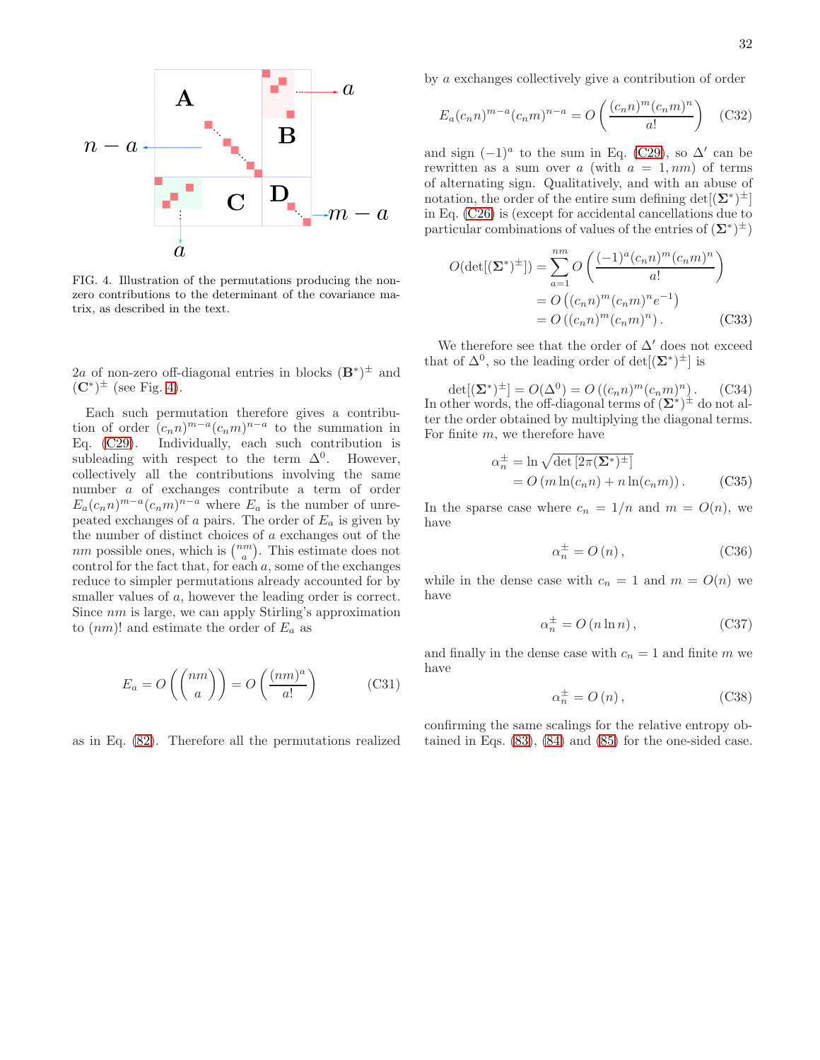A

B

C

D

$n-a$

$a$

$m-a$

$a$

FIG. 4. Illustration of the permutations producing the non-zero contributions to the determinant of the covariance matrix, as described in the text.

$2a$ of non-zero off-diagonal entries in blocks $(\mathbf{B}^*)^\pm$ and $(\mathbf{C}^*)^\pm$ (see Fig. 4).

Each such permutation therefore gives a contribution of order $(c_n n)^{m-a}(c_n m)^{n-a}$ to the summation in Eq. (C29). Individually, each such contribution is subleading with respect to the term $\Delta^0$. However, collectively all the contributions involving the same number $a$ of exchanges contribute a term of order $E_a(c_n n)^{m-a}(c_n m)^{n-a}$ where $E_a$ is the number of unrepeated exchanges of $a$ pairs. The order of $E_a$ is given by the number of distinct choices of $a$ exchanges out of the $nm$ possible ones, which is $\binom{nm}{a}$. This estimate does not control for the fact that, for each $a$, some of the exchanges reduce to simpler permutations already accounted for by smaller values of $a$, however the leading order is correct. Since $nm$ is large, we can apply Stirling's approximation to $(nm)!$ and estimate the order of $E_a$ as

$$E_a = O\left(\binom{nm}{a}\right) = O\left(\frac{(nm)^a}{a!}\right) \tag{C31}$$

as in Eq. (82). Therefore all the permutations realized by $a$ exchanges collectively give a contribution of order

$$E_a(c_n n)^{m-a}(c_n m)^{n-a} = O\left(\frac{(c_n n)^m(c_n m)^n}{a!}\right) \tag{C32}$$

and sign $(-1)^a$ to the sum in Eq. (C29), so $\Delta'$ can be rewritten as a sum over $a$ (with $a = 1, nm$) of terms of alternating sign. Qualitatively, and with an abuse of notation, the order of the entire sum defining $\det[(\mathbf{\Sigma}^*)^\pm]$ in Eq. (C26) is (except for accidental cancellations due to particular combinations of values of the entries of $(\mathbf{\Sigma}^*)^\pm$)

$$\begin{aligned}
O(\det[(\mathbf{\Sigma}^*)^\pm]) &= \sum_{a=1}^{nm} O\left(\frac{(-1)^a(c_n n)^m(c_n m)^n}{a!}\right) \\
&= O\left((c_n n)^m(c_n m)^n e^{-1}\right) \\
&= O\left((c_n n)^m(c_n m)^n\right).
\end{aligned} \tag{C33}$$

We therefore see that the order of $\Delta'$ does not exceed that of $\Delta^0$, so the leading order of $\det[(\mathbf{\Sigma}^*)^\pm]$ is

$$\det[(\mathbf{\Sigma}^*)^\pm] = O(\Delta^0) = O\left((c_n n)^m(c_n m)^n\right). \tag{C34}$$

In other words, the off-diagonal terms of $(\mathbf{\Sigma}^*)^\pm$ do not alter the order obtained by multiplying the diagonal terms. For finite $m$, we therefore have

$$\begin{aligned}
\alpha_n^\pm &= \ln\sqrt{\det\left[2\pi(\mathbf{\Sigma}^*)^\pm\right]} \\
&= O\left(m\ln(c_n n) + n\ln(c_n m)\right).
\end{aligned} \tag{C35}$$

In the sparse case where $c_n = 1/n$ and $m = O(n)$, we have

$$\alpha_n^\pm = O\left(n\right), \tag{C36}$$

while in the dense case with $c_n = 1$ and $m = O(n)$ we have

$$\alpha_n^\pm = O\left(n\ln n\right), \tag{C37}$$

and finally in the dense case with $c_n = 1$ and finite $m$ we have

$$\alpha_n^\pm = O\left(n\right), \tag{C38}$$

confirming the same scalings for the relative entropy obtained in Eqs. (83), (84) and (85) for the one-sided case.